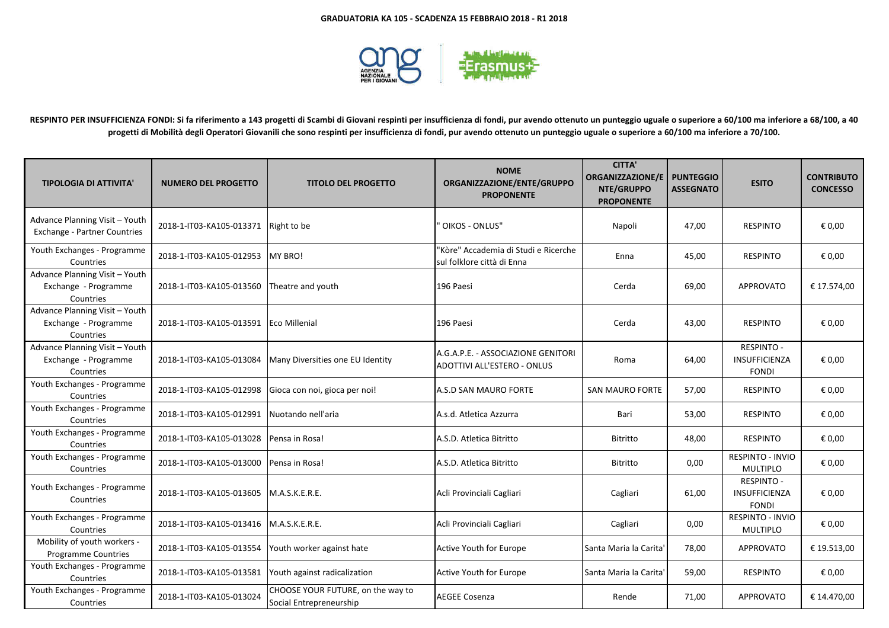# GRADUATORIA KA 105 - SCADENZA 15 FEBBRAIO 2018 - R1 2018

**RESPINTO PER INSUFFICIENZA FONDI: Si fa riferimento a 143 progetti di Scambi di Giovani respinti per insufficienza di fondi, pur avendo ottenuto un punteggio uguale o superiore a 60/100 ma inferiore a 68/100, a 40 progetti di Mobilità degli Operatori Giovanili che sono respinti per insufficienza di fondi, pur avendo ottenuto un punteggio uguale o superiore a 60/100 ma inferiore a 70/100.**

| TIPOLOGIA DI ATTIVITA' | NUMERO DEL PROGETTO | TITOLO DEL PROGETTO | NOME ORGANIZZAZIONE/ENTE/GRUPPO PROPONENTE | CITTA' ORGANIZZAZIONE/ENTE/GRUPPO PROPONENTE | PUNTEGGIO ASSEGNATO | ESITO | CONTRIBUTO CONCESSO |
|---|---|---|---|---|---|---|---|
| Advance Planning Visit – Youth Exchange - Partner Countries | 2018-1-IT03-KA105-013371 | Right to be | " OIKOS - ONLUS" | Napoli | 47,00 | RESPINTO | € 0,00 |
| Youth Exchanges - Programme Countries | 2018-1-IT03-KA105-012953 | MY BRO! | "Kòre" Accademia di Studi e Ricerche sul folklore città di Enna | Enna | 45,00 | RESPINTO | € 0,00 |
| Advance Planning Visit – Youth Exchange - Programme Countries | 2018-1-IT03-KA105-013560 | Theatre and youth | 196 Paesi | Cerda | 69,00 | APPROVATO | € 17.574,00 |
| Advance Planning Visit – Youth Exchange - Programme Countries | 2018-1-IT03-KA105-013591 | Eco Millenial | 196 Paesi | Cerda | 43,00 | RESPINTO | € 0,00 |
| Advance Planning Visit – Youth Exchange - Programme Countries | 2018-1-IT03-KA105-013084 | Many Diversities one EU Identity | A.G.A.P.E. - ASSOCIAZIONE GENITORI ADOTTIVI ALL'ESTERO - ONLUS | Roma | 64,00 | RESPINTO - INSUFFICIENZA FONDI | € 0,00 |
| Youth Exchanges - Programme Countries | 2018-1-IT03-KA105-012998 | Gioca con noi, gioca per noi! | A.S.D SAN MAURO FORTE | SAN MAURO FORTE | 57,00 | RESPINTO | € 0,00 |
| Youth Exchanges - Programme Countries | 2018-1-IT03-KA105-012991 | Nuotando nell'aria | A.s.d. Atletica Azzurra | Bari | 53,00 | RESPINTO | € 0,00 |
| Youth Exchanges - Programme Countries | 2018-1-IT03-KA105-013028 | Pensa in Rosa! | A.S.D. Atletica Bitritto | Bitritto | 48,00 | RESPINTO | € 0,00 |
| Youth Exchanges - Programme Countries | 2018-1-IT03-KA105-013000 | Pensa in Rosa! | A.S.D. Atletica Bitritto | Bitritto | 0,00 | RESPINTO - INVIO MULTIPLO | € 0,00 |
| Youth Exchanges - Programme Countries | 2018-1-IT03-KA105-013605 | M.A.S.K.E.R.E. | Acli Provinciali Cagliari | Cagliari | 61,00 | RESPINTO - INSUFFICIENZA FONDI | € 0,00 |
| Youth Exchanges - Programme Countries | 2018-1-IT03-KA105-013416 | M.A.S.K.E.R.E. | Acli Provinciali Cagliari | Cagliari | 0,00 | RESPINTO - INVIO MULTIPLO | € 0,00 |
| Mobility of youth workers - Programme Countries | 2018-1-IT03-KA105-013554 | Youth worker against hate | Active Youth for Europe | Santa Maria la Carita' | 78,00 | APPROVATO | € 19.513,00 |
| Youth Exchanges - Programme Countries | 2018-1-IT03-KA105-013581 | Youth against radicalization | Active Youth for Europe | Santa Maria la Carita' | 59,00 | RESPINTO | € 0,00 |
| Youth Exchanges - Programme Countries | 2018-1-IT03-KA105-013024 | CHOOSE YOUR FUTURE, on the way to Social Entrepreneurship | AEGEE Cosenza | Rende | 71,00 | APPROVATO | € 14.470,00 |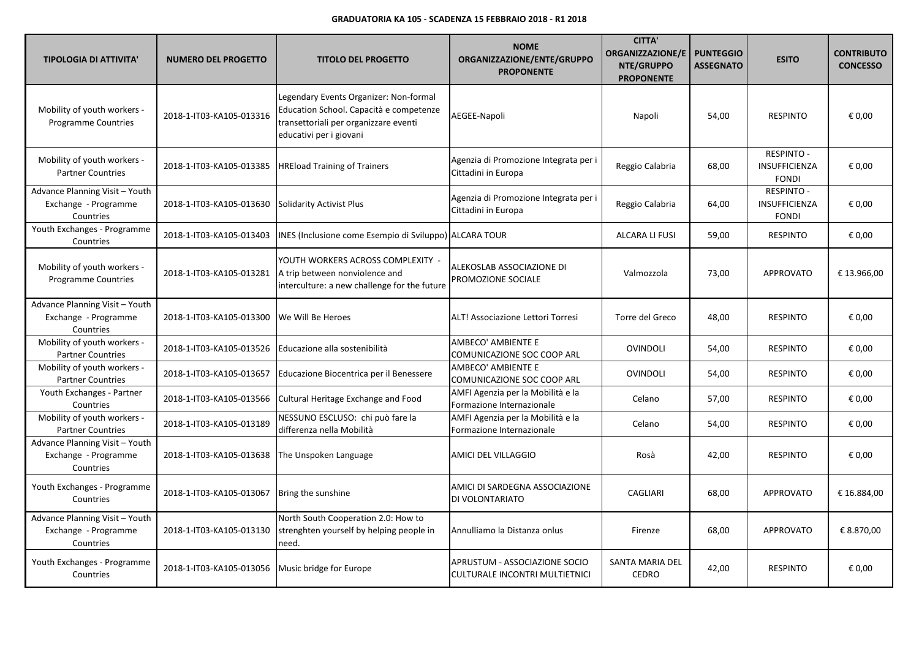**GRADUATORIA KA 105 - SCADENZA 15 FEBBRAIO 2018 - R1 2018**

| TIPOLOGIA DI ATTIVITA' | NUMERO DEL PROGETTO | TITOLO DEL PROGETTO | NOME ORGANIZZAZIONE/ENTE/GRUPPO PROPONENTE | CITTA' ORGANIZZAZIONE/ENTE/GRUPPO PROPONENTE | PUNTEGGIO ASSEGNATO | ESITO | CONTRIBUTO CONCESSO |
|---|---|---|---|---|---|---|---|
| Mobility of youth workers - Programme Countries | 2018-1-IT03-KA105-013316 | Legendary Events Organizer: Non-formal Education School. Capacità e competenze transettoriali per organizzare eventi educativi per i giovani | AEGEE-Napoli | Napoli | 54,00 | RESPINTO | € 0,00 |
| Mobility of youth workers - Partner Countries | 2018-1-IT03-KA105-013385 | HREload Training of Trainers | Agenzia di Promozione Integrata per i Cittadini in Europa | Reggio Calabria | 68,00 | RESPINTO - INSUFFICIENZA FONDI | € 0,00 |
| Advance Planning Visit – Youth Exchange - Programme Countries | 2018-1-IT03-KA105-013630 | Solidarity Activist Plus | Agenzia di Promozione Integrata per i Cittadini in Europa | Reggio Calabria | 64,00 | RESPINTO - INSUFFICIENZA FONDI | € 0,00 |
| Youth Exchanges - Programme Countries | 2018-1-IT03-KA105-013403 | INES (Inclusione come Esempio di Sviluppo) | ALCARA TOUR | ALCARA LI FUSI | 59,00 | RESPINTO | € 0,00 |
| Mobility of youth workers - Programme Countries | 2018-1-IT03-KA105-013281 | YOUTH WORKERS ACROSS COMPLEXITY - A trip between nonviolence and interculture: a new challenge for the future | ALEKOSLAB ASSOCIAZIONE DI PROMOZIONE SOCIALE | Valmozzola | 73,00 | APPROVATO | € 13.966,00 |
| Advance Planning Visit – Youth Exchange - Programme Countries | 2018-1-IT03-KA105-013300 | We Will Be Heroes | ALT! Associazione Lettori Torresi | Torre del Greco | 48,00 | RESPINTO | € 0,00 |
| Mobility of youth workers - Partner Countries | 2018-1-IT03-KA105-013526 | Educazione alla sostenibilità | AMBECO' AMBIENTE E COMUNICAZIONE SOC COOP ARL | OVINDOLI | 54,00 | RESPINTO | € 0,00 |
| Mobility of youth workers - Partner Countries | 2018-1-IT03-KA105-013657 | Educazione Biocentrica per il Benessere | AMBECO' AMBIENTE E COMUNICAZIONE SOC COOP ARL | OVINDOLI | 54,00 | RESPINTO | € 0,00 |
| Youth Exchanges - Partner Countries | 2018-1-IT03-KA105-013566 | Cultural Heritage Exchange and Food | AMFI Agenzia per la Mobilità e la Formazione Internazionale | Celano | 57,00 | RESPINTO | € 0,00 |
| Mobility of youth workers - Partner Countries | 2018-1-IT03-KA105-013189 | NESSUNO ESCLUSO: chi può fare la differenza nella Mobilità | AMFI Agenzia per la Mobilità e la Formazione Internazionale | Celano | 54,00 | RESPINTO | € 0,00 |
| Advance Planning Visit – Youth Exchange - Programme Countries | 2018-1-IT03-KA105-013638 | The Unspoken Language | AMICI DEL VILLAGGIO | Rosà | 42,00 | RESPINTO | € 0,00 |
| Youth Exchanges - Programme Countries | 2018-1-IT03-KA105-013067 | Bring the sunshine | AMICI DI SARDEGNA ASSOCIAZIONE DI VOLONTARIATO | CAGLIARI | 68,00 | APPROVATO | € 16.884,00 |
| Advance Planning Visit – Youth Exchange - Programme Countries | 2018-1-IT03-KA105-013130 | North South Cooperation 2.0: How to strenghten yourself by helping people in need. | Annulliamo la Distanza onlus | Firenze | 68,00 | APPROVATO | € 8.870,00 |
| Youth Exchanges - Programme Countries | 2018-1-IT03-KA105-013056 | Music bridge for Europe | APRUSTUM - ASSOCIAZIONE SOCIO CULTURALE INCONTRI MULTIETNICI | SANTA MARIA DEL CEDRO | 42,00 | RESPINTO | € 0,00 |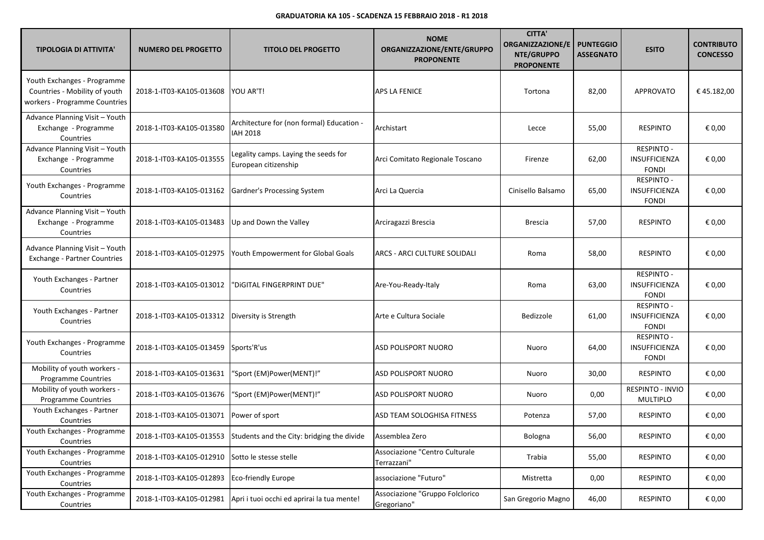**GRADUATORIA KA 105 - SCADENZA 15 FEBBRAIO 2018 - R1 2018**

| TIPOLOGIA DI ATTIVITA' | NUMERO DEL PROGETTO | TITOLO DEL PROGETTO | NOME ORGANIZZAZIONE/ENTE/GRUPPO PROPONENTE | CITTA' ORGANIZZAZIONE/ENTE/GRUPPO PROPONENTE | PUNTEGGIO ASSEGNATO | ESITO | CONTRIBUTO CONCESSO |
|---|---|---|---|---|---|---|---|
| Youth Exchanges - Programme Countries - Mobility of youth workers - Programme Countries | 2018-1-IT03-KA105-013608 | YOU AR'T! | APS LA FENICE | Tortona | 82,00 | APPROVATO | € 45.182,00 |
| Advance Planning Visit – Youth Exchange - Programme Countries | 2018-1-IT03-KA105-013580 | Architecture for (non formal) Education - IAH 2018 | Archistart | Lecce | 55,00 | RESPINTO | € 0,00 |
| Advance Planning Visit – Youth Exchange - Programme Countries | 2018-1-IT03-KA105-013555 | Legality camps. Laying the seeds for European citizenship | Arci Comitato Regionale Toscano | Firenze | 62,00 | RESPINTO - INSUFFICIENZA FONDI | € 0,00 |
| Youth Exchanges - Programme Countries | 2018-1-IT03-KA105-013162 | Gardner's Processing System | Arci La Quercia | Cinisello Balsamo | 65,00 | RESPINTO - INSUFFICIENZA FONDI | € 0,00 |
| Advance Planning Visit – Youth Exchange - Programme Countries | 2018-1-IT03-KA105-013483 | Up and Down the Valley | Arciragazzi Brescia | Brescia | 57,00 | RESPINTO | € 0,00 |
| Advance Planning Visit – Youth Exchange - Partner Countries | 2018-1-IT03-KA105-012975 | Youth Empowerment for Global Goals | ARCS - ARCI CULTURE SOLIDALI | Roma | 58,00 | RESPINTO | € 0,00 |
| Youth Exchanges - Partner Countries | 2018-1-IT03-KA105-013012 | "DiGITAL FINGERPRINT DUE" | Are-You-Ready-Italy | Roma | 63,00 | RESPINTO - INSUFFICIENZA FONDI | € 0,00 |
| Youth Exchanges - Partner Countries | 2018-1-IT03-KA105-013312 | Diversity is Strength | Arte e Cultura Sociale | Bedizzole | 61,00 | RESPINTO - INSUFFICIENZA FONDI | € 0,00 |
| Youth Exchanges - Programme Countries | 2018-1-IT03-KA105-013459 | Sports'R'us | ASD POLISPORT NUORO | Nuoro | 64,00 | RESPINTO - INSUFFICIENZA FONDI | € 0,00 |
| Mobility of youth workers - Programme Countries | 2018-1-IT03-KA105-013631 | "Sport (EM)Power(MENT)!" | ASD POLISPORT NUORO | Nuoro | 30,00 | RESPINTO | € 0,00 |
| Mobility of youth workers - Programme Countries | 2018-1-IT03-KA105-013676 | "Sport (EM)Power(MENT)!" | ASD POLISPORT NUORO | Nuoro | 0,00 | RESPINTO - INVIO MULTIPLO | € 0,00 |
| Youth Exchanges - Partner Countries | 2018-1-IT03-KA105-013071 | Power of sport | ASD TEAM SOLOGHISA FITNESS | Potenza | 57,00 | RESPINTO | € 0,00 |
| Youth Exchanges - Programme Countries | 2018-1-IT03-KA105-013553 | Students and the City: bridging the divide | Assemblea Zero | Bologna | 56,00 | RESPINTO | € 0,00 |
| Youth Exchanges - Programme Countries | 2018-1-IT03-KA105-012910 | Sotto le stesse stelle | Associazione "Centro Culturale Terrazzani" | Trabia | 55,00 | RESPINTO | € 0,00 |
| Youth Exchanges - Programme Countries | 2018-1-IT03-KA105-012893 | Eco-friendly Europe | associazione "Futuro" | Mistretta | 0,00 | RESPINTO | € 0,00 |
| Youth Exchanges - Programme Countries | 2018-1-IT03-KA105-012981 | Apri i tuoi occhi ed aprirai la tua mente! | Associazione "Gruppo Folclorico Gregoriano" | San Gregorio Magno | 46,00 | RESPINTO | € 0,00 |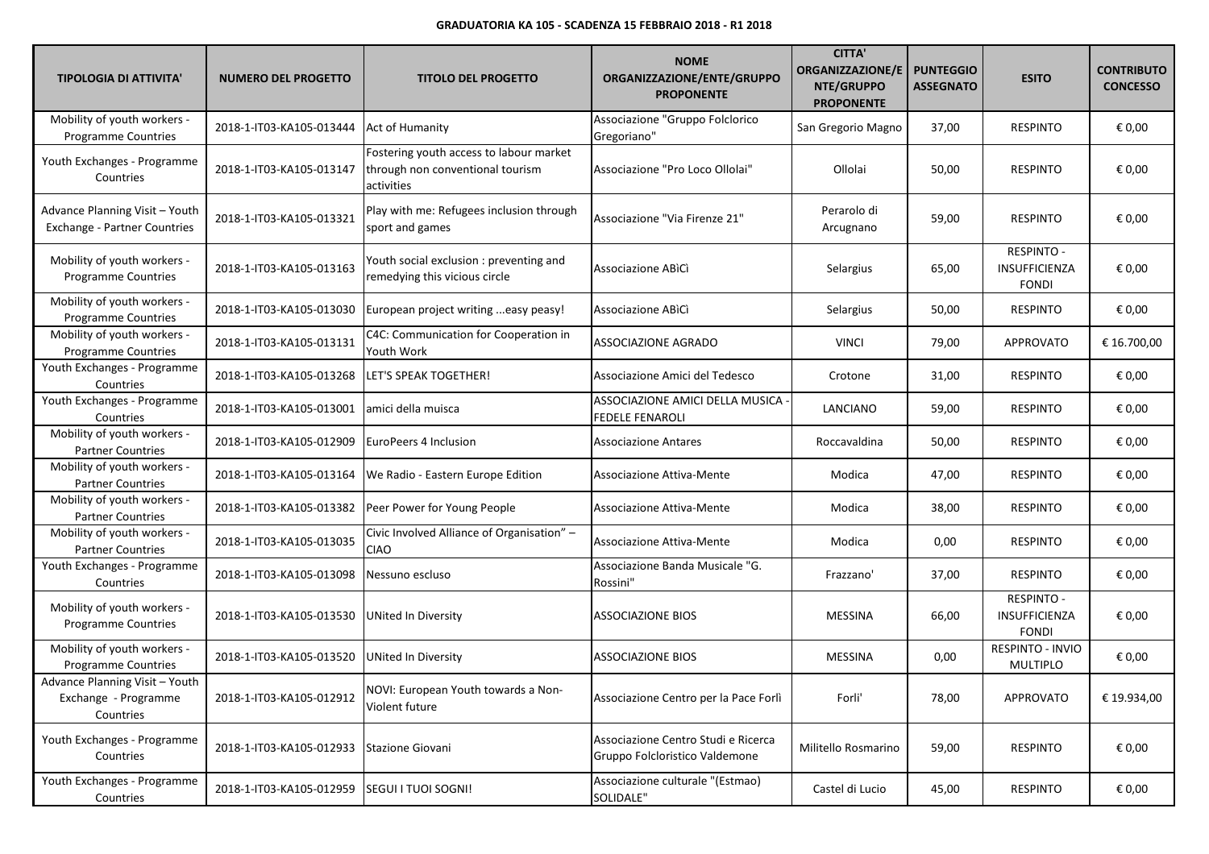**GRADUATORIA KA 105 - SCADENZA 15 FEBBRAIO 2018 - R1 2018**

| TIPOLOGIA DI ATTIVITA' | NUMERO DEL PROGETTO | TITOLO DEL PROGETTO | NOME ORGANIZZAZIONE/ENTE/GRUPPO PROPONENTE | CITTA' ORGANIZZAZIONE/ENTE/GRUPPO PROPONENTE | PUNTEGGIO ASSEGNATO | ESITO | CONTRIBUTO CONCESSO |
|---|---|---|---|---|---|---|---|
| Mobility of youth workers - Programme Countries | 2018-1-IT03-KA105-013444 | Act of Humanity | Associazione "Gruppo Folclorico Gregoriano" | San Gregorio Magno | 37,00 | RESPINTO | € 0,00 |
| Youth Exchanges - Programme Countries | 2018-1-IT03-KA105-013147 | Fostering youth access to labour market through non conventional tourism activities | Associazione "Pro Loco Ollolai" | Ollolai | 50,00 | RESPINTO | € 0,00 |
| Advance Planning Visit – Youth Exchange - Partner Countries | 2018-1-IT03-KA105-013321 | Play with me: Refugees inclusion through sport and games | Associazione "Via Firenze 21" | Perarolo di Arcugnano | 59,00 | RESPINTO | € 0,00 |
| Mobility of youth workers - Programme Countries | 2018-1-IT03-KA105-013163 | Youth social exclusion : preventing and remedying this vicious circle | Associazione ABiCì | Selargius | 65,00 | RESPINTO - INSUFFICIENZA FONDI | € 0,00 |
| Mobility of youth workers - Programme Countries | 2018-1-IT03-KA105-013030 | European project writing ...easy peasy! | Associazione ABiCì | Selargius | 50,00 | RESPINTO | € 0,00 |
| Mobility of youth workers - Programme Countries | 2018-1-IT03-KA105-013131 | C4C: Communication for Cooperation in Youth Work | ASSOCIAZIONE AGRADO | VINCI | 79,00 | APPROVATO | € 16.700,00 |
| Youth Exchanges - Programme Countries | 2018-1-IT03-KA105-013268 | LET'S SPEAK TOGETHER! | Associazione Amici del Tedesco | Crotone | 31,00 | RESPINTO | € 0,00 |
| Youth Exchanges - Programme Countries | 2018-1-IT03-KA105-013001 | amici della muisca | ASSOCIAZIONE AMICI DELLA MUSICA - FEDELE FENAROLI | LANCIANO | 59,00 | RESPINTO | € 0,00 |
| Mobility of youth workers - Partner Countries | 2018-1-IT03-KA105-012909 | EuroPeers 4 Inclusion | Associazione Antares | Roccavaldina | 50,00 | RESPINTO | € 0,00 |
| Mobility of youth workers - Partner Countries | 2018-1-IT03-KA105-013164 | We Radio - Eastern Europe Edition | Associazione Attiva-Mente | Modica | 47,00 | RESPINTO | € 0,00 |
| Mobility of youth workers - Partner Countries | 2018-1-IT03-KA105-013382 | Peer Power for Young People | Associazione Attiva-Mente | Modica | 38,00 | RESPINTO | € 0,00 |
| Mobility of youth workers - Partner Countries | 2018-1-IT03-KA105-013035 | Civic Involved Alliance of Organisation" – CIAO | Associazione Attiva-Mente | Modica | 0,00 | RESPINTO | € 0,00 |
| Youth Exchanges - Programme Countries | 2018-1-IT03-KA105-013098 | Nessuno escluso | Associazione Banda Musicale "G. Rossini" | Frazzano' | 37,00 | RESPINTO | € 0,00 |
| Mobility of youth workers - Programme Countries | 2018-1-IT03-KA105-013530 | UNited In Diversity | ASSOCIAZIONE BIOS | MESSINA | 66,00 | RESPINTO - INSUFFICIENZA FONDI | € 0,00 |
| Mobility of youth workers - Programme Countries | 2018-1-IT03-KA105-013520 | UNited In Diversity | ASSOCIAZIONE BIOS | MESSINA | 0,00 | RESPINTO - INVIO MULTIPLO | € 0,00 |
| Advance Planning Visit – Youth Exchange - Programme Countries | 2018-1-IT03-KA105-012912 | NOVI: European Youth towards a Non-Violent future | Associazione Centro per la Pace Forlì | Forli' | 78,00 | APPROVATO | € 19.934,00 |
| Youth Exchanges - Programme Countries | 2018-1-IT03-KA105-012933 | Stazione Giovani | Associazione Centro Studi e Ricerca Gruppo Folcloristico Valdemone | Militello Rosmarino | 59,00 | RESPINTO | € 0,00 |
| Youth Exchanges - Programme Countries | 2018-1-IT03-KA105-012959 | SEGUI I TUOI SOGNI! | Associazione culturale "(Estmao) SOLIDALE" | Castel di Lucio | 45,00 | RESPINTO | € 0,00 |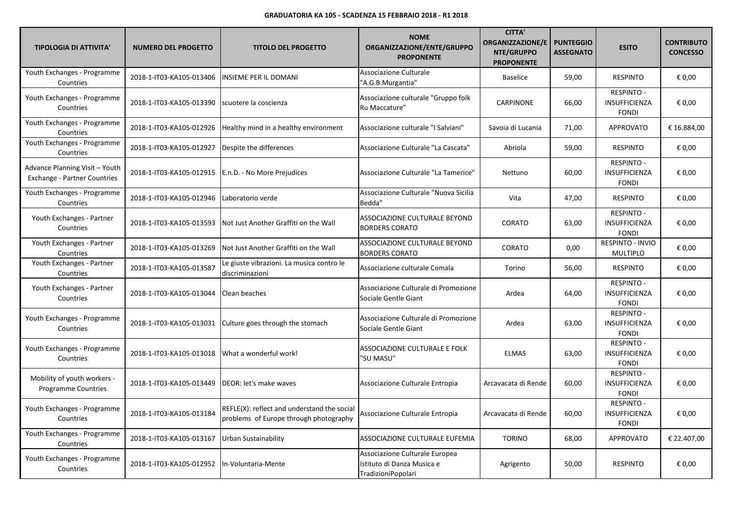**GRADUATORIA KA 105 - SCADENZA 15 FEBBRAIO 2018 - R1 2018**

| TIPOLOGIA DI ATTIVITA' | NUMERO DEL PROGETTO | TITOLO DEL PROGETTO | NOME ORGANIZZAZIONE/ENTE/GRUPPO PROPONENTE | CITTA' ORGANIZZAZIONE/ENTE/GRUPPO PROPONENTE | PUNTEGGIO ASSEGNATO | ESITO | CONTRIBUTO CONCESSO |
|---|---|---|---|---|---|---|---|
| Youth Exchanges - Programme Countries | 2018-1-IT03-KA105-013406 | INSIEME PER IL DOMANI | Associazione Culturale "A.G.B.Murgantia" | Baselice | 59,00 | RESPINTO | € 0,00 |
| Youth Exchanges - Programme Countries | 2018-1-IT03-KA105-013390 | scuotere la coscienza | Associazione culturale "Gruppo folk Ru Maccature" | CARPINONE | 66,00 | RESPINTO - INSUFFICIENZA FONDI | € 0,00 |
| Youth Exchanges - Programme Countries | 2018-1-IT03-KA105-012926 | Healthy mind in a healthy environment | Associazione culturale "I Salviani" | Savoia di Lucania | 71,00 | APPROVATO | € 16.884,00 |
| Youth Exchanges - Programme Countries | 2018-1-IT03-KA105-012927 | Despite the differences | Associazione Culturale "La Cascata" | Abriola | 59,00 | RESPINTO | € 0,00 |
| Advance Planning Visit – Youth Exchange - Partner Countries | 2018-1-IT03-KA105-012915 | E.n.D. - No More Prejudices | AssociazIone Culturale "La Tamerice" | Nettuno | 60,00 | RESPINTO - INSUFFICIENZA FONDI | € 0,00 |
| Youth Exchanges - Programme Countries | 2018-1-IT03-KA105-012946 | Laboratorio verde | Associazione Culturale "Nuova Sicilia Bedda" | Vita | 47,00 | RESPINTO | € 0,00 |
| Youth Exchanges - Partner Countries | 2018-1-IT03-KA105-013593 | Not Just Another Graffiti on the Wall | ASSOCIAZIONE CULTURALE BEYOND BORDERS CORATO | CORATO | 63,00 | RESPINTO - INSUFFICIENZA FONDI | € 0,00 |
| Youth Exchanges - Partner Countries | 2018-1-IT03-KA105-013269 | Not Just Another Graffiti on the Wall | ASSOCIAZIONE CULTURALE BEYOND BORDERS CORATO | CORATO | 0,00 | RESPINTO - INVIO MULTIPLO | € 0,00 |
| Youth Exchanges - Partner Countries | 2018-1-IT03-KA105-013587 | Le giuste vibrazioni. La musica contro le discriminazioni | Associazione culturale Comala | Torino | 56,00 | RESPINTO | € 0,00 |
| Youth Exchanges - Partner Countries | 2018-1-IT03-KA105-013044 | Clean beaches | Associazione Culturale di Promozione Sociale Gentle Giant | Ardea | 64,00 | RESPINTO - INSUFFICIENZA FONDI | € 0,00 |
| Youth Exchanges - Programme Countries | 2018-1-IT03-KA105-013031 | Culture goes through the stomach | Associazione Culturale di Promozione Sociale Gentle Giant | Ardea | 63,00 | RESPINTO - INSUFFICIENZA FONDI | € 0,00 |
| Youth Exchanges - Programme Countries | 2018-1-IT03-KA105-013018 | What a wonderful work! | ASSOCIAZIONE CULTURALE E FOLK "SU MASU" | ELMAS | 63,00 | RESPINTO - INSUFFICIENZA FONDI | € 0,00 |
| Mobility of youth workers - Programme Countries | 2018-1-IT03-KA105-013449 | DEOR: let's make waves | Associazione Culturale Entropia | Arcavacata di Rende | 60,00 | RESPINTO - INSUFFICIENZA FONDI | € 0,00 |
| Youth Exchanges - Programme Countries | 2018-1-IT03-KA105-013184 | REFLE(X): reflect and understand the social problems of Europe through photography | Associazione Culturale Entropia | Arcavacata di Rende | 60,00 | RESPINTO - INSUFFICIENZA FONDI | € 0,00 |
| Youth Exchanges - Programme Countries | 2018-1-IT03-KA105-013167 | Urban Sustainability | ASSOCIAZIONE CULTURALE EUFEMIA | TORINO | 68,00 | APPROVATO | € 22.407,00 |
| Youth Exchanges - Programme Countries | 2018-1-IT03-KA105-012952 | In-Voluntaria-Mente | Associazione Culturale Europea Istituto di Danza Musica e TradizioniPopolari | Agrigento | 50,00 | RESPINTO | € 0,00 |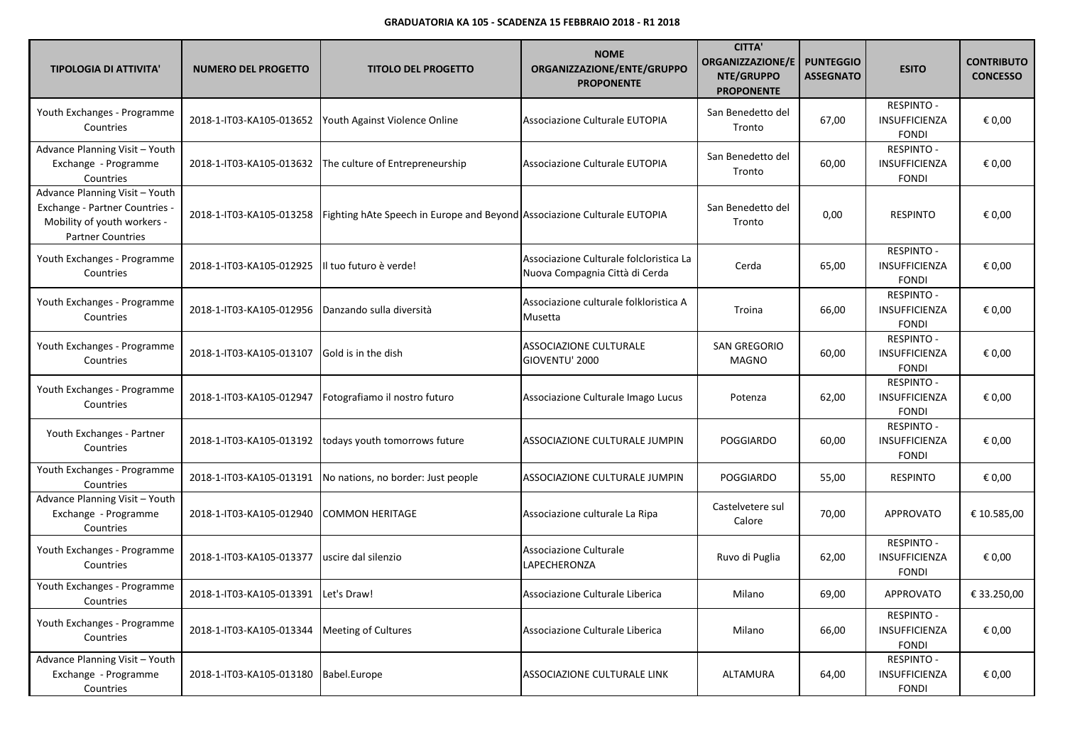**GRADUATORIA KA 105 - SCADENZA 15 FEBBRAIO 2018 - R1 2018**

| TIPOLOGIA DI ATTIVITA' | NUMERO DEL PROGETTO | TITOLO DEL PROGETTO | NOME ORGANIZZAZIONE/ENTE/GRUPPO PROPONENTE | CITTA' ORGANIZZAZIONE/ENTE/GRUPPO PROPONENTE | PUNTEGGIO ASSEGNATO | ESITO | CONTRIBUTO CONCESSO |
|---|---|---|---|---|---|---|---|
| Youth Exchanges - Programme Countries | 2018-1-IT03-KA105-013652 | Youth Against Violence Online | Associazione Culturale EUTOPIA | San Benedetto del Tronto | 67,00 | RESPINTO - INSUFFICIENZA FONDI | € 0,00 |
| Advance Planning Visit – Youth Exchange - Programme Countries | 2018-1-IT03-KA105-013632 | The culture of Entrepreneurship | Associazione Culturale EUTOPIA | San Benedetto del Tronto | 60,00 | RESPINTO - INSUFFICIENZA FONDI | € 0,00 |
| Advance Planning Visit – Youth Exchange - Partner Countries - Mobility of youth workers - Partner Countries | 2018-1-IT03-KA105-013258 | Fighting hAte Speech in Europe and Beyond | Associazione Culturale EUTOPIA | San Benedetto del Tronto | 0,00 | RESPINTO | € 0,00 |
| Youth Exchanges - Programme Countries | 2018-1-IT03-KA105-012925 | Il tuo futuro è verde! | Associazione Culturale folcloristica La Nuova Compagnia Città di Cerda | Cerda | 65,00 | RESPINTO - INSUFFICIENZA FONDI | € 0,00 |
| Youth Exchanges - Programme Countries | 2018-1-IT03-KA105-012956 | Danzando sulla diversità | Associazione culturale folkloristica A Musetta | Troina | 66,00 | RESPINTO - INSUFFICIENZA FONDI | € 0,00 |
| Youth Exchanges - Programme Countries | 2018-1-IT03-KA105-013107 | Gold is in the dish | ASSOCIAZIONE CULTURALE GIOVENTU' 2000 | SAN GREGORIO MAGNO | 60,00 | RESPINTO - INSUFFICIENZA FONDI | € 0,00 |
| Youth Exchanges - Programme Countries | 2018-1-IT03-KA105-012947 | Fotografiamo il nostro futuro | Associazione Culturale Imago Lucus | Potenza | 62,00 | RESPINTO - INSUFFICIENZA FONDI | € 0,00 |
| Youth Exchanges - Partner Countries | 2018-1-IT03-KA105-013192 | todays youth tomorrows future | ASSOCIAZIONE CULTURALE JUMPIN | POGGIARDO | 60,00 | RESPINTO - INSUFFICIENZA FONDI | € 0,00 |
| Youth Exchanges - Programme Countries | 2018-1-IT03-KA105-013191 | No nations, no border: Just people | ASSOCIAZIONE CULTURALE JUMPIN | POGGIARDO | 55,00 | RESPINTO | € 0,00 |
| Advance Planning Visit – Youth Exchange - Programme Countries | 2018-1-IT03-KA105-012940 | COMMON HERITAGE | Associazione culturale La Ripa | Castelvetere sul Calore | 70,00 | APPROVATO | € 10.585,00 |
| Youth Exchanges - Programme Countries | 2018-1-IT03-KA105-013377 | uscire dal silenzio | Associazione Culturale LAPECHERONZA | Ruvo di Puglia | 62,00 | RESPINTO - INSUFFICIENZA FONDI | € 0,00 |
| Youth Exchanges - Programme Countries | 2018-1-IT03-KA105-013391 | Let's Draw! | Associazione Culturale Liberica | Milano | 69,00 | APPROVATO | € 33.250,00 |
| Youth Exchanges - Programme Countries | 2018-1-IT03-KA105-013344 | Meeting of Cultures | Associazione Culturale Liberica | Milano | 66,00 | RESPINTO - INSUFFICIENZA FONDI | € 0,00 |
| Advance Planning Visit – Youth Exchange - Programme Countries | 2018-1-IT03-KA105-013180 | Babel.Europe | ASSOCIAZIONE CULTURALE LINK | ALTAMURA | 64,00 | RESPINTO - INSUFFICIENZA FONDI | € 0,00 |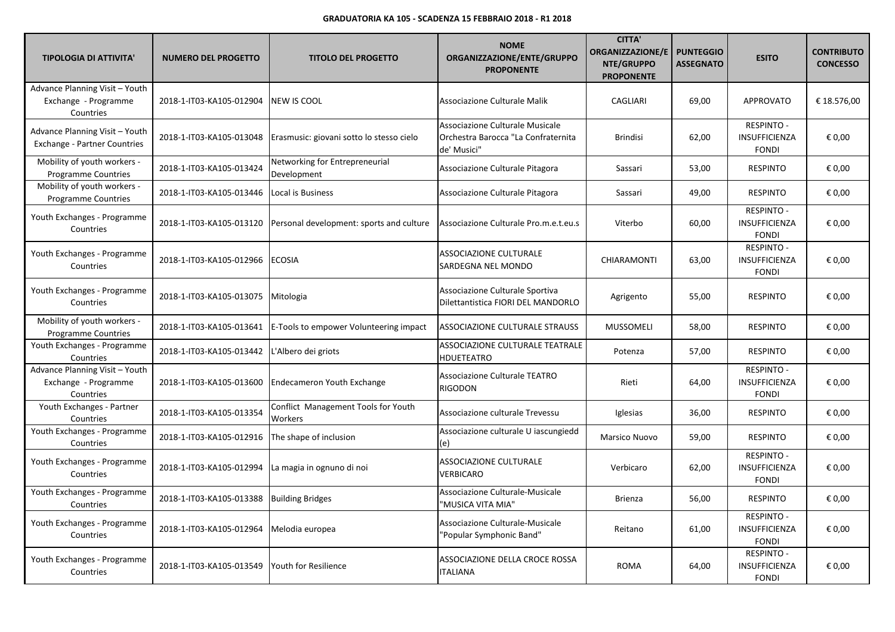**GRADUATORIA KA 105 - SCADENZA 15 FEBBRAIO 2018 - R1 2018**

| TIPOLOGIA DI ATTIVITA' | NUMERO DEL PROGETTO | TITOLO DEL PROGETTO | NOME ORGANIZZAZIONE/ENTE/GRUPPO PROPONENTE | CITTA' ORGANIZZAZIONE/ENTE/GRUPPO PROPONENTE | PUNTEGGIO ASSEGNATO | ESITO | CONTRIBUTO CONCESSO |
|---|---|---|---|---|---|---|---|
| Advance Planning Visit – Youth Exchange - Programme Countries | 2018-1-IT03-KA105-012904 | NEW IS COOL | Associazione Culturale Malik | CAGLIARI | 69,00 | APPROVATO | € 18.576,00 |
| Advance Planning Visit – Youth Exchange - Partner Countries | 2018-1-IT03-KA105-013048 | Erasmusic: giovani sotto lo stesso cielo | Associazione Culturale Musicale Orchestra Barocca "La Confraternita de' Musici" | Brindisi | 62,00 | RESPINTO - INSUFFICIENZA FONDI | € 0,00 |
| Mobility of youth workers - Programme Countries | 2018-1-IT03-KA105-013424 | Networking for Entrepreneurial Development | Associazione Culturale Pitagora | Sassari | 53,00 | RESPINTO | € 0,00 |
| Mobility of youth workers - Programme Countries | 2018-1-IT03-KA105-013446 | Local is Business | Associazione Culturale Pitagora | Sassari | 49,00 | RESPINTO | € 0,00 |
| Youth Exchanges - Programme Countries | 2018-1-IT03-KA105-013120 | Personal development: sports and culture | Associazione Culturale Pro.m.e.t.eu.s | Viterbo | 60,00 | RESPINTO - INSUFFICIENZA FONDI | € 0,00 |
| Youth Exchanges - Programme Countries | 2018-1-IT03-KA105-012966 | ECOSIA | ASSOCIAZIONE CULTURALE SARDEGNA NEL MONDO | CHIARAMONTI | 63,00 | RESPINTO - INSUFFICIENZA FONDI | € 0,00 |
| Youth Exchanges - Programme Countries | 2018-1-IT03-KA105-013075 | Mitologia | Associazione Culturale Sportiva Dilettantistica FIORI DEL MANDORLO | Agrigento | 55,00 | RESPINTO | € 0,00 |
| Mobility of youth workers - Programme Countries | 2018-1-IT03-KA105-013641 | E-Tools to empower Volunteering impact | ASSOCIAZIONE CULTURALE STRAUSS | MUSSOMELI | 58,00 | RESPINTO | € 0,00 |
| Youth Exchanges - Programme Countries | 2018-1-IT03-KA105-013442 | L'Albero dei griots | ASSOCIAZIONE CULTURALE TEATRALE HDUETEATRO | Potenza | 57,00 | RESPINTO | € 0,00 |
| Advance Planning Visit – Youth Exchange - Programme Countries | 2018-1-IT03-KA105-013600 | Endecameron Youth Exchange | Associazione Culturale TEATRO RIGODON | Rieti | 64,00 | RESPINTO - INSUFFICIENZA FONDI | € 0,00 |
| Youth Exchanges - Partner Countries | 2018-1-IT03-KA105-013354 | Conflict Management Tools for Youth Workers | Associazione culturale Trevessu | Iglesias | 36,00 | RESPINTO | € 0,00 |
| Youth Exchanges - Programme Countries | 2018-1-IT03-KA105-012916 | The shape of inclusion | Associazione culturale U iascungiedd (e) | Marsico Nuovo | 59,00 | RESPINTO | € 0,00 |
| Youth Exchanges - Programme Countries | 2018-1-IT03-KA105-012994 | La magia in ognuno di noi | ASSOCIAZIONE CULTURALE VERBICARO | Verbicaro | 62,00 | RESPINTO - INSUFFICIENZA FONDI | € 0,00 |
| Youth Exchanges - Programme Countries | 2018-1-IT03-KA105-013388 | Building Bridges | Associazione Culturale-Musicale "MUSICA VITA MIA" | Brienza | 56,00 | RESPINTO | € 0,00 |
| Youth Exchanges - Programme Countries | 2018-1-IT03-KA105-012964 | Melodia europea | Associazione Culturale-Musicale "Popular Symphonic Band" | Reitano | 61,00 | RESPINTO - INSUFFICIENZA FONDI | € 0,00 |
| Youth Exchanges - Programme Countries | 2018-1-IT03-KA105-013549 | Youth for Resilience | ASSOCIAZIONE DELLA CROCE ROSSA ITALIANA | ROMA | 64,00 | RESPINTO - INSUFFICIENZA FONDI | € 0,00 |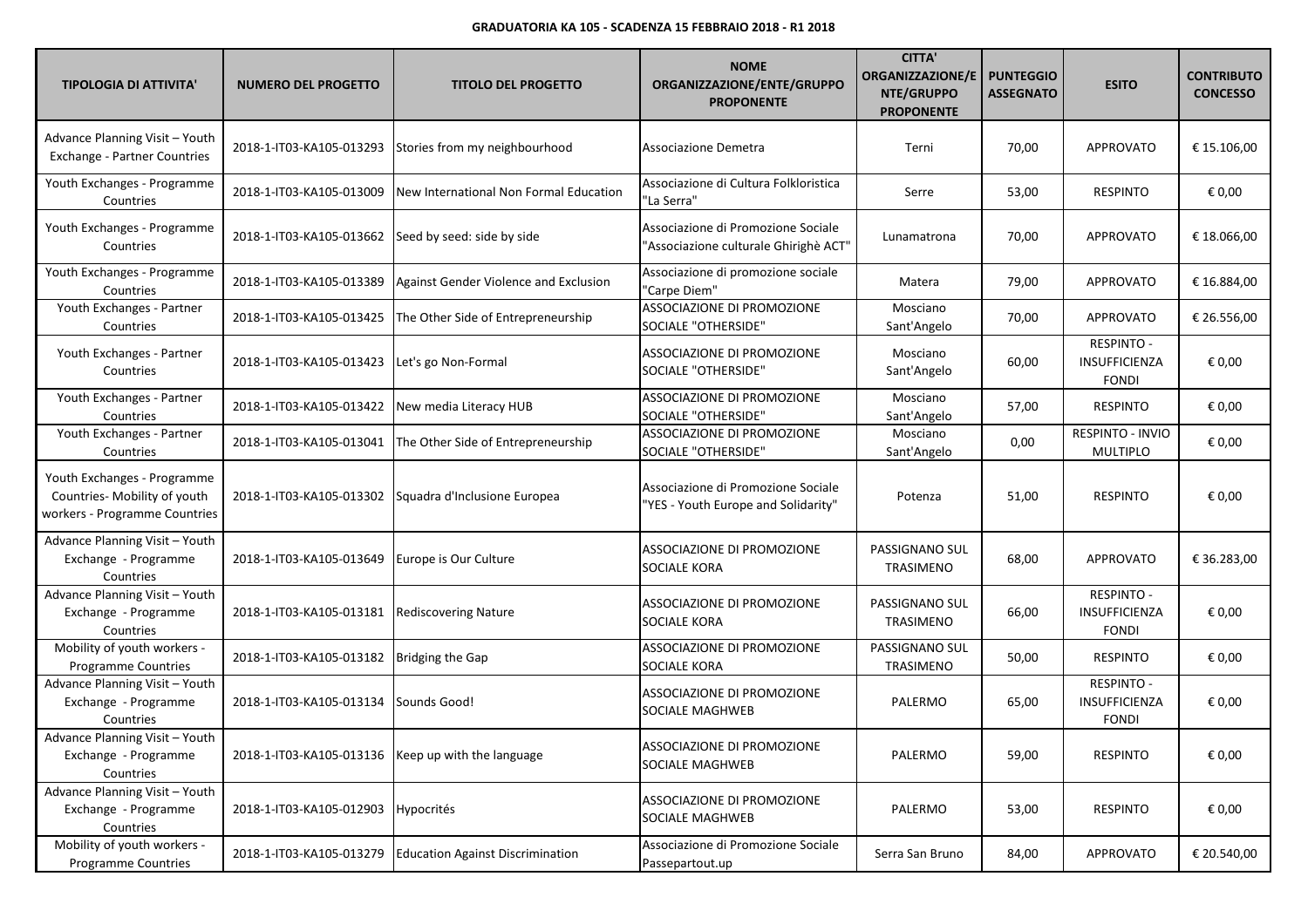**GRADUATORIA KA 105 - SCADENZA 15 FEBBRAIO 2018 - R1 2018**

| TIPOLOGIA DI ATTIVITA' | NUMERO DEL PROGETTO | TITOLO DEL PROGETTO | NOME ORGANIZZAZIONE/ENTE/GRUPPO PROPONENTE | CITTA' ORGANIZZAZIONE/ENTE/GRUPPO PROPONENTE | PUNTEGGIO ASSEGNATO | ESITO | CONTRIBUTO CONCESSO |
|---|---|---|---|---|---|---|---|
| Advance Planning Visit – Youth Exchange - Partner Countries | 2018-1-IT03-KA105-013293 | Stories from my neighbourhood | Associazione Demetra | Terni | 70,00 | APPROVATO | € 15.106,00 |
| Youth Exchanges - Programme Countries | 2018-1-IT03-KA105-013009 | New International Non Formal Education | Associazione di Cultura Folkloristica "La Serra" | Serre | 53,00 | RESPINTO | € 0,00 |
| Youth Exchanges - Programme Countries | 2018-1-IT03-KA105-013662 | Seed by seed: side by side | Associazione di Promozione Sociale "Associazione culturale Ghirighè ACT" | Lunamatrona | 70,00 | APPROVATO | € 18.066,00 |
| Youth Exchanges - Programme Countries | 2018-1-IT03-KA105-013389 | Against Gender Violence and Exclusion | Associazione di promozione sociale "Carpe Diem" | Matera | 79,00 | APPROVATO | € 16.884,00 |
| Youth Exchanges - Partner Countries | 2018-1-IT03-KA105-013425 | The Other Side of Entrepreneurship | ASSOCIAZIONE DI PROMOZIONE SOCIALE "OTHERSIDE" | Mosciano Sant'Angelo | 70,00 | APPROVATO | € 26.556,00 |
| Youth Exchanges - Partner Countries | 2018-1-IT03-KA105-013423 | Let's go Non-Formal | ASSOCIAZIONE DI PROMOZIONE SOCIALE "OTHERSIDE" | Mosciano Sant'Angelo | 60,00 | RESPINTO - INSUFFICIENZA FONDI | € 0,00 |
| Youth Exchanges - Partner Countries | 2018-1-IT03-KA105-013422 | New media Literacy HUB | ASSOCIAZIONE DI PROMOZIONE SOCIALE "OTHERSIDE" | Mosciano Sant'Angelo | 57,00 | RESPINTO | € 0,00 |
| Youth Exchanges - Partner Countries | 2018-1-IT03-KA105-013041 | The Other Side of Entrepreneurship | ASSOCIAZIONE DI PROMOZIONE SOCIALE "OTHERSIDE" | Mosciano Sant'Angelo | 0,00 | RESPINTO - INVIO MULTIPLO | € 0,00 |
| Youth Exchanges - Programme Countries- Mobility of youth workers - Programme Countries | 2018-1-IT03-KA105-013302 | Squadra d'Inclusione Europea | Associazione di Promozione Sociale "YES - Youth Europe and Solidarity" | Potenza | 51,00 | RESPINTO | € 0,00 |
| Advance Planning Visit – Youth Exchange - Programme Countries | 2018-1-IT03-KA105-013649 | Europe is Our Culture | ASSOCIAZIONE DI PROMOZIONE SOCIALE KORA | PASSIGNANO SUL TRASIMENO | 68,00 | APPROVATO | € 36.283,00 |
| Advance Planning Visit – Youth Exchange - Programme Countries | 2018-1-IT03-KA105-013181 | Rediscovering Nature | ASSOCIAZIONE DI PROMOZIONE SOCIALE KORA | PASSIGNANO SUL TRASIMENO | 66,00 | RESPINTO - INSUFFICIENZA FONDI | € 0,00 |
| Mobility of youth workers - Programme Countries | 2018-1-IT03-KA105-013182 | Bridging the Gap | ASSOCIAZIONE DI PROMOZIONE SOCIALE KORA | PASSIGNANO SUL TRASIMENO | 50,00 | RESPINTO | € 0,00 |
| Advance Planning Visit – Youth Exchange - Programme Countries | 2018-1-IT03-KA105-013134 | Sounds Good! | ASSOCIAZIONE DI PROMOZIONE SOCIALE MAGHWEB | PALERMO | 65,00 | RESPINTO - INSUFFICIENZA FONDI | € 0,00 |
| Advance Planning Visit – Youth Exchange - Programme Countries | 2018-1-IT03-KA105-013136 | Keep up with the language | ASSOCIAZIONE DI PROMOZIONE SOCIALE MAGHWEB | PALERMO | 59,00 | RESPINTO | € 0,00 |
| Advance Planning Visit – Youth Exchange - Programme Countries | 2018-1-IT03-KA105-012903 | Hypocrités | ASSOCIAZIONE DI PROMOZIONE SOCIALE MAGHWEB | PALERMO | 53,00 | RESPINTO | € 0,00 |
| Mobility of youth workers - Programme Countries | 2018-1-IT03-KA105-013279 | Education Against Discrimination | Associazione di Promozione Sociale Passepartout.up | Serra San Bruno | 84,00 | APPROVATO | € 20.540,00 |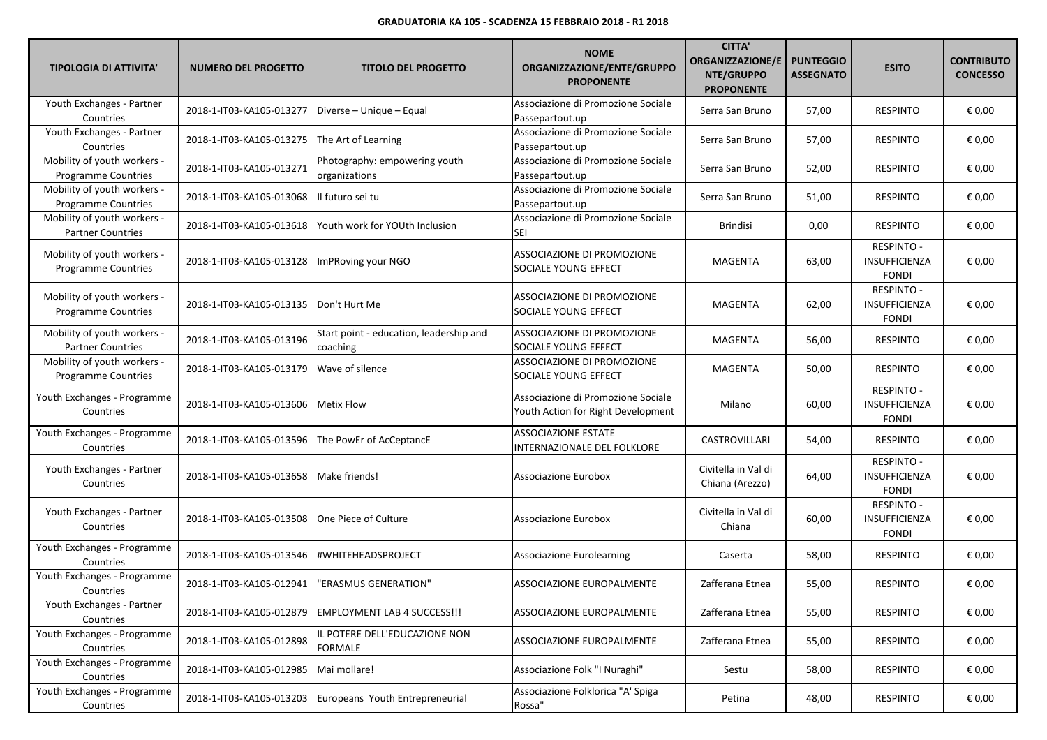**GRADUATORIA KA 105 - SCADENZA 15 FEBBRAIO 2018 - R1 2018**

| TIPOLOGIA DI ATTIVITA' | NUMERO DEL PROGETTO | TITOLO DEL PROGETTO | NOME ORGANIZZAZIONE/ENTE/GRUPPO PROPONENTE | CITTA' ORGANIZZAZIONE/ENTE/GRUPPO PROPONENTE | PUNTEGGIO ASSEGNATO | ESITO | CONTRIBUTO CONCESSO |
|---|---|---|---|---|---|---|---|
| Youth Exchanges - Partner Countries | 2018-1-IT03-KA105-013277 | Diverse – Unique – Equal | Associazione di Promozione Sociale Passepartout.up | Serra San Bruno | 57,00 | RESPINTO | € 0,00 |
| Youth Exchanges - Partner Countries | 2018-1-IT03-KA105-013275 | The Art of Learning | Associazione di Promozione Sociale Passepartout.up | Serra San Bruno | 57,00 | RESPINTO | € 0,00 |
| Mobility of youth workers - Programme Countries | 2018-1-IT03-KA105-013271 | Photography: empowering youth organizations | Associazione di Promozione Sociale Passepartout.up | Serra San Bruno | 52,00 | RESPINTO | € 0,00 |
| Mobility of youth workers - Programme Countries | 2018-1-IT03-KA105-013068 | Il futuro sei tu | Associazione di Promozione Sociale Passepartout.up | Serra San Bruno | 51,00 | RESPINTO | € 0,00 |
| Mobility of youth workers - Partner Countries | 2018-1-IT03-KA105-013618 | Youth work for YOUth Inclusion | Associazione di Promozione Sociale SEI | Brindisi | 0,00 | RESPINTO | € 0,00 |
| Mobility of youth workers - Programme Countries | 2018-1-IT03-KA105-013128 | ImPRoving your NGO | ASSOCIAZIONE DI PROMOZIONE SOCIALE YOUNG EFFECT | MAGENTA | 63,00 | RESPINTO - INSUFFICIENZA FONDI | € 0,00 |
| Mobility of youth workers - Programme Countries | 2018-1-IT03-KA105-013135 | Don't Hurt Me | ASSOCIAZIONE DI PROMOZIONE SOCIALE YOUNG EFFECT | MAGENTA | 62,00 | RESPINTO - INSUFFICIENZA FONDI | € 0,00 |
| Mobility of youth workers - Partner Countries | 2018-1-IT03-KA105-013196 | Start point - education, leadership and coaching | ASSOCIAZIONE DI PROMOZIONE SOCIALE YOUNG EFFECT | MAGENTA | 56,00 | RESPINTO | € 0,00 |
| Mobility of youth workers - Programme Countries | 2018-1-IT03-KA105-013179 | Wave of silence | ASSOCIAZIONE DI PROMOZIONE SOCIALE YOUNG EFFECT | MAGENTA | 50,00 | RESPINTO | € 0,00 |
| Youth Exchanges - Programme Countries | 2018-1-IT03-KA105-013606 | Metix Flow | Associazione di Promozione Sociale Youth Action for Right Development | Milano | 60,00 | RESPINTO - INSUFFICIENZA FONDI | € 0,00 |
| Youth Exchanges - Programme Countries | 2018-1-IT03-KA105-013596 | The PowEr of AcCeptancE | ASSOCIAZIONE ESTATE INTERNAZIONALE DEL FOLKLORE | CASTROVILLARI | 54,00 | RESPINTO | € 0,00 |
| Youth Exchanges - Partner Countries | 2018-1-IT03-KA105-013658 | Make friends! | Associazione Eurobox | Civitella in Val di Chiana (Arezzo) | 64,00 | RESPINTO - INSUFFICIENZA FONDI | € 0,00 |
| Youth Exchanges - Partner Countries | 2018-1-IT03-KA105-013508 | One Piece of Culture | Associazione Eurobox | Civitella in Val di Chiana | 60,00 | RESPINTO - INSUFFICIENZA FONDI | € 0,00 |
| Youth Exchanges - Programme Countries | 2018-1-IT03-KA105-013546 | #WHITEHEADSPROJECT | Associazione Eurolearning | Caserta | 58,00 | RESPINTO | € 0,00 |
| Youth Exchanges - Programme Countries | 2018-1-IT03-KA105-012941 | "ERASMUS GENERATION" | ASSOCIAZIONE EUROPALMENTE | Zafferana Etnea | 55,00 | RESPINTO | € 0,00 |
| Youth Exchanges - Partner Countries | 2018-1-IT03-KA105-012879 | EMPLOYMENT LAB 4 SUCCESS!!! | ASSOCIAZIONE EUROPALMENTE | Zafferana Etnea | 55,00 | RESPINTO | € 0,00 |
| Youth Exchanges - Programme Countries | 2018-1-IT03-KA105-012898 | IL POTERE DELL'EDUCAZIONE NON FORMALE | ASSOCIAZIONE EUROPALMENTE | Zafferana Etnea | 55,00 | RESPINTO | € 0,00 |
| Youth Exchanges - Programme Countries | 2018-1-IT03-KA105-012985 | Mai mollare! | Associazione Folk "I Nuraghi" | Sestu | 58,00 | RESPINTO | € 0,00 |
| Youth Exchanges - Programme Countries | 2018-1-IT03-KA105-013203 | Europeans Youth Entrepreneurial | Associazione Folklorica "A' Spiga Rossa" | Petina | 48,00 | RESPINTO | € 0,00 |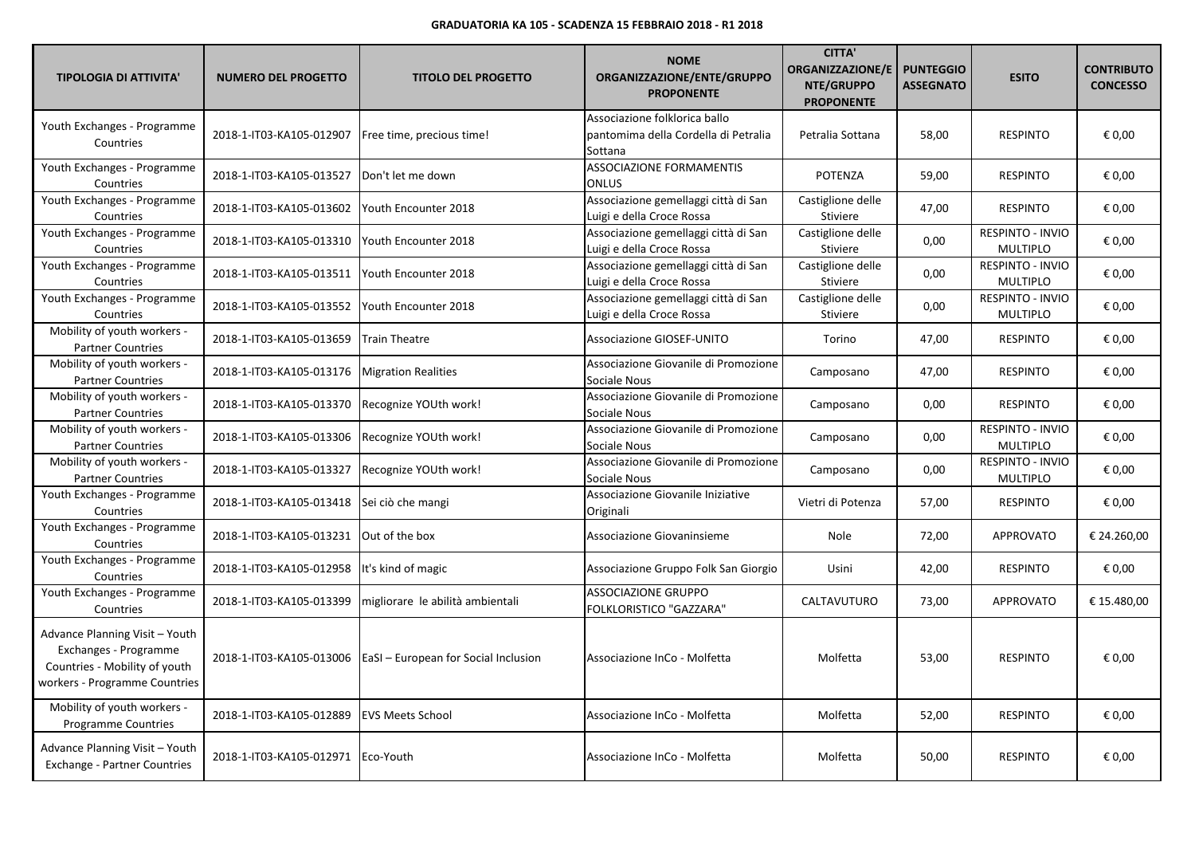**GRADUATORIA KA 105 - SCADENZA 15 FEBBRAIO 2018 - R1 2018**

| TIPOLOGIA DI ATTIVITA' | NUMERO DEL PROGETTO | TITOLO DEL PROGETTO | NOME ORGANIZZAZIONE/ENTE/GRUPPO PROPONENTE | CITTA' ORGANIZZAZIONE/ENTE/GRUPPO PROPONENTE | PUNTEGGIO ASSEGNATO | ESITO | CONTRIBUTO CONCESSO |
|---|---|---|---|---|---|---|---|
| Youth Exchanges - Programme Countries | 2018-1-IT03-KA105-012907 | Free time, precious time! | Associazione folklorica ballo pantomima della Cordella di Petralia Sottana | Petralia Sottana | 58,00 | RESPINTO | € 0,00 |
| Youth Exchanges - Programme Countries | 2018-1-IT03-KA105-013527 | Don't let me down | ASSOCIAZIONE FORMAMENTIS ONLUS | POTENZA | 59,00 | RESPINTO | € 0,00 |
| Youth Exchanges - Programme Countries | 2018-1-IT03-KA105-013602 | Youth Encounter 2018 | Associazione gemellaggi città di San Luigi e della Croce Rossa | Castiglione delle Stiviere | 47,00 | RESPINTO | € 0,00 |
| Youth Exchanges - Programme Countries | 2018-1-IT03-KA105-013310 | Youth Encounter 2018 | Associazione gemellaggi città di San Luigi e della Croce Rossa | Castiglione delle Stiviere | 0,00 | RESPINTO - INVIO MULTIPLO | € 0,00 |
| Youth Exchanges - Programme Countries | 2018-1-IT03-KA105-013511 | Youth Encounter 2018 | Associazione gemellaggi città di San Luigi e della Croce Rossa | Castiglione delle Stiviere | 0,00 | RESPINTO - INVIO MULTIPLO | € 0,00 |
| Youth Exchanges - Programme Countries | 2018-1-IT03-KA105-013552 | Youth Encounter 2018 | Associazione gemellaggi città di San Luigi e della Croce Rossa | Castiglione delle Stiviere | 0,00 | RESPINTO - INVIO MULTIPLO | € 0,00 |
| Mobility of youth workers - Partner Countries | 2018-1-IT03-KA105-013659 | Train Theatre | Associazione GIOSEF-UNITO | Torino | 47,00 | RESPINTO | € 0,00 |
| Mobility of youth workers - Partner Countries | 2018-1-IT03-KA105-013176 | Migration Realities | Associazione Giovanile di Promozione Sociale Nous | Camposano | 47,00 | RESPINTO | € 0,00 |
| Mobility of youth workers - Partner Countries | 2018-1-IT03-KA105-013370 | Recognize YOUth work! | Associazione Giovanile di Promozione Sociale Nous | Camposano | 0,00 | RESPINTO | € 0,00 |
| Mobility of youth workers - Partner Countries | 2018-1-IT03-KA105-013306 | Recognize YOUth work! | Associazione Giovanile di Promozione Sociale Nous | Camposano | 0,00 | RESPINTO - INVIO MULTIPLO | € 0,00 |
| Mobility of youth workers - Partner Countries | 2018-1-IT03-KA105-013327 | Recognize YOUth work! | Associazione Giovanile di Promozione Sociale Nous | Camposano | 0,00 | RESPINTO - INVIO MULTIPLO | € 0,00 |
| Youth Exchanges - Programme Countries | 2018-1-IT03-KA105-013418 | Sei ciò che mangi | Associazione Giovanile Iniziative Originali | Vietri di Potenza | 57,00 | RESPINTO | € 0,00 |
| Youth Exchanges - Programme Countries | 2018-1-IT03-KA105-013231 | Out of the box | Associazione Giovaninsieme | Nole | 72,00 | APPROVATO | € 24.260,00 |
| Youth Exchanges - Programme Countries | 2018-1-IT03-KA105-012958 | It's kind of magic | Associazione Gruppo Folk San Giorgio | Usini | 42,00 | RESPINTO | € 0,00 |
| Youth Exchanges - Programme Countries | 2018-1-IT03-KA105-013399 | migliorare le abilità ambientali | ASSOCIAZIONE GRUPPO FOLKLORISTICO "GAZZARA" | CALTAVUTURO | 73,00 | APPROVATO | € 15.480,00 |
| Advance Planning Visit – Youth Exchanges - Programme Countries - Mobility of youth workers - Programme Countries | 2018-1-IT03-KA105-013006 | EaSI – European for Social Inclusion | Associazione InCo - Molfetta | Molfetta | 53,00 | RESPINTO | € 0,00 |
| Mobility of youth workers - Programme Countries | 2018-1-IT03-KA105-012889 | EVS Meets School | Associazione InCo - Molfetta | Molfetta | 52,00 | RESPINTO | € 0,00 |
| Advance Planning Visit – Youth Exchange - Partner Countries | 2018-1-IT03-KA105-012971 | Eco-Youth | Associazione InCo - Molfetta | Molfetta | 50,00 | RESPINTO | € 0,00 |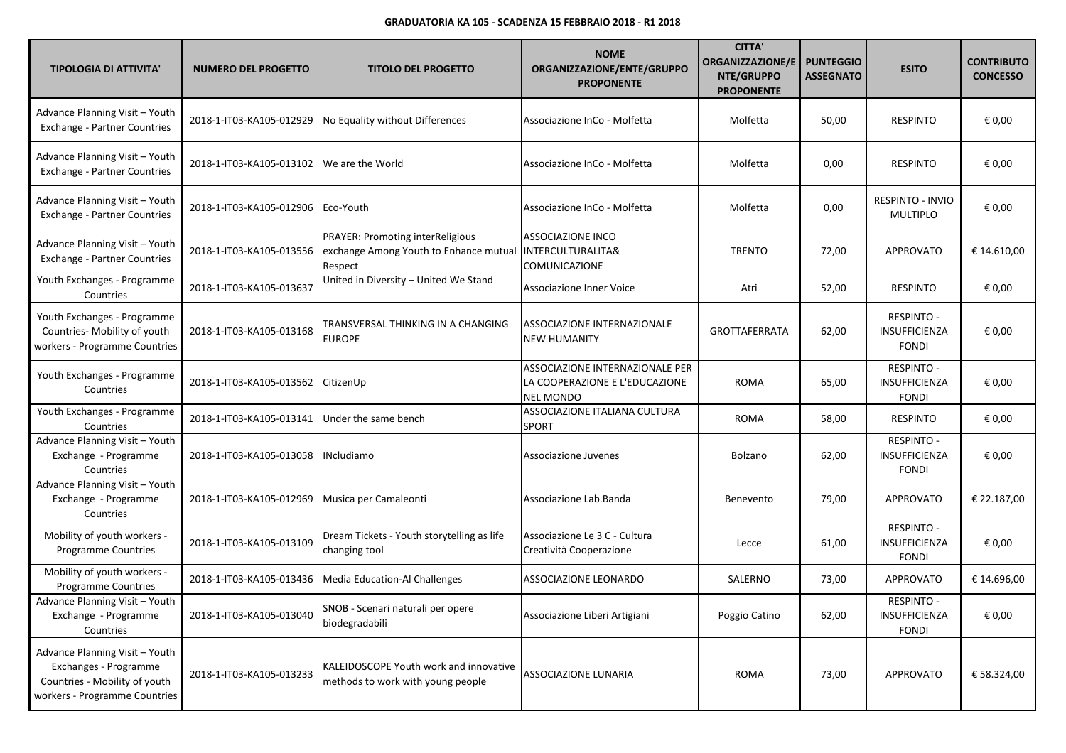**GRADUATORIA KA 105 - SCADENZA 15 FEBBRAIO 2018 - R1 2018**

| TIPOLOGIA DI ATTIVITA' | NUMERO DEL PROGETTO | TITOLO DEL PROGETTO | NOME ORGANIZZAZIONE/ENTE/GRUPPO PROPONENTE | CITTA' ORGANIZZAZIONE/ENTE/GRUPPO PROPONENTE | PUNTEGGIO ASSEGNATO | ESITO | CONTRIBUTO CONCESSO |
|---|---|---|---|---|---|---|---|
| Advance Planning Visit – Youth Exchange - Partner Countries | 2018-1-IT03-KA105-012929 | No Equality without Differences | Associazione InCo - Molfetta | Molfetta | 50,00 | RESPINTO | € 0,00 |
| Advance Planning Visit – Youth Exchange - Partner Countries | 2018-1-IT03-KA105-013102 | We are the World | Associazione InCo - Molfetta | Molfetta | 0,00 | RESPINTO | € 0,00 |
| Advance Planning Visit – Youth Exchange - Partner Countries | 2018-1-IT03-KA105-012906 | Eco-Youth | Associazione InCo - Molfetta | Molfetta | 0,00 | RESPINTO - INVIO MULTIPLO | € 0,00 |
| Advance Planning Visit – Youth Exchange - Partner Countries | 2018-1-IT03-KA105-013556 | PRAYER: Promoting interReligious exchange Among Youth to Enhance mutual Respect | ASSOCIAZIONE INCO INTERCULTURALITA& COMUNICAZIONE | TRENTO | 72,00 | APPROVATO | € 14.610,00 |
| Youth Exchanges - Programme Countries | 2018-1-IT03-KA105-013637 | United in Diversity – United We Stand | Associazione Inner Voice | Atri | 52,00 | RESPINTO | € 0,00 |
| Youth Exchanges - Programme Countries- Mobility of youth workers - Programme Countries | 2018-1-IT03-KA105-013168 | TRANSVERSAL THINKING IN A CHANGING EUROPE | ASSOCIAZIONE INTERNAZIONALE NEW HUMANITY | GROTTAFERRATA | 62,00 | RESPINTO - INSUFFICIENZA FONDI | € 0,00 |
| Youth Exchanges - Programme Countries | 2018-1-IT03-KA105-013562 | CitizenUp | ASSOCIAZIONE INTERNAZIONALE PER LA COOPERAZIONE E L'EDUCAZIONE NEL MONDO | ROMA | 65,00 | RESPINTO - INSUFFICIENZA FONDI | € 0,00 |
| Youth Exchanges - Programme Countries | 2018-1-IT03-KA105-013141 | Under the same bench | ASSOCIAZIONE ITALIANA CULTURA SPORT | ROMA | 58,00 | RESPINTO | € 0,00 |
| Advance Planning Visit – Youth Exchange - Programme Countries | 2018-1-IT03-KA105-013058 | INcludiamo | Associazione Juvenes | Bolzano | 62,00 | RESPINTO - INSUFFICIENZA FONDI | € 0,00 |
| Advance Planning Visit – Youth Exchange - Programme Countries | 2018-1-IT03-KA105-012969 | Musica per Camaleonti | Associazione Lab.Banda | Benevento | 79,00 | APPROVATO | € 22.187,00 |
| Mobility of youth workers - Programme Countries | 2018-1-IT03-KA105-013109 | Dream Tickets - Youth storytelling as life changing tool | Associazione Le 3 C - Cultura Creatività Cooperazione | Lecce | 61,00 | RESPINTO - INSUFFICIENZA FONDI | € 0,00 |
| Mobility of youth workers - Programme Countries | 2018-1-IT03-KA105-013436 | Media Education-Al Challenges | ASSOCIAZIONE LEONARDO | SALERNO | 73,00 | APPROVATO | € 14.696,00 |
| Advance Planning Visit – Youth Exchange - Programme Countries | 2018-1-IT03-KA105-013040 | SNOB - Scenari naturali per opere biodegradabili | Associazione Liberi Artigiani | Poggio Catino | 62,00 | RESPINTO - INSUFFICIENZA FONDI | € 0,00 |
| Advance Planning Visit – Youth Exchanges - Programme Countries - Mobility of youth workers - Programme Countries | 2018-1-IT03-KA105-013233 | KALEIDOSCOPE Youth work and innovative methods to work with young people | ASSOCIAZIONE LUNARIA | ROMA | 73,00 | APPROVATO | € 58.324,00 |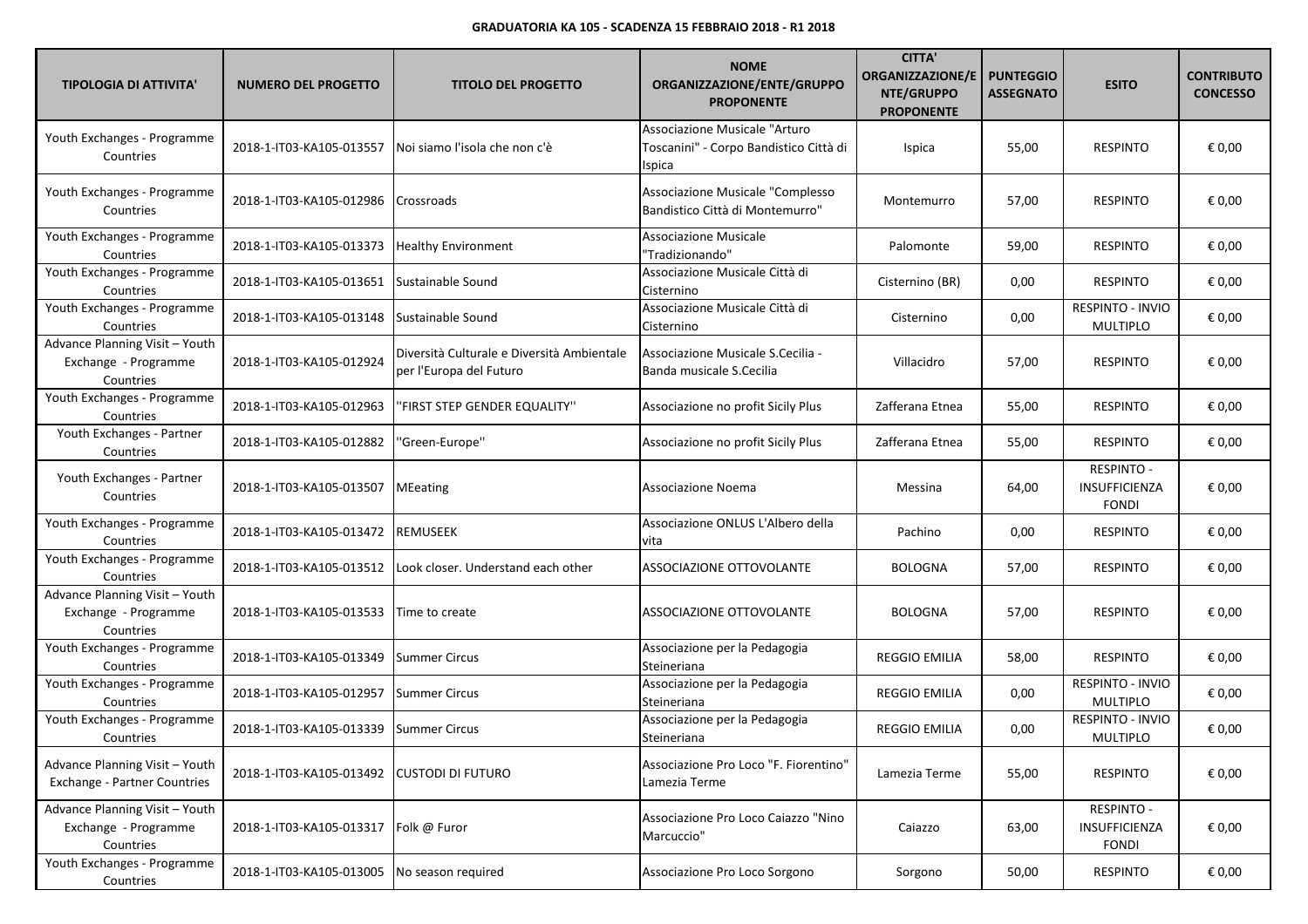**GRADUATORIA KA 105 - SCADENZA 15 FEBBRAIO 2018 - R1 2018**

| TIPOLOGIA DI ATTIVITA' | NUMERO DEL PROGETTO | TITOLO DEL PROGETTO | NOME ORGANIZZAZIONE/ENTE/GRUPPO PROPONENTE | CITTA' ORGANIZZAZIONE/ENTE/GRUPPO PROPONENTE | PUNTEGGIO ASSEGNATO | ESITO | CONTRIBUTO CONCESSO |
|---|---|---|---|---|---|---|---|
| Youth Exchanges - Programme Countries | 2018-1-IT03-KA105-013557 | Noi siamo l'isola che non c'è | Associazione Musicale "Arturo Toscanini" - Corpo Bandistico Città di Ispica | Ispica | 55,00 | RESPINTO | € 0,00 |
| Youth Exchanges - Programme Countries | 2018-1-IT03-KA105-012986 | Crossroads | Associazione Musicale "Complesso Bandistico Città di Montemurro" | Montemurro | 57,00 | RESPINTO | € 0,00 |
| Youth Exchanges - Programme Countries | 2018-1-IT03-KA105-013373 | Healthy Environment | Associazione Musicale "Tradizionando" | Palomonte | 59,00 | RESPINTO | € 0,00 |
| Youth Exchanges - Programme Countries | 2018-1-IT03-KA105-013651 | Sustainable Sound | Associazione Musicale Città di Cisternino | Cisternino (BR) | 0,00 | RESPINTO | € 0,00 |
| Youth Exchanges - Programme Countries | 2018-1-IT03-KA105-013148 | Sustainable Sound | Associazione Musicale Città di Cisternino | Cisternino | 0,00 | RESPINTO - INVIO MULTIPLO | € 0,00 |
| Advance Planning Visit – Youth Exchange - Programme Countries | 2018-1-IT03-KA105-012924 | Diversità Culturale e Diversità Ambientale per l'Europa del Futuro | Associazione Musicale S.Cecilia - Banda musicale S.Cecilia | Villacidro | 57,00 | RESPINTO | € 0,00 |
| Youth Exchanges - Programme Countries | 2018-1-IT03-KA105-012963 | ''FIRST STEP GENDER EQUALITY'' | Associazione no profit Sicily Plus | Zafferana Etnea | 55,00 | RESPINTO | € 0,00 |
| Youth Exchanges - Partner Countries | 2018-1-IT03-KA105-012882 | ''Green-Europe'' | Associazione no profit Sicily Plus | Zafferana Etnea | 55,00 | RESPINTO | € 0,00 |
| Youth Exchanges - Partner Countries | 2018-1-IT03-KA105-013507 | MEeating | Associazione Noema | Messina | 64,00 | RESPINTO - INSUFFICIENZA FONDI | € 0,00 |
| Youth Exchanges - Programme Countries | 2018-1-IT03-KA105-013472 | REMUSEEK | Associazione ONLUS L'Albero della vita | Pachino | 0,00 | RESPINTO | € 0,00 |
| Youth Exchanges - Programme Countries | 2018-1-IT03-KA105-013512 | Look closer. Understand each other | ASSOCIAZIONE OTTOVOLANTE | BOLOGNA | 57,00 | RESPINTO | € 0,00 |
| Advance Planning Visit – Youth Exchange - Programme Countries | 2018-1-IT03-KA105-013533 | Time to create | ASSOCIAZIONE OTTOVOLANTE | BOLOGNA | 57,00 | RESPINTO | € 0,00 |
| Youth Exchanges - Programme Countries | 2018-1-IT03-KA105-013349 | Summer Circus | Associazione per la Pedagogia Steineriana | REGGIO EMILIA | 58,00 | RESPINTO | € 0,00 |
| Youth Exchanges - Programme Countries | 2018-1-IT03-KA105-012957 | Summer Circus | Associazione per la Pedagogia Steineriana | REGGIO EMILIA | 0,00 | RESPINTO - INVIO MULTIPLO | € 0,00 |
| Youth Exchanges - Programme Countries | 2018-1-IT03-KA105-013339 | Summer Circus | Associazione per la Pedagogia Steineriana | REGGIO EMILIA | 0,00 | RESPINTO - INVIO MULTIPLO | € 0,00 |
| Advance Planning Visit – Youth Exchange - Partner Countries | 2018-1-IT03-KA105-013492 | CUSTODI DI FUTURO | Associazione Pro Loco "F. Fiorentino" Lamezia Terme | Lamezia Terme | 55,00 | RESPINTO | € 0,00 |
| Advance Planning Visit – Youth Exchange - Programme Countries | 2018-1-IT03-KA105-013317 | Folk @ Furor | Associazione Pro Loco Caiazzo "Nino Marcuccio" | Caiazzo | 63,00 | RESPINTO - INSUFFICIENZA FONDI | € 0,00 |
| Youth Exchanges - Programme Countries | 2018-1-IT03-KA105-013005 | No season required | Associazione Pro Loco Sorgono | Sorgono | 50,00 | RESPINTO | € 0,00 |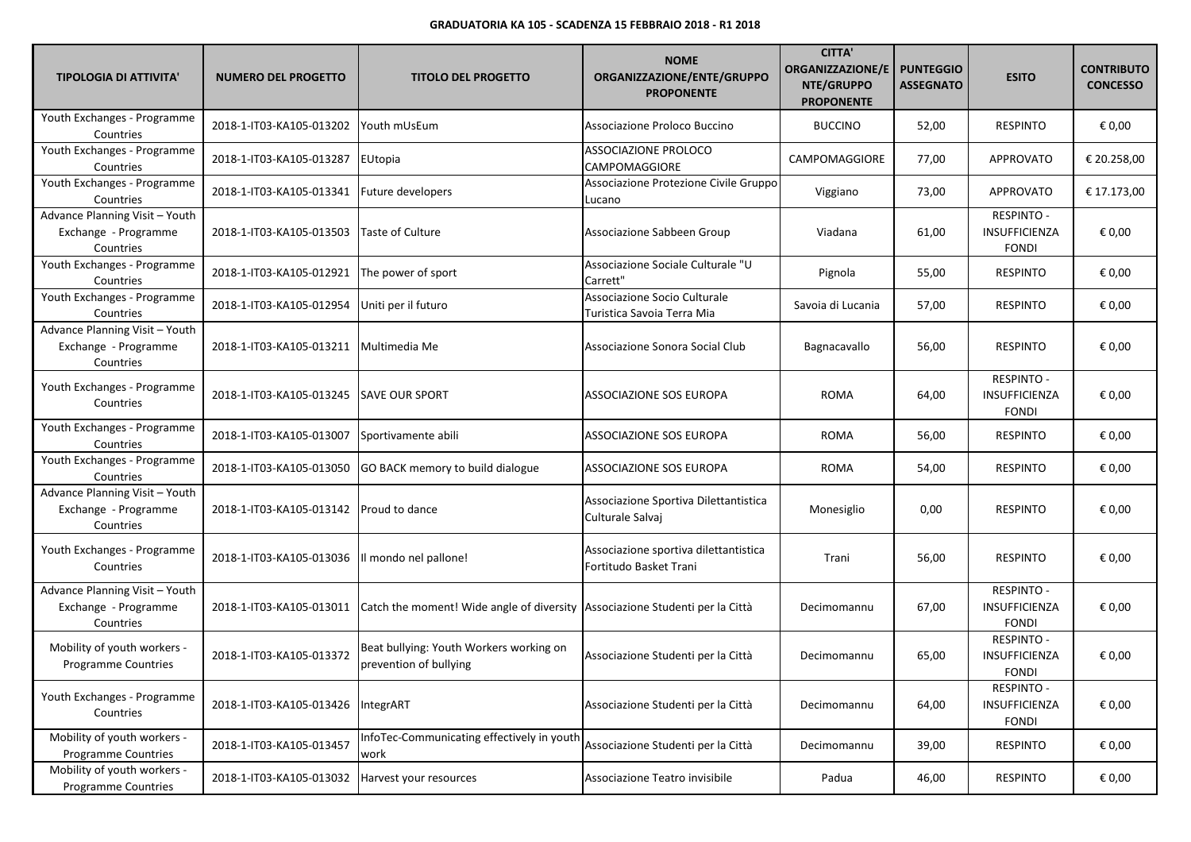**GRADUATORIA KA 105 - SCADENZA 15 FEBBRAIO 2018 - R1 2018**

| TIPOLOGIA DI ATTIVITA' | NUMERO DEL PROGETTO | TITOLO DEL PROGETTO | NOME ORGANIZZAZIONE/ENTE/GRUPPO PROPONENTE | CITTA' ORGANIZZAZIONE/ENTE/GRUPPO PROPONENTE | PUNTEGGIO ASSEGNATO | ESITO | CONTRIBUTO CONCESSO |
|---|---|---|---|---|---|---|---|
| Youth Exchanges - Programme Countries | 2018-1-IT03-KA105-013202 | Youth mUsEum | Associazione Proloco Buccino | BUCCINO | 52,00 | RESPINTO | € 0,00 |
| Youth Exchanges - Programme Countries | 2018-1-IT03-KA105-013287 | EUtopia | ASSOCIAZIONE PROLOCO CAMPOMAGGIORE | CAMPOMAGGIORE | 77,00 | APPROVATO | € 20.258,00 |
| Youth Exchanges - Programme Countries | 2018-1-IT03-KA105-013341 | Future developers | Associazione Protezione Civile Gruppo Lucano | Viggiano | 73,00 | APPROVATO | € 17.173,00 |
| Advance Planning Visit – Youth Exchange - Programme Countries | 2018-1-IT03-KA105-013503 | Taste of Culture | Associazione Sabbeen Group | Viadana | 61,00 | RESPINTO - INSUFFICIENZA FONDI | € 0,00 |
| Youth Exchanges - Programme Countries | 2018-1-IT03-KA105-012921 | The power of sport | Associazione Sociale Culturale "U Carrett" | Pignola | 55,00 | RESPINTO | € 0,00 |
| Youth Exchanges - Programme Countries | 2018-1-IT03-KA105-012954 | Uniti per il futuro | Associazione Socio Culturale Turistica Savoia Terra Mia | Savoia di Lucania | 57,00 | RESPINTO | € 0,00 |
| Advance Planning Visit – Youth Exchange - Programme Countries | 2018-1-IT03-KA105-013211 | Multimedia Me | Associazione Sonora Social Club | Bagnacavallo | 56,00 | RESPINTO | € 0,00 |
| Youth Exchanges - Programme Countries | 2018-1-IT03-KA105-013245 | SAVE OUR SPORT | ASSOCIAZIONE SOS EUROPA | ROMA | 64,00 | RESPINTO - INSUFFICIENZA FONDI | € 0,00 |
| Youth Exchanges - Programme Countries | 2018-1-IT03-KA105-013007 | Sportivamente abili | ASSOCIAZIONE SOS EUROPA | ROMA | 56,00 | RESPINTO | € 0,00 |
| Youth Exchanges - Programme Countries | 2018-1-IT03-KA105-013050 | GO BACK memory to build dialogue | ASSOCIAZIONE SOS EUROPA | ROMA | 54,00 | RESPINTO | € 0,00 |
| Advance Planning Visit – Youth Exchange - Programme Countries | 2018-1-IT03-KA105-013142 | Proud to dance | Associazione Sportiva Dilettantistica Culturale Salvaj | Monesiglio | 0,00 | RESPINTO | € 0,00 |
| Youth Exchanges - Programme Countries | 2018-1-IT03-KA105-013036 | Il mondo nel pallone! | Associazione sportiva dilettantistica Fortitudo Basket Trani | Trani | 56,00 | RESPINTO | € 0,00 |
| Advance Planning Visit – Youth Exchange - Programme Countries | 2018-1-IT03-KA105-013011 | Catch the moment! Wide angle of diversity | Associazione Studenti per la Città | Decimomannu | 67,00 | RESPINTO - INSUFFICIENZA FONDI | € 0,00 |
| Mobility of youth workers - Programme Countries | 2018-1-IT03-KA105-013372 | Beat bullying: Youth Workers working on prevention of bullying | Associazione Studenti per la Città | Decimomannu | 65,00 | RESPINTO - INSUFFICIENZA FONDI | € 0,00 |
| Youth Exchanges - Programme Countries | 2018-1-IT03-KA105-013426 | IntegrART | Associazione Studenti per la Città | Decimomannu | 64,00 | RESPINTO - INSUFFICIENZA FONDI | € 0,00 |
| Mobility of youth workers - Programme Countries | 2018-1-IT03-KA105-013457 | InfoTec-Communicating effectively in youth work | Associazione Studenti per la Città | Decimomannu | 39,00 | RESPINTO | € 0,00 |
| Mobility of youth workers - Programme Countries | 2018-1-IT03-KA105-013032 | Harvest your resources | Associazione Teatro invisibile | Padua | 46,00 | RESPINTO | € 0,00 |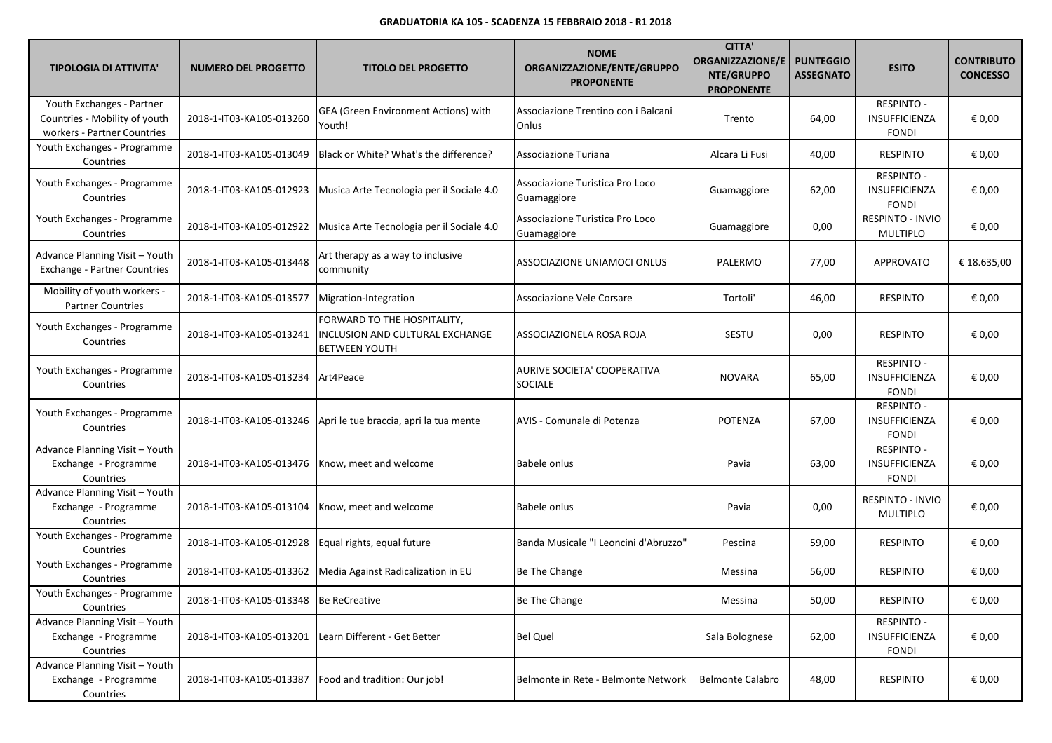**GRADUATORIA KA 105 - SCADENZA 15 FEBBRAIO 2018 - R1 2018**

| TIPOLOGIA DI ATTIVITA' | NUMERO DEL PROGETTO | TITOLO DEL PROGETTO | NOME ORGANIZZAZIONE/ENTE/GRUPPO PROPONENTE | CITTA' ORGANIZZAZIONE/ENTE/GRUPPO PROPONENTE | PUNTEGGIO ASSEGNATO | ESITO | CONTRIBUTO CONCESSO |
|---|---|---|---|---|---|---|---|
| Youth Exchanges - Partner Countries - Mobility of youth workers - Partner Countries | 2018-1-IT03-KA105-013260 | GEA (Green Environment Actions) with Youth! | Associazione Trentino con i Balcani Onlus | Trento | 64,00 | RESPINTO - INSUFFICIENZA FONDI | € 0,00 |
| Youth Exchanges - Programme Countries | 2018-1-IT03-KA105-013049 | Black or White? What's the difference? | Associazione Turiana | Alcara Li Fusi | 40,00 | RESPINTO | € 0,00 |
| Youth Exchanges - Programme Countries | 2018-1-IT03-KA105-012923 | Musica Arte Tecnologia per il Sociale 4.0 | Associazione Turistica Pro Loco Guamaggiore | Guamaggiore | 62,00 | RESPINTO - INSUFFICIENZA FONDI | € 0,00 |
| Youth Exchanges - Programme Countries | 2018-1-IT03-KA105-012922 | Musica Arte Tecnologia per il Sociale 4.0 | Associazione Turistica Pro Loco Guamaggiore | Guamaggiore | 0,00 | RESPINTO - INVIO MULTIPLO | € 0,00 |
| Advance Planning Visit – Youth Exchange - Partner Countries | 2018-1-IT03-KA105-013448 | Art therapy as a way to inclusive community | ASSOCIAZIONE UNIAMOCI ONLUS | PALERMO | 77,00 | APPROVATO | € 18.635,00 |
| Mobility of youth workers - Partner Countries | 2018-1-IT03-KA105-013577 | Migration-Integration | Associazione Vele Corsare | Tortoli' | 46,00 | RESPINTO | € 0,00 |
| Youth Exchanges - Programme Countries | 2018-1-IT03-KA105-013241 | FORWARD TO THE HOSPITALITY, INCLUSION AND CULTURAL EXCHANGE BETWEEN YOUTH | ASSOCIAZIONELA ROSA ROJA | SESTU | 0,00 | RESPINTO | € 0,00 |
| Youth Exchanges - Programme Countries | 2018-1-IT03-KA105-013234 | Art4Peace | AURIVE SOCIETA' COOPERATIVA SOCIALE | NOVARA | 65,00 | RESPINTO - INSUFFICIENZA FONDI | € 0,00 |
| Youth Exchanges - Programme Countries | 2018-1-IT03-KA105-013246 | Apri le tue braccia, apri la tua mente | AVIS - Comunale di Potenza | POTENZA | 67,00 | RESPINTO - INSUFFICIENZA FONDI | € 0,00 |
| Advance Planning Visit – Youth Exchange - Programme Countries | 2018-1-IT03-KA105-013476 | Know, meet and welcome | Babele onlus | Pavia | 63,00 | RESPINTO - INSUFFICIENZA FONDI | € 0,00 |
| Advance Planning Visit – Youth Exchange - Programme Countries | 2018-1-IT03-KA105-013104 | Know, meet and welcome | Babele onlus | Pavia | 0,00 | RESPINTO - INVIO MULTIPLO | € 0,00 |
| Youth Exchanges - Programme Countries | 2018-1-IT03-KA105-012928 | Equal rights, equal future | Banda Musicale "I Leoncini d'Abruzzo" | Pescina | 59,00 | RESPINTO | € 0,00 |
| Youth Exchanges - Programme Countries | 2018-1-IT03-KA105-013362 | Media Against Radicalization in EU | Be The Change | Messina | 56,00 | RESPINTO | € 0,00 |
| Youth Exchanges - Programme Countries | 2018-1-IT03-KA105-013348 | Be ReCreative | Be The Change | Messina | 50,00 | RESPINTO | € 0,00 |
| Advance Planning Visit – Youth Exchange - Programme Countries | 2018-1-IT03-KA105-013201 | Learn Different - Get Better | Bel Quel | Sala Bolognese | 62,00 | RESPINTO - INSUFFICIENZA FONDI | € 0,00 |
| Advance Planning Visit – Youth Exchange - Programme Countries | 2018-1-IT03-KA105-013387 | Food and tradition: Our job! | Belmonte in Rete - Belmonte Network | Belmonte Calabro | 48,00 | RESPINTO | € 0,00 |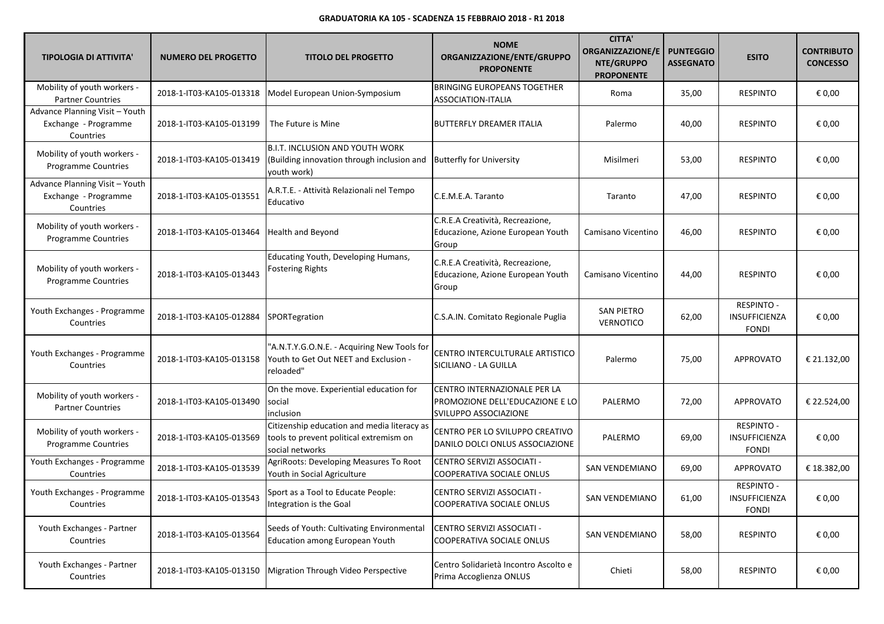**GRADUATORIA KA 105 - SCADENZA 15 FEBBRAIO 2018 - R1 2018**

| TIPOLOGIA DI ATTIVITA' | NUMERO DEL PROGETTO | TITOLO DEL PROGETTO | NOME ORGANIZZAZIONE/ENTE/GRUPPO PROPONENTE | CITTA' ORGANIZZAZIONE/ENTE/GRUPPO PROPONENTE | PUNTEGGIO ASSEGNATO | ESITO | CONTRIBUTO CONCESSO |
|---|---|---|---|---|---|---|---|
| Mobility of youth workers - Partner Countries | 2018-1-IT03-KA105-013318 | Model European Union-Symposium | BRINGING EUROPEANS TOGETHER ASSOCIATION-ITALIA | Roma | 35,00 | RESPINTO | € 0,00 |
| Advance Planning Visit – Youth Exchange - Programme Countries | 2018-1-IT03-KA105-013199 | The Future is Mine | BUTTERFLY DREAMER ITALIA | Palermo | 40,00 | RESPINTO | € 0,00 |
| Mobility of youth workers - Programme Countries | 2018-1-IT03-KA105-013419 | B.I.T. INCLUSION AND YOUTH WORK (Building innovation through inclusion and youth work) | Butterfly for University | Misilmeri | 53,00 | RESPINTO | € 0,00 |
| Advance Planning Visit – Youth Exchange - Programme Countries | 2018-1-IT03-KA105-013551 | A.R.T.E. - Attività Relazionali nel Tempo Educativo | C.E.M.E.A. Taranto | Taranto | 47,00 | RESPINTO | € 0,00 |
| Mobility of youth workers - Programme Countries | 2018-1-IT03-KA105-013464 | Health and Beyond | C.R.E.A Creatività, Recreazione, Educazione, Azione European Youth Group | Camisano Vicentino | 46,00 | RESPINTO | € 0,00 |
| Mobility of youth workers - Programme Countries | 2018-1-IT03-KA105-013443 | Educating Youth, Developing Humans, Fostering Rights | C.R.E.A Creatività, Recreazione, Educazione, Azione European Youth Group | Camisano Vicentino | 44,00 | RESPINTO | € 0,00 |
| Youth Exchanges - Programme Countries | 2018-1-IT03-KA105-012884 | SPORTegration | C.S.A.IN. Comitato Regionale Puglia | SAN PIETRO VERNOTICO | 62,00 | RESPINTO - INSUFFICIENZA FONDI | € 0,00 |
| Youth Exchanges - Programme Countries | 2018-1-IT03-KA105-013158 | "A.N.T.Y.G.O.N.E. - Acquiring New Tools for Youth to Get Out NEET and Exclusion - reloaded" | CENTRO INTERCULTURALE ARTISTICO SICILIANO - LA GUILLA | Palermo | 75,00 | APPROVATO | € 21.132,00 |
| Mobility of youth workers - Partner Countries | 2018-1-IT03-KA105-013490 | On the move. Experiential education for social inclusion | CENTRO INTERNAZIONALE PER LA PROMOZIONE DELL'EDUCAZIONE E LO SVILUPPO ASSOCIAZIONE | PALERMO | 72,00 | APPROVATO | € 22.524,00 |
| Mobility of youth workers - Programme Countries | 2018-1-IT03-KA105-013569 | Citizenship education and media literacy as tools to prevent political extremism on social networks | CENTRO PER LO SVILUPPO CREATIVO DANILO DOLCI ONLUS ASSOCIAZIONE | PALERMO | 69,00 | RESPINTO - INSUFFICIENZA FONDI | € 0,00 |
| Youth Exchanges - Programme Countries | 2018-1-IT03-KA105-013539 | AgriRoots: Developing Measures To Root Youth in Social Agriculture | CENTRO SERVIZI ASSOCIATI - COOPERATIVA SOCIALE ONLUS | SAN VENDEMIANO | 69,00 | APPROVATO | € 18.382,00 |
| Youth Exchanges - Programme Countries | 2018-1-IT03-KA105-013543 | Sport as a Tool to Educate People: Integration is the Goal | CENTRO SERVIZI ASSOCIATI - COOPERATIVA SOCIALE ONLUS | SAN VENDEMIANO | 61,00 | RESPINTO - INSUFFICIENZA FONDI | € 0,00 |
| Youth Exchanges - Partner Countries | 2018-1-IT03-KA105-013564 | Seeds of Youth: Cultivating Environmental Education among European Youth | CENTRO SERVIZI ASSOCIATI - COOPERATIVA SOCIALE ONLUS | SAN VENDEMIANO | 58,00 | RESPINTO | € 0,00 |
| Youth Exchanges - Partner Countries | 2018-1-IT03-KA105-013150 | Migration Through Video Perspective | Centro Solidarietà Incontro Ascolto e Prima Accoglienza ONLUS | Chieti | 58,00 | RESPINTO | € 0,00 |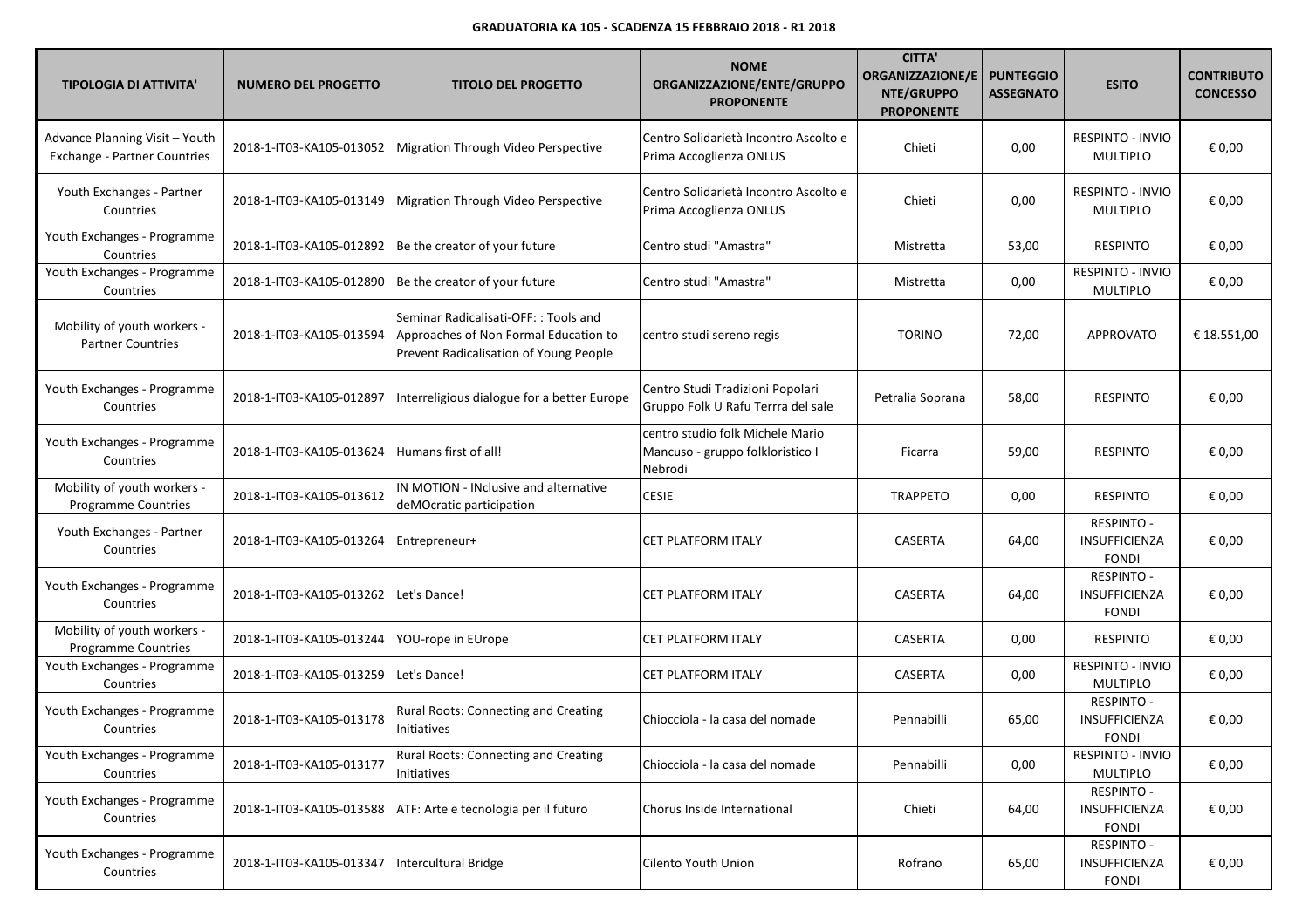**GRADUATORIA KA 105 - SCADENZA 15 FEBBRAIO 2018 - R1 2018**

| TIPOLOGIA DI ATTIVITA' | NUMERO DEL PROGETTO | TITOLO DEL PROGETTO | NOME ORGANIZZAZIONE/ENTE/GRUPPO PROPONENTE | CITTA' ORGANIZZAZIONE/ENTE/GRUPPO PROPONENTE | PUNTEGGIO ASSEGNATO | ESITO | CONTRIBUTO CONCESSO |
|---|---|---|---|---|---|---|---|
| Advance Planning Visit – Youth Exchange - Partner Countries | 2018-1-IT03-KA105-013052 | Migration Through Video Perspective | Centro Solidarietà Incontro Ascolto e Prima Accoglienza ONLUS | Chieti | 0,00 | RESPINTO - INVIO MULTIPLO | € 0,00 |
| Youth Exchanges - Partner Countries | 2018-1-IT03-KA105-013149 | Migration Through Video Perspective | Centro Solidarietà Incontro Ascolto e Prima Accoglienza ONLUS | Chieti | 0,00 | RESPINTO - INVIO MULTIPLO | € 0,00 |
| Youth Exchanges - Programme Countries | 2018-1-IT03-KA105-012892 | Be the creator of your future | Centro studi "Amastra" | Mistretta | 53,00 | RESPINTO | € 0,00 |
| Youth Exchanges - Programme Countries | 2018-1-IT03-KA105-012890 | Be the creator of your future | Centro studi "Amastra" | Mistretta | 0,00 | RESPINTO - INVIO MULTIPLO | € 0,00 |
| Mobility of youth workers - Partner Countries | 2018-1-IT03-KA105-013594 | Seminar Radicalisati-OFF: : Tools and Approaches of Non Formal Education to Prevent Radicalisation of Young People | centro studi sereno regis | TORINO | 72,00 | APPROVATO | € 18.551,00 |
| Youth Exchanges - Programme Countries | 2018-1-IT03-KA105-012897 | Interreligious dialogue for a better Europe | Centro Studi Tradizioni Popolari Gruppo Folk U Rafu Terrra del sale | Petralia Soprana | 58,00 | RESPINTO | € 0,00 |
| Youth Exchanges - Programme Countries | 2018-1-IT03-KA105-013624 | Humans first of all! | centro studio folk Michele Mario Mancuso - gruppo folkloristico I Nebrodi | Ficarra | 59,00 | RESPINTO | € 0,00 |
| Mobility of youth workers - Programme Countries | 2018-1-IT03-KA105-013612 | IN MOTION - INclusive and alternative deMOcratic participation | CESIE | TRAPPETO | 0,00 | RESPINTO | € 0,00 |
| Youth Exchanges - Partner Countries | 2018-1-IT03-KA105-013264 | Entrepreneur+ | CET PLATFORM ITALY | CASERTA | 64,00 | RESPINTO - INSUFFICIENZA FONDI | € 0,00 |
| Youth Exchanges - Programme Countries | 2018-1-IT03-KA105-013262 | Let's Dance! | CET PLATFORM ITALY | CASERTA | 64,00 | RESPINTO - INSUFFICIENZA FONDI | € 0,00 |
| Mobility of youth workers - Programme Countries | 2018-1-IT03-KA105-013244 | YOU-rope in EUrope | CET PLATFORM ITALY | CASERTA | 0,00 | RESPINTO | € 0,00 |
| Youth Exchanges - Programme Countries | 2018-1-IT03-KA105-013259 | Let's Dance! | CET PLATFORM ITALY | CASERTA | 0,00 | RESPINTO - INVIO MULTIPLO | € 0,00 |
| Youth Exchanges - Programme Countries | 2018-1-IT03-KA105-013178 | Rural Roots: Connecting and Creating Initiatives | Chiocciola - la casa del nomade | Pennabilli | 65,00 | RESPINTO - INSUFFICIENZA FONDI | € 0,00 |
| Youth Exchanges - Programme Countries | 2018-1-IT03-KA105-013177 | Rural Roots: Connecting and Creating Initiatives | Chiocciola - la casa del nomade | Pennabilli | 0,00 | RESPINTO - INVIO MULTIPLO | € 0,00 |
| Youth Exchanges - Programme Countries | 2018-1-IT03-KA105-013588 | ATF: Arte e tecnologia per il futuro | Chorus Inside International | Chieti | 64,00 | RESPINTO - INSUFFICIENZA FONDI | € 0,00 |
| Youth Exchanges - Programme Countries | 2018-1-IT03-KA105-013347 | Intercultural Bridge | Cilento Youth Union | Rofrano | 65,00 | RESPINTO - INSUFFICIENZA FONDI | € 0,00 |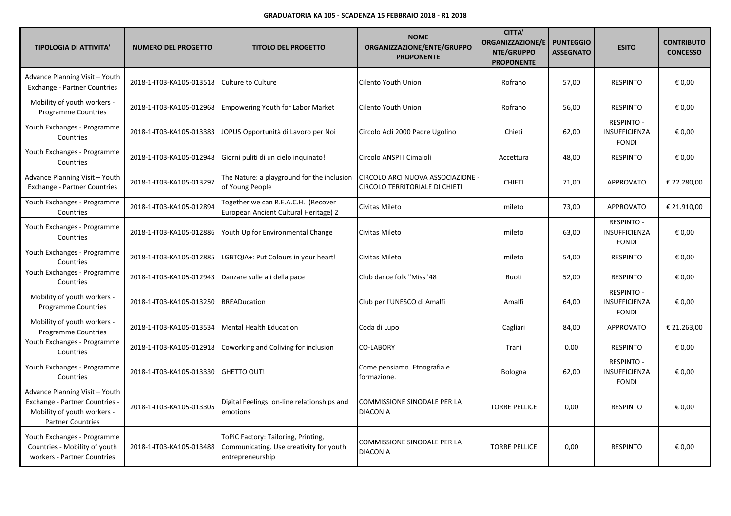**GRADUATORIA KA 105 - SCADENZA 15 FEBBRAIO 2018 - R1 2018**

| TIPOLOGIA DI ATTIVITA' | NUMERO DEL PROGETTO | TITOLO DEL PROGETTO | NOME ORGANIZZAZIONE/ENTE/GRUPPO PROPONENTE | CITTA' ORGANIZZAZIONE/ENTE/GRUPPO PROPONENTE | PUNTEGGIO ASSEGNATO | ESITO | CONTRIBUTO CONCESSO |
|---|---|---|---|---|---|---|---|
| Advance Planning Visit – Youth Exchange - Partner Countries | 2018-1-IT03-KA105-013518 | Culture to Culture | Cilento Youth Union | Rofrano | 57,00 | RESPINTO | € 0,00 |
| Mobility of youth workers - Programme Countries | 2018-1-IT03-KA105-012968 | Empowering Youth for Labor Market | Cilento Youth Union | Rofrano | 56,00 | RESPINTO | € 0,00 |
| Youth Exchanges - Programme Countries | 2018-1-IT03-KA105-013383 | JOPUS Opportunità di Lavoro per Noi | Circolo Acli 2000 Padre Ugolino | Chieti | 62,00 | RESPINTO - INSUFFICIENZA FONDI | € 0,00 |
| Youth Exchanges - Programme Countries | 2018-1-IT03-KA105-012948 | Giorni puliti di un cielo inquinato! | Circolo ANSPI I Cimaioli | Accettura | 48,00 | RESPINTO | € 0,00 |
| Advance Planning Visit – Youth Exchange - Partner Countries | 2018-1-IT03-KA105-013297 | The Nature: a playground for the inclusion of Young People | CIRCOLO ARCI NUOVA ASSOCIAZIONE - CIRCOLO TERRITORIALE DI CHIETI | CHIETI | 71,00 | APPROVATO | € 22.280,00 |
| Youth Exchanges - Programme Countries | 2018-1-IT03-KA105-012894 | Together we can R.E.A.C.H. (Recover European Ancient Cultural Heritage) 2 | Civitas Mileto | mileto | 73,00 | APPROVATO | € 21.910,00 |
| Youth Exchanges - Programme Countries | 2018-1-IT03-KA105-012886 | Youth Up for Environmental Change | Civitas Mileto | mileto | 63,00 | RESPINTO - INSUFFICIENZA FONDI | € 0,00 |
| Youth Exchanges - Programme Countries | 2018-1-IT03-KA105-012885 | LGBTQIA+: Put Colours in your heart! | Civitas Mileto | mileto | 54,00 | RESPINTO | € 0,00 |
| Youth Exchanges - Programme Countries | 2018-1-IT03-KA105-012943 | Danzare sulle ali della pace | Club dance folk "Miss '48 | Ruoti | 52,00 | RESPINTO | € 0,00 |
| Mobility of youth workers - Programme Countries | 2018-1-IT03-KA105-013250 | BREADucation | Club per l'UNESCO di Amalfi | Amalfi | 64,00 | RESPINTO - INSUFFICIENZA FONDI | € 0,00 |
| Mobility of youth workers - Programme Countries | 2018-1-IT03-KA105-013534 | Mental Health Education | Coda di Lupo | Cagliari | 84,00 | APPROVATO | € 21.263,00 |
| Youth Exchanges - Programme Countries | 2018-1-IT03-KA105-012918 | Coworking and Coliving for inclusion | CO-LABORY | Trani | 0,00 | RESPINTO | € 0,00 |
| Youth Exchanges - Programme Countries | 2018-1-IT03-KA105-013330 | GHETTO OUT! | Come pensiamo. Etnografia e formazione. | Bologna | 62,00 | RESPINTO - INSUFFICIENZA FONDI | € 0,00 |
| Advance Planning Visit – Youth Exchange - Partner Countries - Mobility of youth workers - Partner Countries | 2018-1-IT03-KA105-013305 | Digital Feelings: on-line relationships and emotions | COMMISSIONE SINODALE PER LA DIACONIA | TORRE PELLICE | 0,00 | RESPINTO | € 0,00 |
| Youth Exchanges - Programme Countries - Mobility of youth workers - Partner Countries | 2018-1-IT03-KA105-013488 | ToPiC Factory: Tailoring, Printing, Communicating. Use creativity for youth entrepreneurship | COMMISSIONE SINODALE PER LA DIACONIA | TORRE PELLICE | 0,00 | RESPINTO | € 0,00 |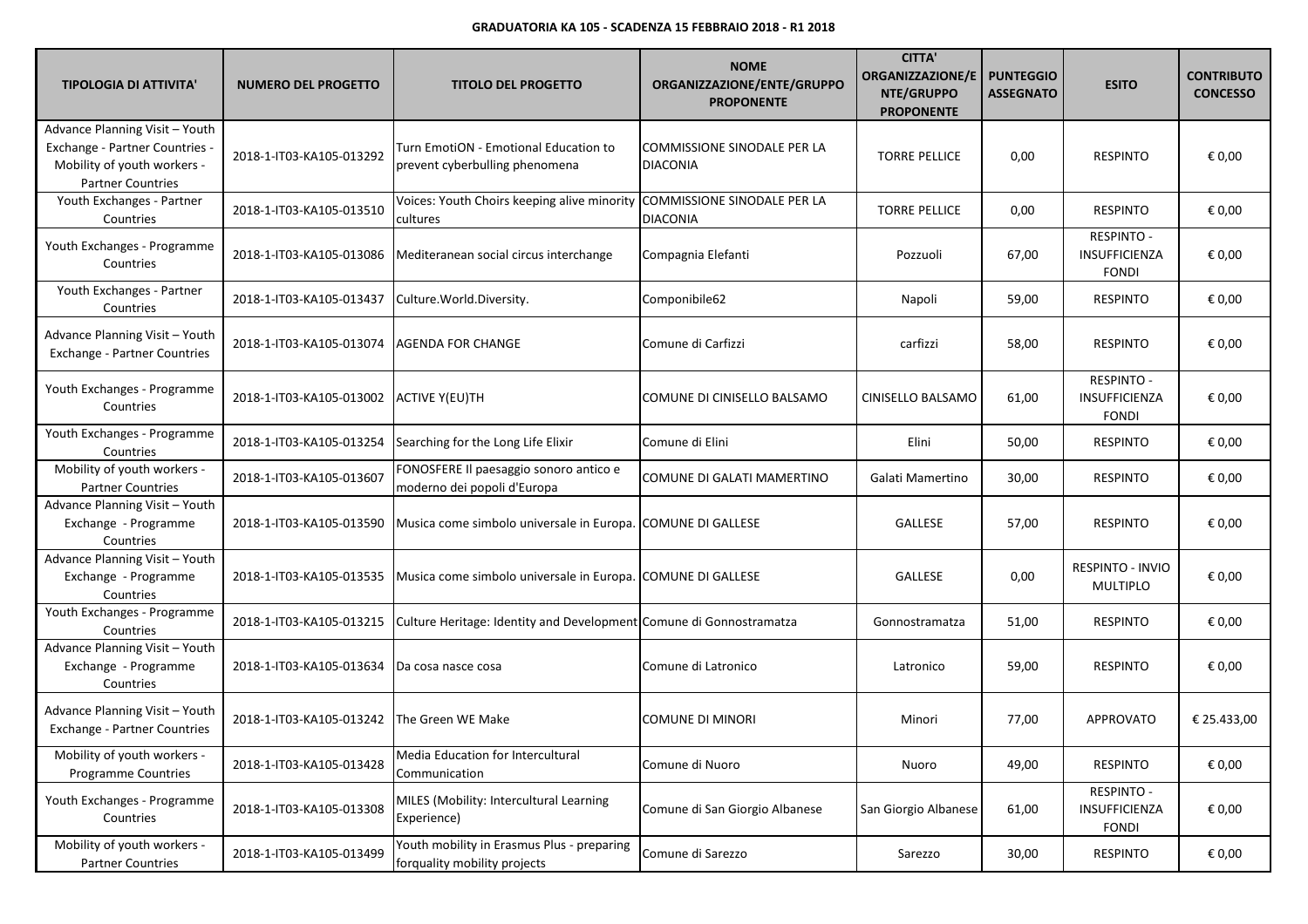**GRADUATORIA KA 105 - SCADENZA 15 FEBBRAIO 2018 - R1 2018**

| TIPOLOGIA DI ATTIVITA' | NUMERO DEL PROGETTO | TITOLO DEL PROGETTO | NOME ORGANIZZAZIONE/ENTE/GRUPPO PROPONENTE | CITTA' ORGANIZZAZIONE/ENTE/GRUPPO PROPONENTE | PUNTEGGIO ASSEGNATO | ESITO | CONTRIBUTO CONCESSO |
|---|---|---|---|---|---|---|---|
| Advance Planning Visit – Youth Exchange - Partner Countries - Mobility of youth workers - Partner Countries | 2018-1-IT03-KA105-013292 | Turn EmotiON - Emotional Education to prevent cyberbulling phenomena | COMMISSIONE SINODALE PER LA DIACONIA | TORRE PELLICE | 0,00 | RESPINTO | € 0,00 |
| Youth Exchanges - Partner Countries | 2018-1-IT03-KA105-013510 | Voices: Youth Choirs keeping alive minority cultures | COMMISSIONE SINODALE PER LA DIACONIA | TORRE PELLICE | 0,00 | RESPINTO | € 0,00 |
| Youth Exchanges - Programme Countries | 2018-1-IT03-KA105-013086 | Mediteranean social circus interchange | Compagnia Elefanti | Pozzuoli | 67,00 | RESPINTO - INSUFFICIENZA FONDI | € 0,00 |
| Youth Exchanges - Partner Countries | 2018-1-IT03-KA105-013437 | Culture.World.Diversity. | Componibile62 | Napoli | 59,00 | RESPINTO | € 0,00 |
| Advance Planning Visit – Youth Exchange - Partner Countries | 2018-1-IT03-KA105-013074 | AGENDA FOR CHANGE | Comune di Carfizzi | carfizzi | 58,00 | RESPINTO | € 0,00 |
| Youth Exchanges - Programme Countries | 2018-1-IT03-KA105-013002 | ACTIVE Y(EU)TH | COMUNE DI CINISELLO BALSAMO | CINISELLO BALSAMO | 61,00 | RESPINTO - INSUFFICIENZA FONDI | € 0,00 |
| Youth Exchanges - Programme Countries | 2018-1-IT03-KA105-013254 | Searching for the Long Life Elixir | Comune di Elini | Elini | 50,00 | RESPINTO | € 0,00 |
| Mobility of youth workers - Partner Countries | 2018-1-IT03-KA105-013607 | FONOSFERE Il paesaggio sonoro antico e moderno dei popoli d'Europa | COMUNE DI GALATI MAMERTINO | Galati Mamertino | 30,00 | RESPINTO | € 0,00 |
| Advance Planning Visit – Youth Exchange - Programme Countries | 2018-1-IT03-KA105-013590 | Musica come simbolo universale in Europa. | COMUNE DI GALLESE | GALLESE | 57,00 | RESPINTO | € 0,00 |
| Advance Planning Visit – Youth Exchange - Programme Countries | 2018-1-IT03-KA105-013535 | Musica come simbolo universale in Europa. | COMUNE DI GALLESE | GALLESE | 0,00 | RESPINTO - INVIO MULTIPLO | € 0,00 |
| Youth Exchanges - Programme Countries | 2018-1-IT03-KA105-013215 | Culture Heritage: Identity and Development | Comune di Gonnostramatza | Gonnostramatza | 51,00 | RESPINTO | € 0,00 |
| Advance Planning Visit – Youth Exchange - Programme Countries | 2018-1-IT03-KA105-013634 | Da cosa nasce cosa | Comune di Latronico | Latronico | 59,00 | RESPINTO | € 0,00 |
| Advance Planning Visit – Youth Exchange - Partner Countries | 2018-1-IT03-KA105-013242 | The Green WE Make | COMUNE DI MINORI | Minori | 77,00 | APPROVATO | € 25.433,00 |
| Mobility of youth workers - Programme Countries | 2018-1-IT03-KA105-013428 | Media Education for Intercultural Communication | Comune di Nuoro | Nuoro | 49,00 | RESPINTO | € 0,00 |
| Youth Exchanges - Programme Countries | 2018-1-IT03-KA105-013308 | MILES (Mobility: Intercultural Learning Experience) | Comune di San Giorgio Albanese | San Giorgio Albanese | 61,00 | RESPINTO - INSUFFICIENZA FONDI | € 0,00 |
| Mobility of youth workers - Partner Countries | 2018-1-IT03-KA105-013499 | Youth mobility in Erasmus Plus - preparing forquality mobility projects | Comune di Sarezzo | Sarezzo | 30,00 | RESPINTO | € 0,00 |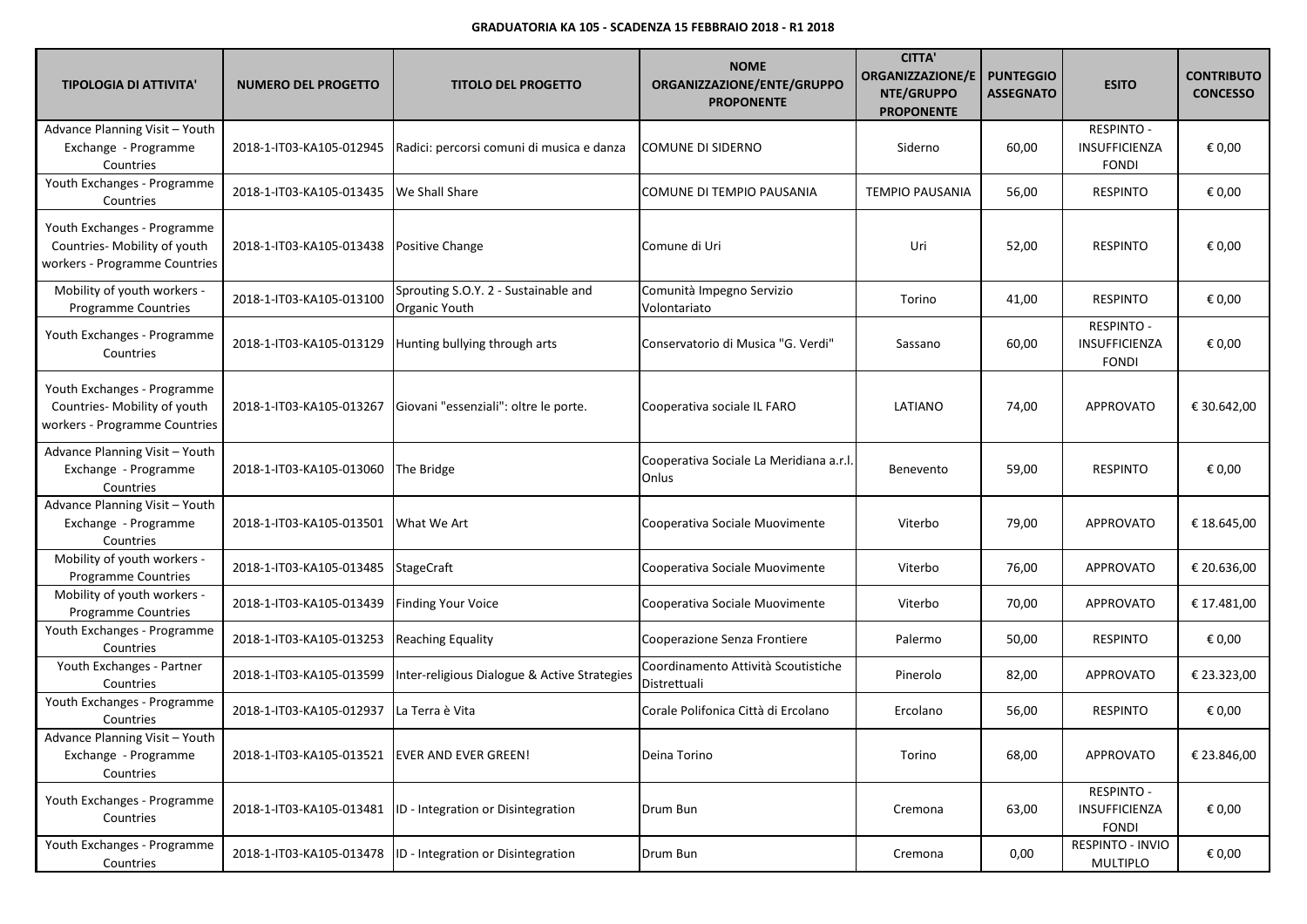**GRADUATORIA KA 105 - SCADENZA 15 FEBBRAIO 2018 - R1 2018**

| TIPOLOGIA DI ATTIVITA' | NUMERO DEL PROGETTO | TITOLO DEL PROGETTO | NOME ORGANIZZAZIONE/ENTE/GRUPPO PROPONENTE | CITTA' ORGANIZZAZIONE/ENTE/GRUPPO PROPONENTE | PUNTEGGIO ASSEGNATO | ESITO | CONTRIBUTO CONCESSO |
|---|---|---|---|---|---|---|---|
| Advance Planning Visit – Youth Exchange - Programme Countries | 2018-1-IT03-KA105-012945 | Radici: percorsi comuni di musica e danza | COMUNE DI SIDERNO | Siderno | 60,00 | RESPINTO - INSUFFICIENZA FONDI | € 0,00 |
| Youth Exchanges - Programme Countries | 2018-1-IT03-KA105-013435 | We Shall Share | COMUNE DI TEMPIO PAUSANIA | TEMPIO PAUSANIA | 56,00 | RESPINTO | € 0,00 |
| Youth Exchanges - Programme Countries- Mobility of youth workers - Programme Countries | 2018-1-IT03-KA105-013438 | Positive Change | Comune di Uri | Uri | 52,00 | RESPINTO | € 0,00 |
| Mobility of youth workers - Programme Countries | 2018-1-IT03-KA105-013100 | Sprouting S.O.Y. 2 - Sustainable and Organic Youth | Comunità Impegno Servizio Volontariato | Torino | 41,00 | RESPINTO | € 0,00 |
| Youth Exchanges - Programme Countries | 2018-1-IT03-KA105-013129 | Hunting bullying through arts | Conservatorio di Musica "G. Verdi" | Sassano | 60,00 | RESPINTO - INSUFFICIENZA FONDI | € 0,00 |
| Youth Exchanges - Programme Countries- Mobility of youth workers - Programme Countries | 2018-1-IT03-KA105-013267 | Giovani "essenziali": oltre le porte. | Cooperativa sociale IL FARO | LATIANO | 74,00 | APPROVATO | € 30.642,00 |
| Advance Planning Visit – Youth Exchange - Programme Countries | 2018-1-IT03-KA105-013060 | The Bridge | Cooperativa Sociale La Meridiana a.r.l. Onlus | Benevento | 59,00 | RESPINTO | € 0,00 |
| Advance Planning Visit – Youth Exchange - Programme Countries | 2018-1-IT03-KA105-013501 | What We Art | Cooperativa Sociale Muovimente | Viterbo | 79,00 | APPROVATO | € 18.645,00 |
| Mobility of youth workers - Programme Countries | 2018-1-IT03-KA105-013485 | StageCraft | Cooperativa Sociale Muovimente | Viterbo | 76,00 | APPROVATO | € 20.636,00 |
| Mobility of youth workers - Programme Countries | 2018-1-IT03-KA105-013439 | Finding Your Voice | Cooperativa Sociale Muovimente | Viterbo | 70,00 | APPROVATO | € 17.481,00 |
| Youth Exchanges - Programme Countries | 2018-1-IT03-KA105-013253 | Reaching Equality | Cooperazione Senza Frontiere | Palermo | 50,00 | RESPINTO | € 0,00 |
| Youth Exchanges - Partner Countries | 2018-1-IT03-KA105-013599 | Inter-religious Dialogue & Active Strategies | Coordinamento Attività Scoutistiche Distrettuali | Pinerolo | 82,00 | APPROVATO | € 23.323,00 |
| Youth Exchanges - Programme Countries | 2018-1-IT03-KA105-012937 | La Terra è Vita | Corale Polifonica Città di Ercolano | Ercolano | 56,00 | RESPINTO | € 0,00 |
| Advance Planning Visit – Youth Exchange - Programme Countries | 2018-1-IT03-KA105-013521 | EVER AND EVER GREEN! | Deina Torino | Torino | 68,00 | APPROVATO | € 23.846,00 |
| Youth Exchanges - Programme Countries | 2018-1-IT03-KA105-013481 | ID - Integration or Disintegration | Drum Bun | Cremona | 63,00 | RESPINTO - INSUFFICIENZA FONDI | € 0,00 |
| Youth Exchanges - Programme Countries | 2018-1-IT03-KA105-013478 | ID - Integration or Disintegration | Drum Bun | Cremona | 0,00 | RESPINTO - INVIO MULTIPLO | € 0,00 |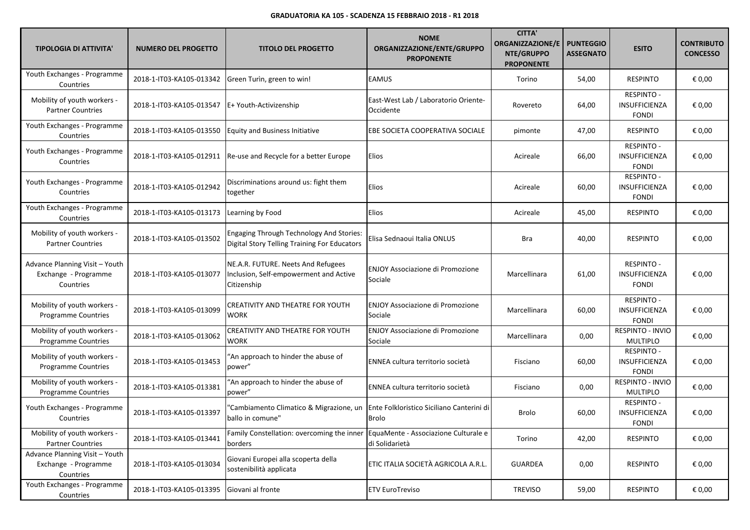**GRADUATORIA KA 105 - SCADENZA 15 FEBBRAIO 2018 - R1 2018**

| TIPOLOGIA DI ATTIVITA' | NUMERO DEL PROGETTO | TITOLO DEL PROGETTO | NOME ORGANIZZAZIONE/ENTE/GRUPPO PROPONENTE | CITTA' ORGANIZZAZIONE/ENTE/GRUPPO PROPONENTE | PUNTEGGIO ASSEGNATO | ESITO | CONTRIBUTO CONCESSO |
|---|---|---|---|---|---|---|---|
| Youth Exchanges - Programme Countries | 2018-1-IT03-KA105-013342 | Green Turìn, green to win! | EAMUS | Torino | 54,00 | RESPINTO | € 0,00 |
| Mobility of youth workers - Partner Countries | 2018-1-IT03-KA105-013547 | E+ Youth-Activizenship | East-West Lab / Laboratorio Oriente-Occidente | Rovereto | 64,00 | RESPINTO - INSUFFICIENZA FONDI | € 0,00 |
| Youth Exchanges - Programme Countries | 2018-1-IT03-KA105-013550 | Equity and Business Initiative | EBE SOCIETA COOPERATIVA SOCIALE | pimonte | 47,00 | RESPINTO | € 0,00 |
| Youth Exchanges - Programme Countries | 2018-1-IT03-KA105-012911 | Re-use and Recycle for a better Europe | Elios | Acireale | 66,00 | RESPINTO - INSUFFICIENZA FONDI | € 0,00 |
| Youth Exchanges - Programme Countries | 2018-1-IT03-KA105-012942 | Discriminations around us: fight them together | Elios | Acireale | 60,00 | RESPINTO - INSUFFICIENZA FONDI | € 0,00 |
| Youth Exchanges - Programme Countries | 2018-1-IT03-KA105-013173 | Learning by Food | Elios | Acireale | 45,00 | RESPINTO | € 0,00 |
| Mobility of youth workers - Partner Countries | 2018-1-IT03-KA105-013502 | Engaging Through Technology And Stories: Digital Story Telling Training For Educators | Elisa Sednaoui Italia ONLUS | Bra | 40,00 | RESPINTO | € 0,00 |
| Advance Planning Visit – Youth Exchange - Programme Countries | 2018-1-IT03-KA105-013077 | NE.A.R. FUTURE. Neets And Refugees Inclusion, Self-empowerment and Active Citizenship | ENJOY Associazione di Promozione Sociale | Marcellinara | 61,00 | RESPINTO - INSUFFICIENZA FONDI | € 0,00 |
| Mobility of youth workers - Programme Countries | 2018-1-IT03-KA105-013099 | CREATIVITY AND THEATRE FOR YOUTH WORK | ENJOY Associazione di Promozione Sociale | Marcellinara | 60,00 | RESPINTO - INSUFFICIENZA FONDI | € 0,00 |
| Mobility of youth workers - Programme Countries | 2018-1-IT03-KA105-013062 | CREATIVITY AND THEATRE FOR YOUTH WORK | ENJOY Associazione di Promozione Sociale | Marcellinara | 0,00 | RESPINTO - INVIO MULTIPLO | € 0,00 |
| Mobility of youth workers - Programme Countries | 2018-1-IT03-KA105-013453 | "An approach to hinder the abuse of power" | ENNEA cultura territorio società | Fisciano | 60,00 | RESPINTO - INSUFFICIENZA FONDI | € 0,00 |
| Mobility of youth workers - Programme Countries | 2018-1-IT03-KA105-013381 | "An approach to hinder the abuse of power" | ENNEA cultura territorio società | Fisciano | 0,00 | RESPINTO - INVIO MULTIPLO | € 0,00 |
| Youth Exchanges - Programme Countries | 2018-1-IT03-KA105-013397 | "Cambiamento Climatico & Migrazione, un ballo in comune" | Ente Folkloristico Siciliano Canterini di Brolo | Brolo | 60,00 | RESPINTO - INSUFFICIENZA FONDI | € 0,00 |
| Mobility of youth workers - Partner Countries | 2018-1-IT03-KA105-013441 | Family Constellation: overcoming the inner borders | EquaMente - Associazione Culturale e di Solidarietà | Torino | 42,00 | RESPINTO | € 0,00 |
| Advance Planning Visit – Youth Exchange - Programme Countries | 2018-1-IT03-KA105-013034 | Giovani Europei alla scoperta della sostenibilità applicata | ETIC ITALIA SOCIETÀ AGRICOLA A.R.L. | GUARDEA | 0,00 | RESPINTO | € 0,00 |
| Youth Exchanges - Programme Countries | 2018-1-IT03-KA105-013395 | Giovani al fronte | ETV EuroTreviso | TREVISO | 59,00 | RESPINTO | € 0,00 |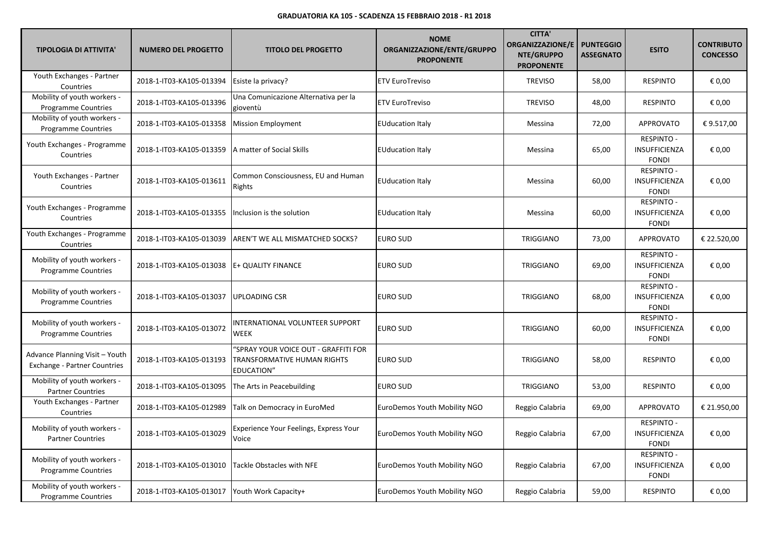**GRADUATORIA KA 105 - SCADENZA 15 FEBBRAIO 2018 - R1 2018**

| TIPOLOGIA DI ATTIVITA' | NUMERO DEL PROGETTO | TITOLO DEL PROGETTO | NOME ORGANIZZAZIONE/ENTE/GRUPPO PROPONENTE | CITTA' ORGANIZZAZIONE/ENTE/GRUPPO PROPONENTE | PUNTEGGIO ASSEGNATO | ESITO | CONTRIBUTO CONCESSO |
|---|---|---|---|---|---|---|---|
| Youth Exchanges - Partner Countries | 2018-1-IT03-KA105-013394 | Esiste la privacy? | ETV EuroTreviso | TREVISO | 58,00 | RESPINTO | € 0,00 |
| Mobility of youth workers - Programme Countries | 2018-1-IT03-KA105-013396 | Una Comunicazione Alternativa per la gioventù | ETV EuroTreviso | TREVISO | 48,00 | RESPINTO | € 0,00 |
| Mobility of youth workers - Programme Countries | 2018-1-IT03-KA105-013358 | Mission Employment | EUducation Italy | Messina | 72,00 | APPROVATO | € 9.517,00 |
| Youth Exchanges - Programme Countries | 2018-1-IT03-KA105-013359 | A matter of Social Skills | EUducation Italy | Messina | 65,00 | RESPINTO - INSUFFICIENZA FONDI | € 0,00 |
| Youth Exchanges - Partner Countries | 2018-1-IT03-KA105-013611 | Common Consciousness, EU and Human Rights | EUducation Italy | Messina | 60,00 | RESPINTO - INSUFFICIENZA FONDI | € 0,00 |
| Youth Exchanges - Programme Countries | 2018-1-IT03-KA105-013355 | Inclusion is the solution | EUducation Italy | Messina | 60,00 | RESPINTO - INSUFFICIENZA FONDI | € 0,00 |
| Youth Exchanges - Programme Countries | 2018-1-IT03-KA105-013039 | AREN'T WE ALL MISMATCHED SOCKS? | EURO SUD | TRIGGIANO | 73,00 | APPROVATO | € 22.520,00 |
| Mobility of youth workers - Programme Countries | 2018-1-IT03-KA105-013038 | E+ QUALITY FINANCE | EURO SUD | TRIGGIANO | 69,00 | RESPINTO - INSUFFICIENZA FONDI | € 0,00 |
| Mobility of youth workers - Programme Countries | 2018-1-IT03-KA105-013037 | UPLOADING CSR | EURO SUD | TRIGGIANO | 68,00 | RESPINTO - INSUFFICIENZA FONDI | € 0,00 |
| Mobility of youth workers - Programme Countries | 2018-1-IT03-KA105-013072 | INTERNATIONAL VOLUNTEER SUPPORT WEEK | EURO SUD | TRIGGIANO | 60,00 | RESPINTO - INSUFFICIENZA FONDI | € 0,00 |
| Advance Planning Visit – Youth Exchange - Partner Countries | 2018-1-IT03-KA105-013193 | "SPRAY YOUR VOICE OUT - GRAFFITI FOR TRANSFORMATIVE HUMAN RIGHTS EDUCATION" | EURO SUD | TRIGGIANO | 58,00 | RESPINTO | € 0,00 |
| Mobility of youth workers - Partner Countries | 2018-1-IT03-KA105-013095 | The Arts in Peacebuilding | EURO SUD | TRIGGIANO | 53,00 | RESPINTO | € 0,00 |
| Youth Exchanges - Partner Countries | 2018-1-IT03-KA105-012989 | Talk on Democracy in EuroMed | EuroDemos Youth Mobility NGO | Reggio Calabria | 69,00 | APPROVATO | € 21.950,00 |
| Mobility of youth workers - Partner Countries | 2018-1-IT03-KA105-013029 | Experience Your Feelings, Express Your Voice | EuroDemos Youth Mobility NGO | Reggio Calabria | 67,00 | RESPINTO - INSUFFICIENZA FONDI | € 0,00 |
| Mobility of youth workers - Programme Countries | 2018-1-IT03-KA105-013010 | Tackle Obstacles with NFE | EuroDemos Youth Mobility NGO | Reggio Calabria | 67,00 | RESPINTO - INSUFFICIENZA FONDI | € 0,00 |
| Mobility of youth workers - Programme Countries | 2018-1-IT03-KA105-013017 | Youth Work Capacity+ | EuroDemos Youth Mobility NGO | Reggio Calabria | 59,00 | RESPINTO | € 0,00 |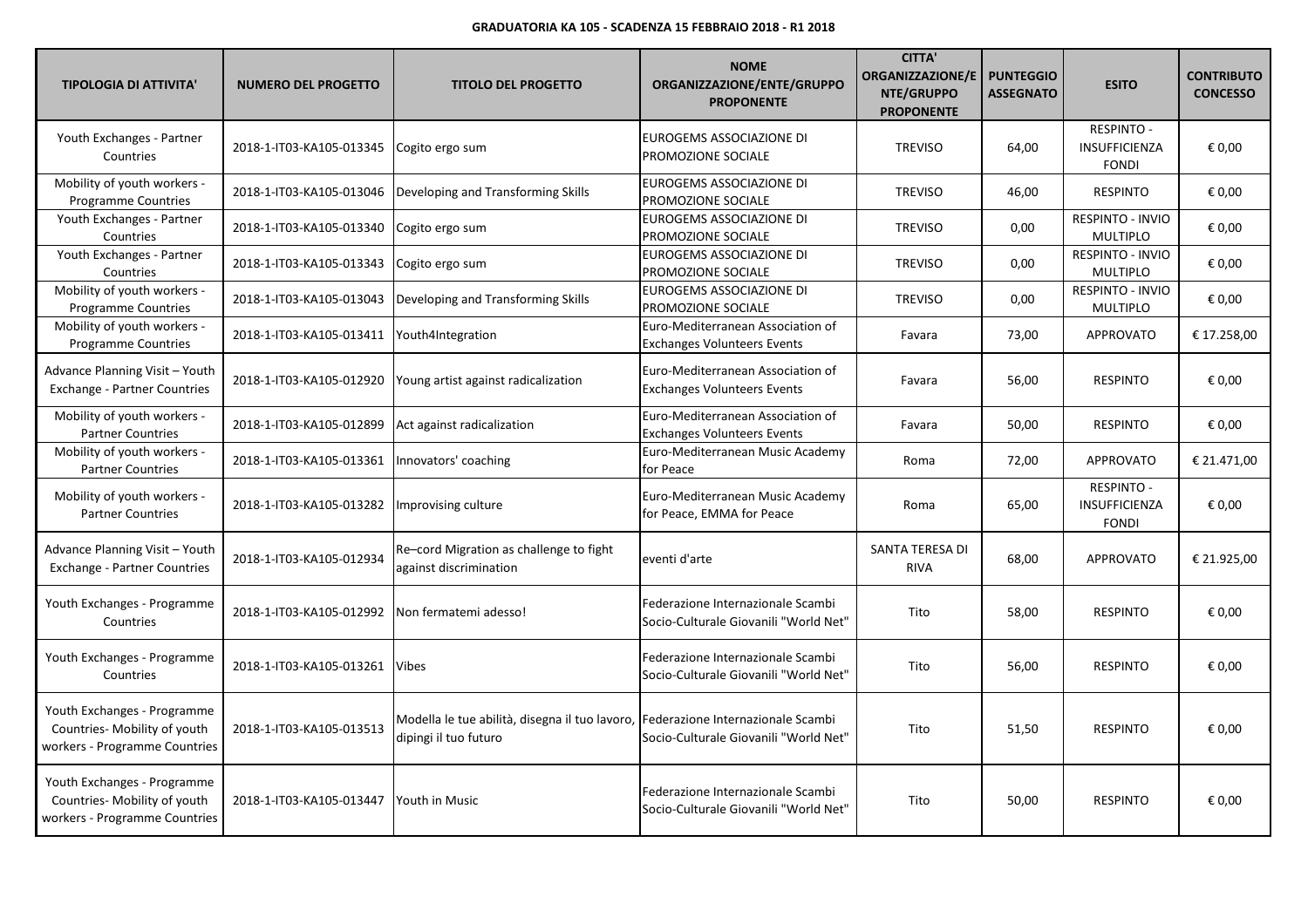**GRADUATORIA KA 105 - SCADENZA 15 FEBBRAIO 2018 - R1 2018**

| TIPOLOGIA DI ATTIVITA' | NUMERO DEL PROGETTO | TITOLO DEL PROGETTO | NOME ORGANIZZAZIONE/ENTE/GRUPPO PROPONENTE | CITTA' ORGANIZZAZIONE/ENTE/GRUPPO PROPONENTE | PUNTEGGIO ASSEGNATO | ESITO | CONTRIBUTO CONCESSO |
|---|---|---|---|---|---|---|---|
| Youth Exchanges - Partner Countries | 2018-1-IT03-KA105-013345 | Cogito ergo sum | EUROGEMS ASSOCIAZIONE DI PROMOZIONE SOCIALE | TREVISO | 64,00 | RESPINTO - INSUFFICIENZA FONDI | € 0,00 |
| Mobility of youth workers - Programme Countries | 2018-1-IT03-KA105-013046 | Developing and Transforming Skills | EUROGEMS ASSOCIAZIONE DI PROMOZIONE SOCIALE | TREVISO | 46,00 | RESPINTO | € 0,00 |
| Youth Exchanges - Partner Countries | 2018-1-IT03-KA105-013340 | Cogito ergo sum | EUROGEMS ASSOCIAZIONE DI PROMOZIONE SOCIALE | TREVISO | 0,00 | RESPINTO - INVIO MULTIPLO | € 0,00 |
| Youth Exchanges - Partner Countries | 2018-1-IT03-KA105-013343 | Cogito ergo sum | EUROGEMS ASSOCIAZIONE DI PROMOZIONE SOCIALE | TREVISO | 0,00 | RESPINTO - INVIO MULTIPLO | € 0,00 |
| Mobility of youth workers - Programme Countries | 2018-1-IT03-KA105-013043 | Developing and Transforming Skills | EUROGEMS ASSOCIAZIONE DI PROMOZIONE SOCIALE | TREVISO | 0,00 | RESPINTO - INVIO MULTIPLO | € 0,00 |
| Mobility of youth workers - Programme Countries | 2018-1-IT03-KA105-013411 | Youth4Integration | Euro-Mediterranean Association of Exchanges Volunteers Events | Favara | 73,00 | APPROVATO | € 17.258,00 |
| Advance Planning Visit – Youth Exchange - Partner Countries | 2018-1-IT03-KA105-012920 | Young artist against radicalization | Euro-Mediterranean Association of Exchanges Volunteers Events | Favara | 56,00 | RESPINTO | € 0,00 |
| Mobility of youth workers - Partner Countries | 2018-1-IT03-KA105-012899 | Act against radicalization | Euro-Mediterranean Association of Exchanges Volunteers Events | Favara | 50,00 | RESPINTO | € 0,00 |
| Mobility of youth workers - Partner Countries | 2018-1-IT03-KA105-013361 | Innovators' coaching | Euro-Mediterranean Music Academy for Peace | Roma | 72,00 | APPROVATO | € 21.471,00 |
| Mobility of youth workers - Partner Countries | 2018-1-IT03-KA105-013282 | Improvising culture | Euro-Mediterranean Music Academy for Peace, EMMA for Peace | Roma | 65,00 | RESPINTO - INSUFFICIENZA FONDI | € 0,00 |
| Advance Planning Visit – Youth Exchange - Partner Countries | 2018-1-IT03-KA105-012934 | Re–cord Migration as challenge to fight against discrimination | eventi d'arte | SANTA TERESA DI RIVA | 68,00 | APPROVATO | € 21.925,00 |
| Youth Exchanges - Programme Countries | 2018-1-IT03-KA105-012992 | Non fermatemi adesso! | Federazione Internazionale Scambi Socio-Culturale Giovanili "World Net" | Tito | 58,00 | RESPINTO | € 0,00 |
| Youth Exchanges - Programme Countries | 2018-1-IT03-KA105-013261 | Vibes | Federazione Internazionale Scambi Socio-Culturale Giovanili "World Net" | Tito | 56,00 | RESPINTO | € 0,00 |
| Youth Exchanges - Programme Countries- Mobility of youth workers - Programme Countries | 2018-1-IT03-KA105-013513 | Modella le tue abilità, disegna il tuo lavoro, dipingi il tuo futuro | Federazione Internazionale Scambi Socio-Culturale Giovanili "World Net" | Tito | 51,50 | RESPINTO | € 0,00 |
| Youth Exchanges - Programme Countries- Mobility of youth workers - Programme Countries | 2018-1-IT03-KA105-013447 | Youth in Music | Federazione Internazionale Scambi Socio-Culturale Giovanili "World Net" | Tito | 50,00 | RESPINTO | € 0,00 |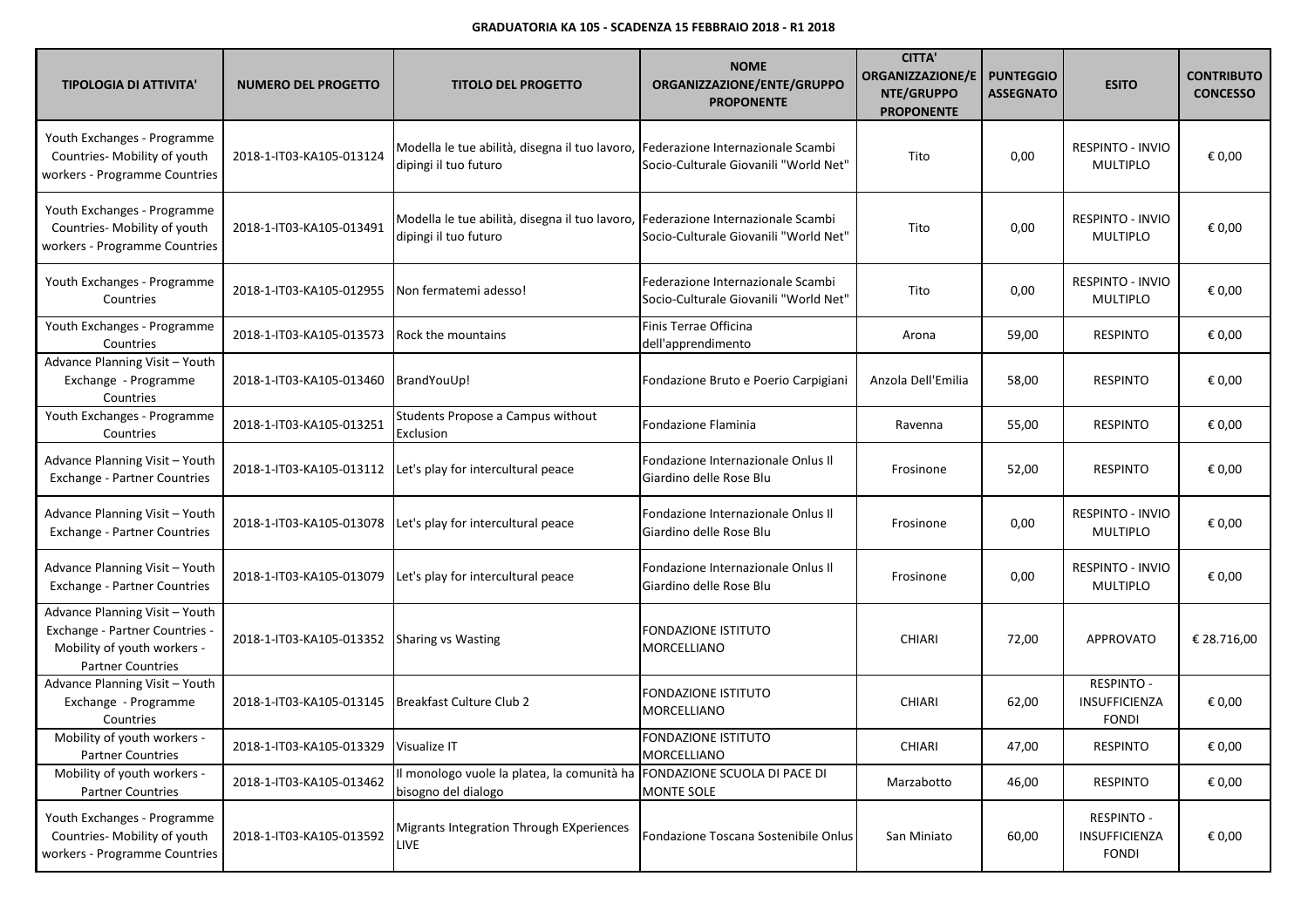**GRADUATORIA KA 105 - SCADENZA 15 FEBBRAIO 2018 - R1 2018**

| TIPOLOGIA DI ATTIVITA' | NUMERO DEL PROGETTO | TITOLO DEL PROGETTO | NOME ORGANIZZAZIONE/ENTE/GRUPPO PROPONENTE | CITTA' ORGANIZZAZIONE/ENTE/GRUPPO PROPONENTE | PUNTEGGIO ASSEGNATO | ESITO | CONTRIBUTO CONCESSO |
|---|---|---|---|---|---|---|---|
| Youth Exchanges - Programme Countries- Mobility of youth workers - Programme Countries | 2018-1-IT03-KA105-013124 | Modella le tue abilità, disegna il tuo lavoro, dipingi il tuo futuro | Federazione Internazionale Scambi Socio-Culturale Giovanili "World Net" | Tito | 0,00 | RESPINTO - INVIO MULTIPLO | € 0,00 |
| Youth Exchanges - Programme Countries- Mobility of youth workers - Programme Countries | 2018-1-IT03-KA105-013491 | Modella le tue abilità, disegna il tuo lavoro, dipingi il tuo futuro | Federazione Internazionale Scambi Socio-Culturale Giovanili "World Net" | Tito | 0,00 | RESPINTO - INVIO MULTIPLO | € 0,00 |
| Youth Exchanges - Programme Countries | 2018-1-IT03-KA105-012955 | Non fermatemi adesso! | Federazione Internazionale Scambi Socio-Culturale Giovanili "World Net" | Tito | 0,00 | RESPINTO - INVIO MULTIPLO | € 0,00 |
| Youth Exchanges - Programme Countries | 2018-1-IT03-KA105-013573 | Rock the mountains | Finis Terrae Officina dell'apprendimento | Arona | 59,00 | RESPINTO | € 0,00 |
| Advance Planning Visit – Youth Exchange - Programme Countries | 2018-1-IT03-KA105-013460 | BrandYouUp! | Fondazione Bruto e Poerio Carpigiani | Anzola Dell'Emilia | 58,00 | RESPINTO | € 0,00 |
| Youth Exchanges - Programme Countries | 2018-1-IT03-KA105-013251 | Students Propose a Campus without Exclusion | Fondazione Flaminia | Ravenna | 55,00 | RESPINTO | € 0,00 |
| Advance Planning Visit – Youth Exchange - Partner Countries | 2018-1-IT03-KA105-013112 | Let's play for intercultural peace | Fondazione Internazionale Onlus Il Giardino delle Rose Blu | Frosinone | 52,00 | RESPINTO | € 0,00 |
| Advance Planning Visit – Youth Exchange - Partner Countries | 2018-1-IT03-KA105-013078 | Let's play for intercultural peace | Fondazione Internazionale Onlus Il Giardino delle Rose Blu | Frosinone | 0,00 | RESPINTO - INVIO MULTIPLO | € 0,00 |
| Advance Planning Visit – Youth Exchange - Partner Countries | 2018-1-IT03-KA105-013079 | Let's play for intercultural peace | Fondazione Internazionale Onlus Il Giardino delle Rose Blu | Frosinone | 0,00 | RESPINTO - INVIO MULTIPLO | € 0,00 |
| Advance Planning Visit – Youth Exchange - Partner Countries - Mobility of youth workers - Partner Countries | 2018-1-IT03-KA105-013352 | Sharing vs Wasting | FONDAZIONE ISTITUTO MORCELLIANO | CHIARI | 72,00 | APPROVATO | € 28.716,00 |
| Advance Planning Visit – Youth Exchange - Programme Countries | 2018-1-IT03-KA105-013145 | Breakfast Culture Club 2 | FONDAZIONE ISTITUTO MORCELLIANO | CHIARI | 62,00 | RESPINTO - INSUFFICIENZA FONDI | € 0,00 |
| Mobility of youth workers - Partner Countries | 2018-1-IT03-KA105-013329 | Visualize IT | FONDAZIONE ISTITUTO MORCELLIANO | CHIARI | 47,00 | RESPINTO | € 0,00 |
| Mobility of youth workers - Partner Countries | 2018-1-IT03-KA105-013462 | Il monologo vuole la platea, la comunità ha bisogno del dialogo | FONDAZIONE SCUOLA DI PACE DI MONTE SOLE | Marzabotto | 46,00 | RESPINTO | € 0,00 |
| Youth Exchanges - Programme Countries- Mobility of youth workers - Programme Countries | 2018-1-IT03-KA105-013592 | Migrants Integration Through EXperiences LIVE | Fondazione Toscana Sostenibile Onlus | San Miniato | 60,00 | RESPINTO - INSUFFICIENZA FONDI | € 0,00 |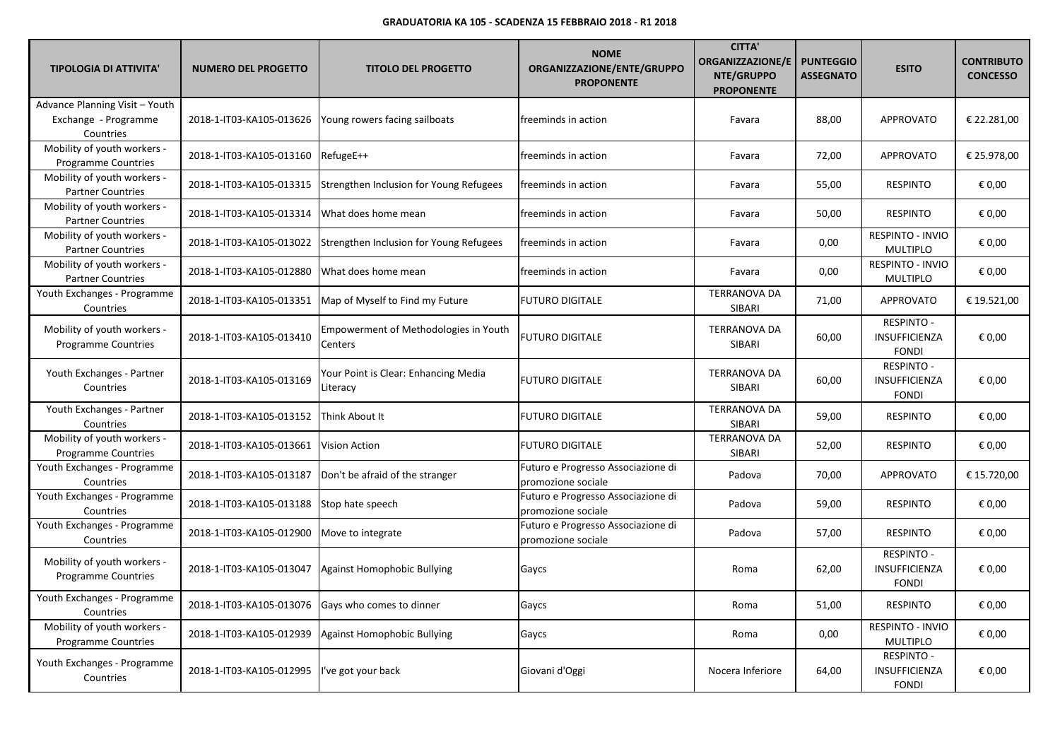**GRADUATORIA KA 105 - SCADENZA 15 FEBBRAIO 2018 - R1 2018**

| TIPOLOGIA DI ATTIVITA' | NUMERO DEL PROGETTO | TITOLO DEL PROGETTO | NOME ORGANIZZAZIONE/ENTE/GRUPPO PROPONENTE | CITTA' ORGANIZZAZIONE/ENTE/GRUPPO PROPONENTE | PUNTEGGIO ASSEGNATO | ESITO | CONTRIBUTO CONCESSO |
|---|---|---|---|---|---|---|---|
| Advance Planning Visit – Youth Exchange - Programme Countries | 2018-1-IT03-KA105-013626 | Young rowers facing sailboats | freeminds in action | Favara | 88,00 | APPROVATO | € 22.281,00 |
| Mobility of youth workers - Programme Countries | 2018-1-IT03-KA105-013160 | RefugeE++ | freeminds in action | Favara | 72,00 | APPROVATO | € 25.978,00 |
| Mobility of youth workers - Partner Countries | 2018-1-IT03-KA105-013315 | Strengthen Inclusion for Young Refugees | freeminds in action | Favara | 55,00 | RESPINTO | € 0,00 |
| Mobility of youth workers - Partner Countries | 2018-1-IT03-KA105-013314 | What does home mean | freeminds in action | Favara | 50,00 | RESPINTO | € 0,00 |
| Mobility of youth workers - Partner Countries | 2018-1-IT03-KA105-013022 | Strengthen Inclusion for Young Refugees | freeminds in action | Favara | 0,00 | RESPINTO - INVIO MULTIPLO | € 0,00 |
| Mobility of youth workers - Partner Countries | 2018-1-IT03-KA105-012880 | What does home mean | freeminds in action | Favara | 0,00 | RESPINTO - INVIO MULTIPLO | € 0,00 |
| Youth Exchanges - Programme Countries | 2018-1-IT03-KA105-013351 | Map of Myself to Find my Future | FUTURO DIGITALE | TERRANOVA DA SIBARI | 71,00 | APPROVATO | € 19.521,00 |
| Mobility of youth workers - Programme Countries | 2018-1-IT03-KA105-013410 | Empowerment of Methodologies in Youth Centers | FUTURO DIGITALE | TERRANOVA DA SIBARI | 60,00 | RESPINTO - INSUFFICIENZA FONDI | € 0,00 |
| Youth Exchanges - Partner Countries | 2018-1-IT03-KA105-013169 | Your Point is Clear: Enhancing Media Literacy | FUTURO DIGITALE | TERRANOVA DA SIBARI | 60,00 | RESPINTO - INSUFFICIENZA FONDI | € 0,00 |
| Youth Exchanges - Partner Countries | 2018-1-IT03-KA105-013152 | Think About It | FUTURO DIGITALE | TERRANOVA DA SIBARI | 59,00 | RESPINTO | € 0,00 |
| Mobility of youth workers - Programme Countries | 2018-1-IT03-KA105-013661 | Vision Action | FUTURO DIGITALE | TERRANOVA DA SIBARI | 52,00 | RESPINTO | € 0,00 |
| Youth Exchanges - Programme Countries | 2018-1-IT03-KA105-013187 | Don't be afraid of the stranger | Futuro e Progresso Associazione di promozione sociale | Padova | 70,00 | APPROVATO | € 15.720,00 |
| Youth Exchanges - Programme Countries | 2018-1-IT03-KA105-013188 | Stop hate speech | Futuro e Progresso Associazione di promozione sociale | Padova | 59,00 | RESPINTO | € 0,00 |
| Youth Exchanges - Programme Countries | 2018-1-IT03-KA105-012900 | Move to integrate | Futuro e Progresso Associazione di promozione sociale | Padova | 57,00 | RESPINTO | € 0,00 |
| Mobility of youth workers - Programme Countries | 2018-1-IT03-KA105-013047 | Against Homophobic Bullying | Gaycs | Roma | 62,00 | RESPINTO - INSUFFICIENZA FONDI | € 0,00 |
| Youth Exchanges - Programme Countries | 2018-1-IT03-KA105-013076 | Gays who comes to dinner | Gaycs | Roma | 51,00 | RESPINTO | € 0,00 |
| Mobility of youth workers - Programme Countries | 2018-1-IT03-KA105-012939 | Against Homophobic Bullying | Gaycs | Roma | 0,00 | RESPINTO - INVIO MULTIPLO | € 0,00 |
| Youth Exchanges - Programme Countries | 2018-1-IT03-KA105-012995 | I've got your back | Giovani d'Oggi | Nocera Inferiore | 64,00 | RESPINTO - INSUFFICIENZA FONDI | € 0,00 |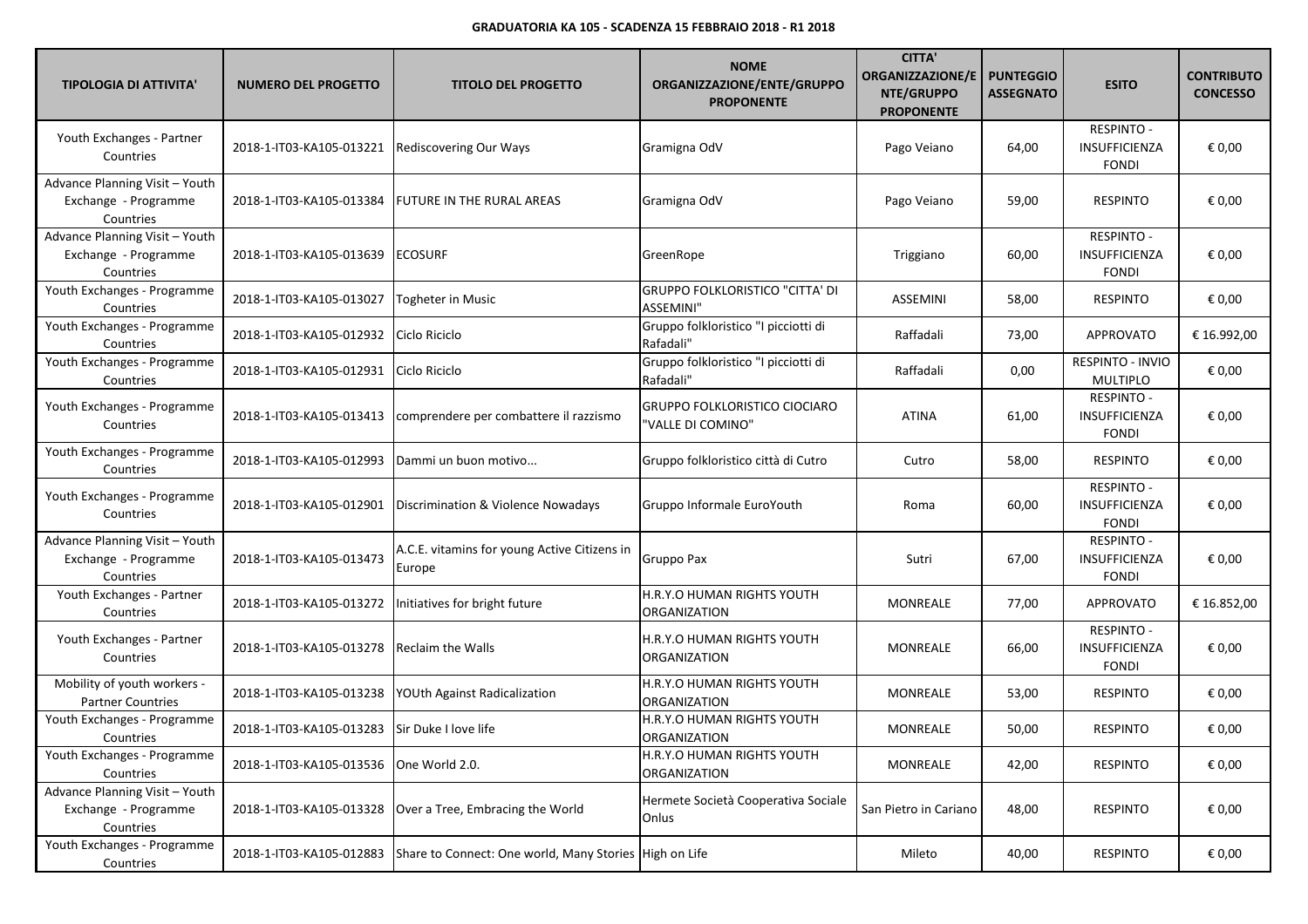**GRADUATORIA KA 105 - SCADENZA 15 FEBBRAIO 2018 - R1 2018**

| TIPOLOGIA DI ATTIVITA' | NUMERO DEL PROGETTO | TITOLO DEL PROGETTO | NOME ORGANIZZAZIONE/ENTE/GRUPPO PROPONENTE | CITTA' ORGANIZZAZIONE/ENTE/GRUPPO PROPONENTE | PUNTEGGIO ASSEGNATO | ESITO | CONTRIBUTO CONCESSO |
|---|---|---|---|---|---|---|---|
| Youth Exchanges - Partner Countries | 2018-1-IT03-KA105-013221 | Rediscovering Our Ways | Gramigna OdV | Pago Veiano | 64,00 | RESPINTO - INSUFFICIENZA FONDI | € 0,00 |
| Advance Planning Visit – Youth Exchange - Programme Countries | 2018-1-IT03-KA105-013384 | FUTURE IN THE RURAL AREAS | Gramigna OdV | Pago Veiano | 59,00 | RESPINTO | € 0,00 |
| Advance Planning Visit – Youth Exchange - Programme Countries | 2018-1-IT03-KA105-013639 | ECOSURF | GreenRope | Triggiano | 60,00 | RESPINTO - INSUFFICIENZA FONDI | € 0,00 |
| Youth Exchanges - Programme Countries | 2018-1-IT03-KA105-013027 | Togheter in Music | GRUPPO FOLKLORISTICO "CITTA' DI ASSEMINI" | ASSEMINI | 58,00 | RESPINTO | € 0,00 |
| Youth Exchanges - Programme Countries | 2018-1-IT03-KA105-012932 | Ciclo Riciclo | Gruppo folkloristico "I picciotti di Rafadali" | Raffadali | 73,00 | APPROVATO | € 16.992,00 |
| Youth Exchanges - Programme Countries | 2018-1-IT03-KA105-012931 | Ciclo Riciclo | Gruppo folkloristico "I picciotti di Rafadali" | Raffadali | 0,00 | RESPINTO - INVIO MULTIPLO | € 0,00 |
| Youth Exchanges - Programme Countries | 2018-1-IT03-KA105-013413 | comprendere per combattere il razzismo | GRUPPO FOLKLORISTICO CIOCIARO "VALLE DI COMINO" | ATINA | 61,00 | RESPINTO - INSUFFICIENZA FONDI | € 0,00 |
| Youth Exchanges - Programme Countries | 2018-1-IT03-KA105-012993 | Dammi un buon motivo... | Gruppo folkloristico città di Cutro | Cutro | 58,00 | RESPINTO | € 0,00 |
| Youth Exchanges - Programme Countries | 2018-1-IT03-KA105-012901 | Discrimination & Violence Nowadays | Gruppo Informale EuroYouth | Roma | 60,00 | RESPINTO - INSUFFICIENZA FONDI | € 0,00 |
| Advance Planning Visit – Youth Exchange - Programme Countries | 2018-1-IT03-KA105-013473 | A.C.E. vitamins for young Active Citizens in Europe | Gruppo Pax | Sutri | 67,00 | RESPINTO - INSUFFICIENZA FONDI | € 0,00 |
| Youth Exchanges - Partner Countries | 2018-1-IT03-KA105-013272 | Initiatives for bright future | H.R.Y.O HUMAN RIGHTS YOUTH ORGANIZATION | MONREALE | 77,00 | APPROVATO | € 16.852,00 |
| Youth Exchanges - Partner Countries | 2018-1-IT03-KA105-013278 | Reclaim the Walls | H.R.Y.O HUMAN RIGHTS YOUTH ORGANIZATION | MONREALE | 66,00 | RESPINTO - INSUFFICIENZA FONDI | € 0,00 |
| Mobility of youth workers - Partner Countries | 2018-1-IT03-KA105-013238 | YOUth Against Radicalization | H.R.Y.O HUMAN RIGHTS YOUTH ORGANIZATION | MONREALE | 53,00 | RESPINTO | € 0,00 |
| Youth Exchanges - Programme Countries | 2018-1-IT03-KA105-013283 | Sir Duke I love life | H.R.Y.O HUMAN RIGHTS YOUTH ORGANIZATION | MONREALE | 50,00 | RESPINTO | € 0,00 |
| Youth Exchanges - Programme Countries | 2018-1-IT03-KA105-013536 | One World 2.0. | H.R.Y.O HUMAN RIGHTS YOUTH ORGANIZATION | MONREALE | 42,00 | RESPINTO | € 0,00 |
| Advance Planning Visit – Youth Exchange - Programme Countries | 2018-1-IT03-KA105-013328 | Over a Tree, Embracing the World | Hermete Società Cooperativa Sociale Onlus | San Pietro in Cariano | 48,00 | RESPINTO | € 0,00 |
| Youth Exchanges - Programme Countries | 2018-1-IT03-KA105-012883 | Share to Connect: One world, Many Stories | High on Life | Mileto | 40,00 | RESPINTO | € 0,00 |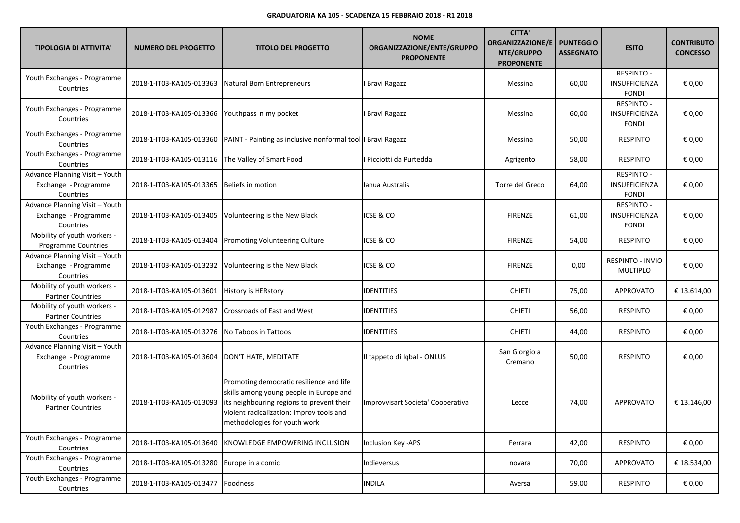**GRADUATORIA KA 105 - SCADENZA 15 FEBBRAIO 2018 - R1 2018**

| TIPOLOGIA DI ATTIVITA' | NUMERO DEL PROGETTO | TITOLO DEL PROGETTO | NOME ORGANIZZAZIONE/ENTE/GRUPPO PROPONENTE | CITTA' ORGANIZZAZIONE/ENTE/GRUPPO PROPONENTE | PUNTEGGIO ASSEGNATO | ESITO | CONTRIBUTO CONCESSO |
|---|---|---|---|---|---|---|---|
| Youth Exchanges - Programme Countries | 2018-1-IT03-KA105-013363 | Natural Born Entrepreneurs | I Bravi Ragazzi | Messina | 60,00 | RESPINTO - INSUFFICIENZA FONDI | € 0,00 |
| Youth Exchanges - Programme Countries | 2018-1-IT03-KA105-013366 | Youthpass in my pocket | I Bravi Ragazzi | Messina | 60,00 | RESPINTO - INSUFFICIENZA FONDI | € 0,00 |
| Youth Exchanges - Programme Countries | 2018-1-IT03-KA105-013360 | PAINT - Painting as inclusive nonformal tool | I Bravi Ragazzi | Messina | 50,00 | RESPINTO | € 0,00 |
| Youth Exchanges - Programme Countries | 2018-1-IT03-KA105-013116 | The Valley of Smart Food | I Picciotti da Purtedda | Agrigento | 58,00 | RESPINTO | € 0,00 |
| Advance Planning Visit – Youth Exchange - Programme Countries | 2018-1-IT03-KA105-013365 | Beliefs in motion | Ianua Australis | Torre del Greco | 64,00 | RESPINTO - INSUFFICIENZA FONDI | € 0,00 |
| Advance Planning Visit – Youth Exchange - Programme Countries | 2018-1-IT03-KA105-013405 | Volunteering is the New Black | ICSE & CO | FIRENZE | 61,00 | RESPINTO - INSUFFICIENZA FONDI | € 0,00 |
| Mobility of youth workers - Programme Countries | 2018-1-IT03-KA105-013404 | Promoting Volunteering Culture | ICSE & CO | FIRENZE | 54,00 | RESPINTO | € 0,00 |
| Advance Planning Visit – Youth Exchange - Programme Countries | 2018-1-IT03-KA105-013232 | Volunteering is the New Black | ICSE & CO | FIRENZE | 0,00 | RESPINTO - INVIO MULTIPLO | € 0,00 |
| Mobility of youth workers - Partner Countries | 2018-1-IT03-KA105-013601 | History is HERstory | IDENTITIES | CHIETI | 75,00 | APPROVATO | € 13.614,00 |
| Mobility of youth workers - Partner Countries | 2018-1-IT03-KA105-012987 | Crossroads of East and West | IDENTITIES | CHIETI | 56,00 | RESPINTO | € 0,00 |
| Youth Exchanges - Programme Countries | 2018-1-IT03-KA105-013276 | No Taboos in Tattoos | IDENTITIES | CHIETI | 44,00 | RESPINTO | € 0,00 |
| Advance Planning Visit – Youth Exchange - Programme Countries | 2018-1-IT03-KA105-013604 | DON'T HATE, MEDITATE | Il tappeto di Iqbal - ONLUS | San Giorgio a Cremano | 50,00 | RESPINTO | € 0,00 |
| Mobility of youth workers - Partner Countries | 2018-1-IT03-KA105-013093 | Promoting democratic resilience and life skills among young people in Europe and its neighbouring regions to prevent their violent radicalization: Improv tools and methodologies for youth work | Improvvisart Societa' Cooperativa | Lecce | 74,00 | APPROVATO | € 13.146,00 |
| Youth Exchanges - Programme Countries | 2018-1-IT03-KA105-013640 | KNOWLEDGE EMPOWERING INCLUSION | Inclusion Key -APS | Ferrara | 42,00 | RESPINTO | € 0,00 |
| Youth Exchanges - Programme Countries | 2018-1-IT03-KA105-013280 | Europe in a comic | Indieversus | novara | 70,00 | APPROVATO | € 18.534,00 |
| Youth Exchanges - Programme Countries | 2018-1-IT03-KA105-013477 | Foodness | INDILA | Aversa | 59,00 | RESPINTO | € 0,00 |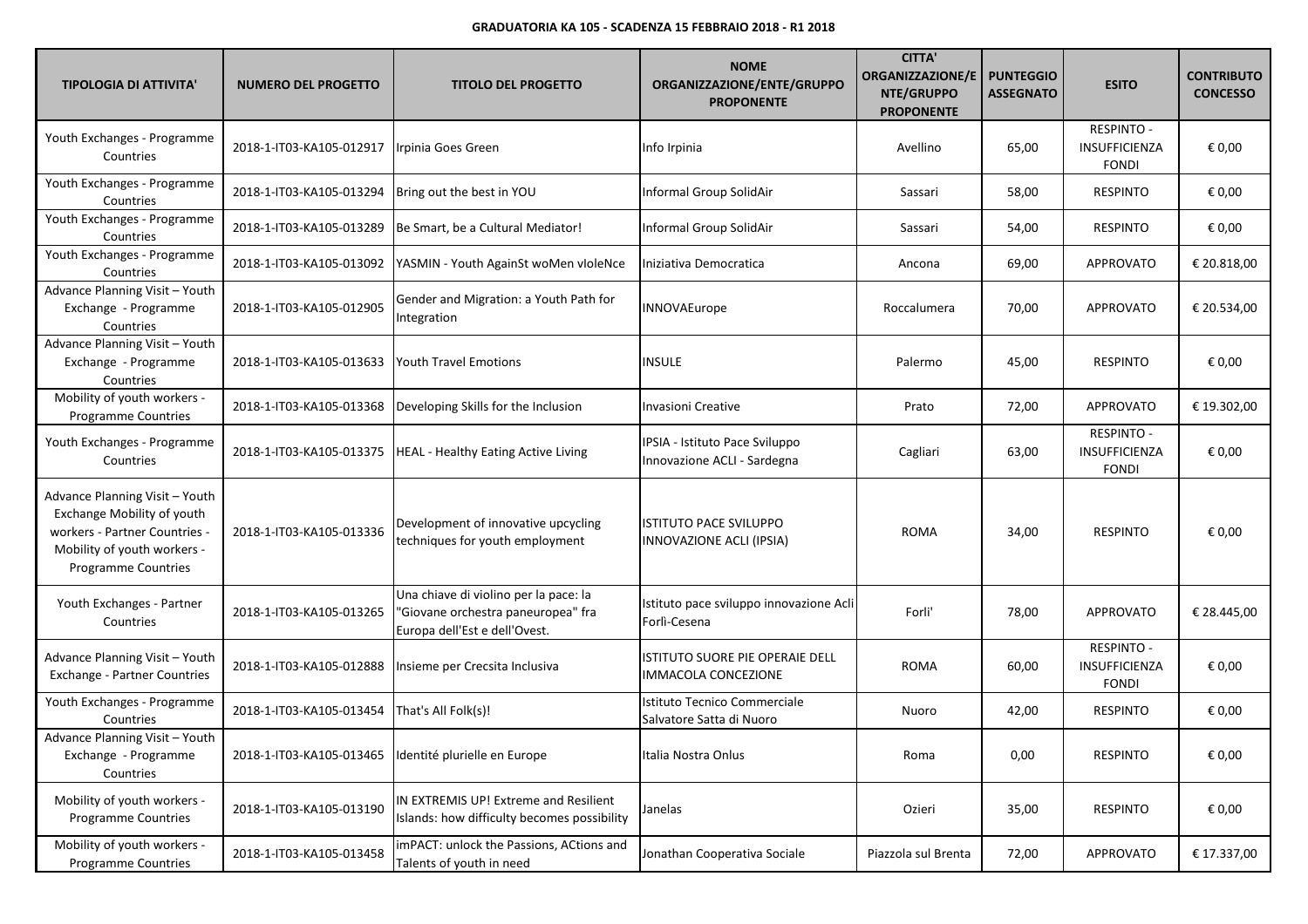**GRADUATORIA KA 105 - SCADENZA 15 FEBBRAIO 2018 - R1 2018**

| TIPOLOGIA DI ATTIVITA' | NUMERO DEL PROGETTO | TITOLO DEL PROGETTO | NOME ORGANIZZAZIONE/ENTE/GRUPPO PROPONENTE | CITTA' ORGANIZZAZIONE/ENTE/GRUPPO PROPONENTE | PUNTEGGIO ASSEGNATO | ESITO | CONTRIBUTO CONCESSO |
|---|---|---|---|---|---|---|---|
| Youth Exchanges - Programme Countries | 2018-1-IT03-KA105-012917 | Irpinia Goes Green | Info Irpinia | Avellino | 65,00 | RESPINTO - INSUFFICIENZA FONDI | € 0,00 |
| Youth Exchanges - Programme Countries | 2018-1-IT03-KA105-013294 | Bring out the best in YOU | Informal Group SolidAir | Sassari | 58,00 | RESPINTO | € 0,00 |
| Youth Exchanges - Programme Countries | 2018-1-IT03-KA105-013289 | Be Smart, be a Cultural Mediator! | Informal Group SolidAir | Sassari | 54,00 | RESPINTO | € 0,00 |
| Youth Exchanges - Programme Countries | 2018-1-IT03-KA105-013092 | YASMIN - Youth AgainSt woMen vIoleNce | Iniziativa Democratica | Ancona | 69,00 | APPROVATO | € 20.818,00 |
| Advance Planning Visit – Youth Exchange - Programme Countries | 2018-1-IT03-KA105-012905 | Gender and Migration: a Youth Path for Integration | INNOVAEurope | Roccalumera | 70,00 | APPROVATO | € 20.534,00 |
| Advance Planning Visit – Youth Exchange - Programme Countries | 2018-1-IT03-KA105-013633 | Youth Travel Emotions | INSULE | Palermo | 45,00 | RESPINTO | € 0,00 |
| Mobility of youth workers - Programme Countries | 2018-1-IT03-KA105-013368 | Developing Skills for the Inclusion | Invasioni Creative | Prato | 72,00 | APPROVATO | € 19.302,00 |
| Youth Exchanges - Programme Countries | 2018-1-IT03-KA105-013375 | HEAL - Healthy Eating Active Living | IPSIA - Istituto Pace Sviluppo Innovazione ACLI - Sardegna | Cagliari | 63,00 | RESPINTO - INSUFFICIENZA FONDI | € 0,00 |
| Advance Planning Visit – Youth Exchange Mobility of youth workers - Partner Countries - Mobility of youth workers - Programme Countries | 2018-1-IT03-KA105-013336 | Development of innovative upcycling techniques for youth employment | ISTITUTO PACE SVILUPPO INNOVAZIONE ACLI (IPSIA) | ROMA | 34,00 | RESPINTO | € 0,00 |
| Youth Exchanges - Partner Countries | 2018-1-IT03-KA105-013265 | Una chiave di violino per la pace: la "Giovane orchestra paneuropea" fra Europa dell'Est e dell'Ovest. | Istituto pace sviluppo innovazione Acli Forlì-Cesena | Forli' | 78,00 | APPROVATO | € 28.445,00 |
| Advance Planning Visit – Youth Exchange - Partner Countries | 2018-1-IT03-KA105-012888 | Insieme per Crecsita Inclusiva | ISTITUTO SUORE PIE OPERAIE DELL IMMACOLA CONCEZIONE | ROMA | 60,00 | RESPINTO - INSUFFICIENZA FONDI | € 0,00 |
| Youth Exchanges - Programme Countries | 2018-1-IT03-KA105-013454 | That's All Folk(s)! | Istituto Tecnico Commerciale Salvatore Satta di Nuoro | Nuoro | 42,00 | RESPINTO | € 0,00 |
| Advance Planning Visit – Youth Exchange - Programme Countries | 2018-1-IT03-KA105-013465 | Identité plurielle en Europe | Italia Nostra Onlus | Roma | 0,00 | RESPINTO | € 0,00 |
| Mobility of youth workers - Programme Countries | 2018-1-IT03-KA105-013190 | IN EXTREMIS UP! Extreme and Resilient Islands: how difficulty becomes possibility | Janelas | Ozieri | 35,00 | RESPINTO | € 0,00 |
| Mobility of youth workers - Programme Countries | 2018-1-IT03-KA105-013458 | imPACT: unlock the Passions, ACtions and Talents of youth in need | Jonathan Cooperativa Sociale | Piazzola sul Brenta | 72,00 | APPROVATO | € 17.337,00 |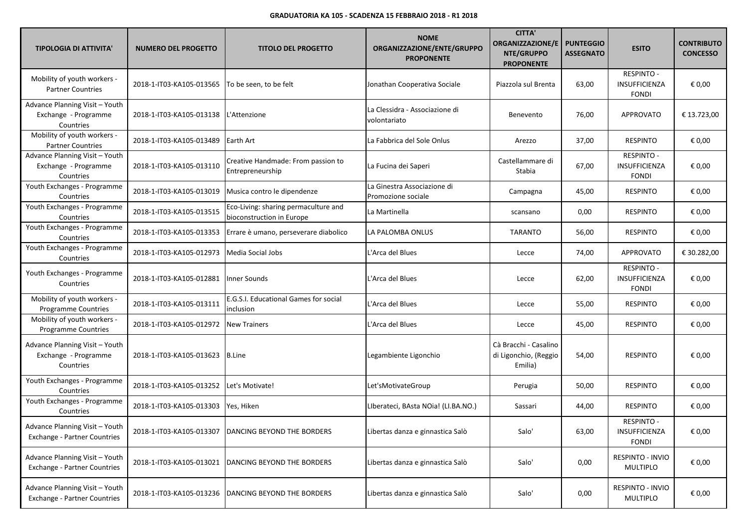**GRADUATORIA KA 105 - SCADENZA 15 FEBBRAIO 2018 - R1 2018**

| TIPOLOGIA DI ATTIVITA' | NUMERO DEL PROGETTO | TITOLO DEL PROGETTO | NOME ORGANIZZAZIONE/ENTE/GRUPPO PROPONENTE | CITTA' ORGANIZZAZIONE/ENTE/GRUPPO PROPONENTE | PUNTEGGIO ASSEGNATO | ESITO | CONTRIBUTO CONCESSO |
|---|---|---|---|---|---|---|---|
| Mobility of youth workers - Partner Countries | 2018-1-IT03-KA105-013565 | To be seen, to be felt | Jonathan Cooperativa Sociale | Piazzola sul Brenta | 63,00 | RESPINTO - INSUFFICIENZA FONDI | € 0,00 |
| Advance Planning Visit – Youth Exchange - Programme Countries | 2018-1-IT03-KA105-013138 | L'Attenzione | La Clessidra - Associazione di volontariato | Benevento | 76,00 | APPROVATO | € 13.723,00 |
| Mobility of youth workers - Partner Countries | 2018-1-IT03-KA105-013489 | Earth Art | La Fabbrica del Sole Onlus | Arezzo | 37,00 | RESPINTO | € 0,00 |
| Advance Planning Visit – Youth Exchange - Programme Countries | 2018-1-IT03-KA105-013110 | Creative Handmade: From passion to Entrepreneurship | La Fucina dei Saperi | Castellammare di Stabia | 67,00 | RESPINTO - INSUFFICIENZA FONDI | € 0,00 |
| Youth Exchanges - Programme Countries | 2018-1-IT03-KA105-013019 | Musica contro le dipendenze | La Ginestra Associazione di Promozione sociale | Campagna | 45,00 | RESPINTO | € 0,00 |
| Youth Exchanges - Programme Countries | 2018-1-IT03-KA105-013515 | Eco-Living: sharing permaculture and bioconstruction in Europe | La Martinella | scansano | 0,00 | RESPINTO | € 0,00 |
| Youth Exchanges - Programme Countries | 2018-1-IT03-KA105-013353 | Errare è umano, perseverare diabolico | LA PALOMBA ONLUS | TARANTO | 56,00 | RESPINTO | € 0,00 |
| Youth Exchanges - Programme Countries | 2018-1-IT03-KA105-012973 | Media Social Jobs | L'Arca del Blues | Lecce | 74,00 | APPROVATO | € 30.282,00 |
| Youth Exchanges - Programme Countries | 2018-1-IT03-KA105-012881 | Inner Sounds | L'Arca del Blues | Lecce | 62,00 | RESPINTO - INSUFFICIENZA FONDI | € 0,00 |
| Mobility of youth workers - Programme Countries | 2018-1-IT03-KA105-013111 | E.G.S.I. Educational Games for social inclusion | L'Arca del Blues | Lecce | 55,00 | RESPINTO | € 0,00 |
| Mobility of youth workers - Programme Countries | 2018-1-IT03-KA105-012972 | New Trainers | L'Arca del Blues | Lecce | 45,00 | RESPINTO | € 0,00 |
| Advance Planning Visit – Youth Exchange - Programme Countries | 2018-1-IT03-KA105-013623 | B.Line | Legambiente Ligonchio | Cà Bracchi - Casalino di Ligonchio, (Reggio Emilia) | 54,00 | RESPINTO | € 0,00 |
| Youth Exchanges - Programme Countries | 2018-1-IT03-KA105-013252 | Let's Motivate! | Let'sMotivateGroup | Perugia | 50,00 | RESPINTO | € 0,00 |
| Youth Exchanges - Programme Countries | 2018-1-IT03-KA105-013303 | Yes, Hiken | LIberateci, BAsta NOia! (LI.BA.NO.) | Sassari | 44,00 | RESPINTO | € 0,00 |
| Advance Planning Visit – Youth Exchange - Partner Countries | 2018-1-IT03-KA105-013307 | DANCING BEYOND THE BORDERS | Libertas danza e ginnastica Salò | Salo' | 63,00 | RESPINTO - INSUFFICIENZA FONDI | € 0,00 |
| Advance Planning Visit – Youth Exchange - Partner Countries | 2018-1-IT03-KA105-013021 | DANCING BEYOND THE BORDERS | Libertas danza e ginnastica Salò | Salo' | 0,00 | RESPINTO - INVIO MULTIPLO | € 0,00 |
| Advance Planning Visit – Youth Exchange - Partner Countries | 2018-1-IT03-KA105-013236 | DANCING BEYOND THE BORDERS | Libertas danza e ginnastica Salò | Salo' | 0,00 | RESPINTO - INVIO MULTIPLO | € 0,00 |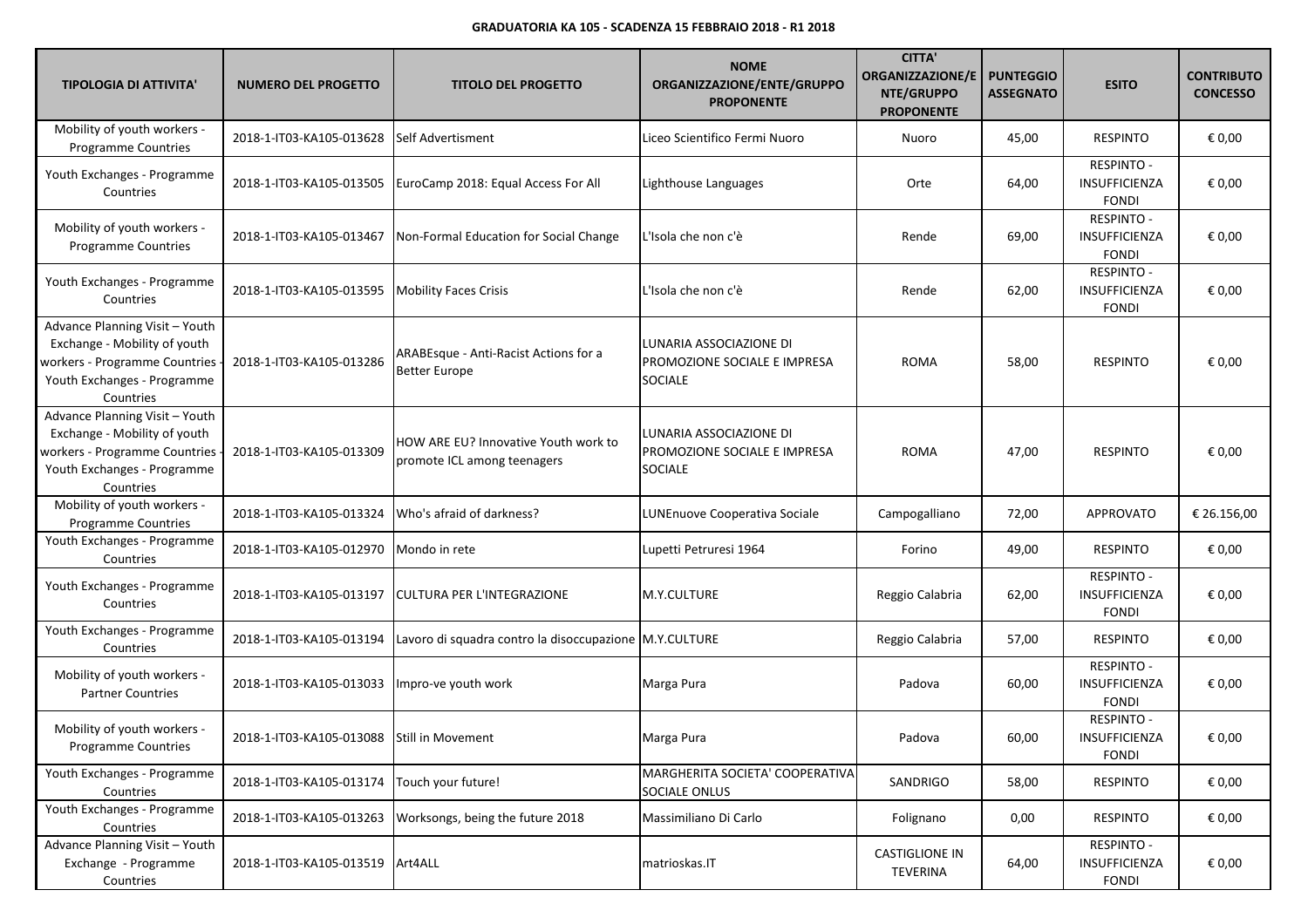**GRADUATORIA KA 105 - SCADENZA 15 FEBBRAIO 2018 - R1 2018**

| TIPOLOGIA DI ATTIVITA' | NUMERO DEL PROGETTO | TITOLO DEL PROGETTO | NOME ORGANIZZAZIONE/ENTE/GRUPPO PROPONENTE | CITTA' ORGANIZZAZIONE/ENTE/GRUPPO PROPONENTE | PUNTEGGIO ASSEGNATO | ESITO | CONTRIBUTO CONCESSO |
|---|---|---|---|---|---|---|---|
| Mobility of youth workers - Programme Countries | 2018-1-IT03-KA105-013628 | Self Advertisment | Liceo Scientifico Fermi Nuoro | Nuoro | 45,00 | RESPINTO | € 0,00 |
| Youth Exchanges - Programme Countries | 2018-1-IT03-KA105-013505 | EuroCamp 2018: Equal Access For All | Lighthouse Languages | Orte | 64,00 | RESPINTO - INSUFFICIENZA FONDI | € 0,00 |
| Mobility of youth workers - Programme Countries | 2018-1-IT03-KA105-013467 | Non-Formal Education for Social Change | L'Isola che non c'è | Rende | 69,00 | RESPINTO - INSUFFICIENZA FONDI | € 0,00 |
| Youth Exchanges - Programme Countries | 2018-1-IT03-KA105-013595 | Mobility Faces Crisis | L'Isola che non c'è | Rende | 62,00 | RESPINTO - INSUFFICIENZA FONDI | € 0,00 |
| Advance Planning Visit – Youth Exchange - Mobility of youth workers - Programme Countries - Youth Exchanges - Programme Countries | 2018-1-IT03-KA105-013286 | ARABEsque - Anti-Racist Actions for a Better Europe | LUNARIA ASSOCIAZIONE DI PROMOZIONE SOCIALE E IMPRESA SOCIALE | ROMA | 58,00 | RESPINTO | € 0,00 |
| Advance Planning Visit – Youth Exchange - Mobility of youth workers - Programme Countries - Youth Exchanges - Programme Countries | 2018-1-IT03-KA105-013309 | HOW ARE EU? Innovative Youth work to promote ICL among teenagers | LUNARIA ASSOCIAZIONE DI PROMOZIONE SOCIALE E IMPRESA SOCIALE | ROMA | 47,00 | RESPINTO | € 0,00 |
| Mobility of youth workers - Programme Countries | 2018-1-IT03-KA105-013324 | Who's afraid of darkness? | LUNEnuove Cooperativa Sociale | Campogalliano | 72,00 | APPROVATO | € 26.156,00 |
| Youth Exchanges - Programme Countries | 2018-1-IT03-KA105-012970 | Mondo in rete | Lupetti Petruresi 1964 | Forino | 49,00 | RESPINTO | € 0,00 |
| Youth Exchanges - Programme Countries | 2018-1-IT03-KA105-013197 | CULTURA PER L'INTEGRAZIONE | M.Y.CULTURE | Reggio Calabria | 62,00 | RESPINTO - INSUFFICIENZA FONDI | € 0,00 |
| Youth Exchanges - Programme Countries | 2018-1-IT03-KA105-013194 | Lavoro di squadra contro la disoccupazione | M.Y.CULTURE | Reggio Calabria | 57,00 | RESPINTO | € 0,00 |
| Mobility of youth workers - Partner Countries | 2018-1-IT03-KA105-013033 | Impro-ve youth work | Marga Pura | Padova | 60,00 | RESPINTO - INSUFFICIENZA FONDI | € 0,00 |
| Mobility of youth workers - Programme Countries | 2018-1-IT03-KA105-013088 | Still in Movement | Marga Pura | Padova | 60,00 | RESPINTO - INSUFFICIENZA FONDI | € 0,00 |
| Youth Exchanges - Programme Countries | 2018-1-IT03-KA105-013174 | Touch your future! | MARGHERITA SOCIETA' COOPERATIVA SOCIALE ONLUS | SANDRIGO | 58,00 | RESPINTO | € 0,00 |
| Youth Exchanges - Programme Countries | 2018-1-IT03-KA105-013263 | Worksongs, being the future 2018 | Massimiliano Di Carlo | Folignano | 0,00 | RESPINTO | € 0,00 |
| Advance Planning Visit – Youth Exchange - Programme Countries | 2018-1-IT03-KA105-013519 | Art4ALL | matrioskas.IT | CASTIGLIONE IN TEVERINA | 64,00 | RESPINTO - INSUFFICIENZA FONDI | € 0,00 |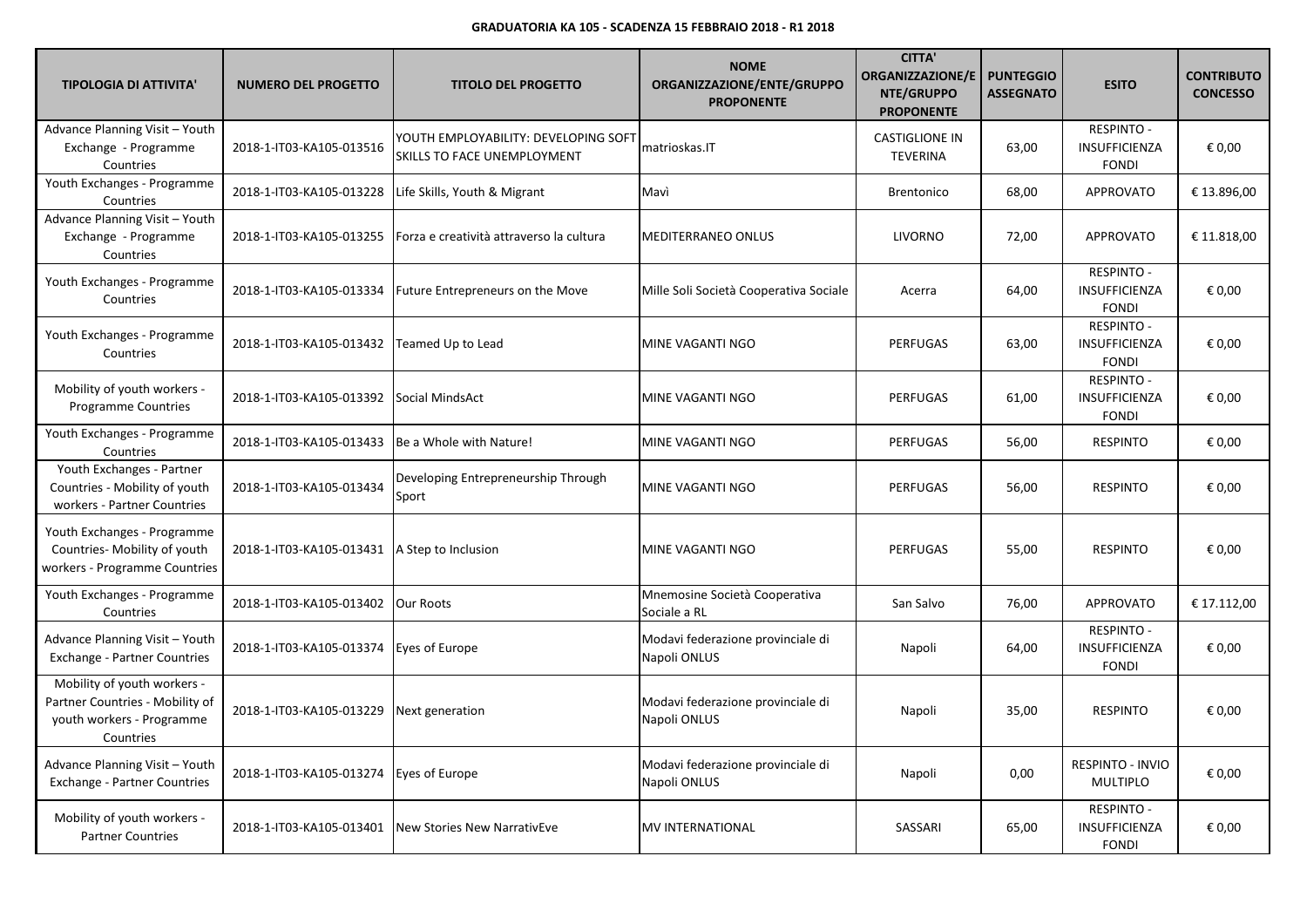**GRADUATORIA KA 105 - SCADENZA 15 FEBBRAIO 2018 - R1 2018**

| TIPOLOGIA DI ATTIVITA' | NUMERO DEL PROGETTO | TITOLO DEL PROGETTO | NOME ORGANIZZAZIONE/ENTE/GRUPPO PROPONENTE | CITTA' ORGANIZZAZIONE/ENTE/GRUPPO PROPONENTE | PUNTEGGIO ASSEGNATO | ESITO | CONTRIBUTO CONCESSO |
|---|---|---|---|---|---|---|---|
| Advance Planning Visit – Youth Exchange - Programme Countries | 2018-1-IT03-KA105-013516 | YOUTH EMPLOYABILITY: DEVELOPING SOFT SKILLS TO FACE UNEMPLOYMENT | matrioskas.IT | CASTIGLIONE IN TEVERINA | 63,00 | RESPINTO - INSUFFICIENZA FONDI | € 0,00 |
| Youth Exchanges - Programme Countries | 2018-1-IT03-KA105-013228 | Life Skills, Youth & Migrant | Mavì | Brentonico | 68,00 | APPROVATO | € 13.896,00 |
| Advance Planning Visit – Youth Exchange - Programme Countries | 2018-1-IT03-KA105-013255 | Forza e creatività attraverso la cultura | MEDITERRANEO ONLUS | LIVORNO | 72,00 | APPROVATO | € 11.818,00 |
| Youth Exchanges - Programme Countries | 2018-1-IT03-KA105-013334 | Future Entrepreneurs on the Move | Mille Soli Società Cooperativa Sociale | Acerra | 64,00 | RESPINTO - INSUFFICIENZA FONDI | € 0,00 |
| Youth Exchanges - Programme Countries | 2018-1-IT03-KA105-013432 | Teamed Up to Lead | MINE VAGANTI NGO | PERFUGAS | 63,00 | RESPINTO - INSUFFICIENZA FONDI | € 0,00 |
| Mobility of youth workers - Programme Countries | 2018-1-IT03-KA105-013392 | Social MindsAct | MINE VAGANTI NGO | PERFUGAS | 61,00 | RESPINTO - INSUFFICIENZA FONDI | € 0,00 |
| Youth Exchanges - Programme Countries | 2018-1-IT03-KA105-013433 | Be a Whole with Nature! | MINE VAGANTI NGO | PERFUGAS | 56,00 | RESPINTO | € 0,00 |
| Youth Exchanges - Partner Countries - Mobility of youth workers - Partner Countries | 2018-1-IT03-KA105-013434 | Developing Entrepreneurship Through Sport | MINE VAGANTI NGO | PERFUGAS | 56,00 | RESPINTO | € 0,00 |
| Youth Exchanges - Programme Countries- Mobility of youth workers - Programme Countries | 2018-1-IT03-KA105-013431 | A Step to Inclusion | MINE VAGANTI NGO | PERFUGAS | 55,00 | RESPINTO | € 0,00 |
| Youth Exchanges - Programme Countries | 2018-1-IT03-KA105-013402 | Our Roots | Mnemosine Società Cooperativa Sociale a RL | San Salvo | 76,00 | APPROVATO | € 17.112,00 |
| Advance Planning Visit – Youth Exchange - Partner Countries | 2018-1-IT03-KA105-013374 | Eyes of Europe | Modavi federazione provinciale di Napoli ONLUS | Napoli | 64,00 | RESPINTO - INSUFFICIENZA FONDI | € 0,00 |
| Mobility of youth workers - Partner Countries - Mobility of youth workers - Programme Countries | 2018-1-IT03-KA105-013229 | Next generation | Modavi federazione provinciale di Napoli ONLUS | Napoli | 35,00 | RESPINTO | € 0,00 |
| Advance Planning Visit – Youth Exchange - Partner Countries | 2018-1-IT03-KA105-013274 | Eyes of Europe | Modavi federazione provinciale di Napoli ONLUS | Napoli | 0,00 | RESPINTO - INVIO MULTIPLO | € 0,00 |
| Mobility of youth workers - Partner Countries | 2018-1-IT03-KA105-013401 | New Stories New NarrativEve | MV INTERNATIONAL | SASSARI | 65,00 | RESPINTO - INSUFFICIENZA FONDI | € 0,00 |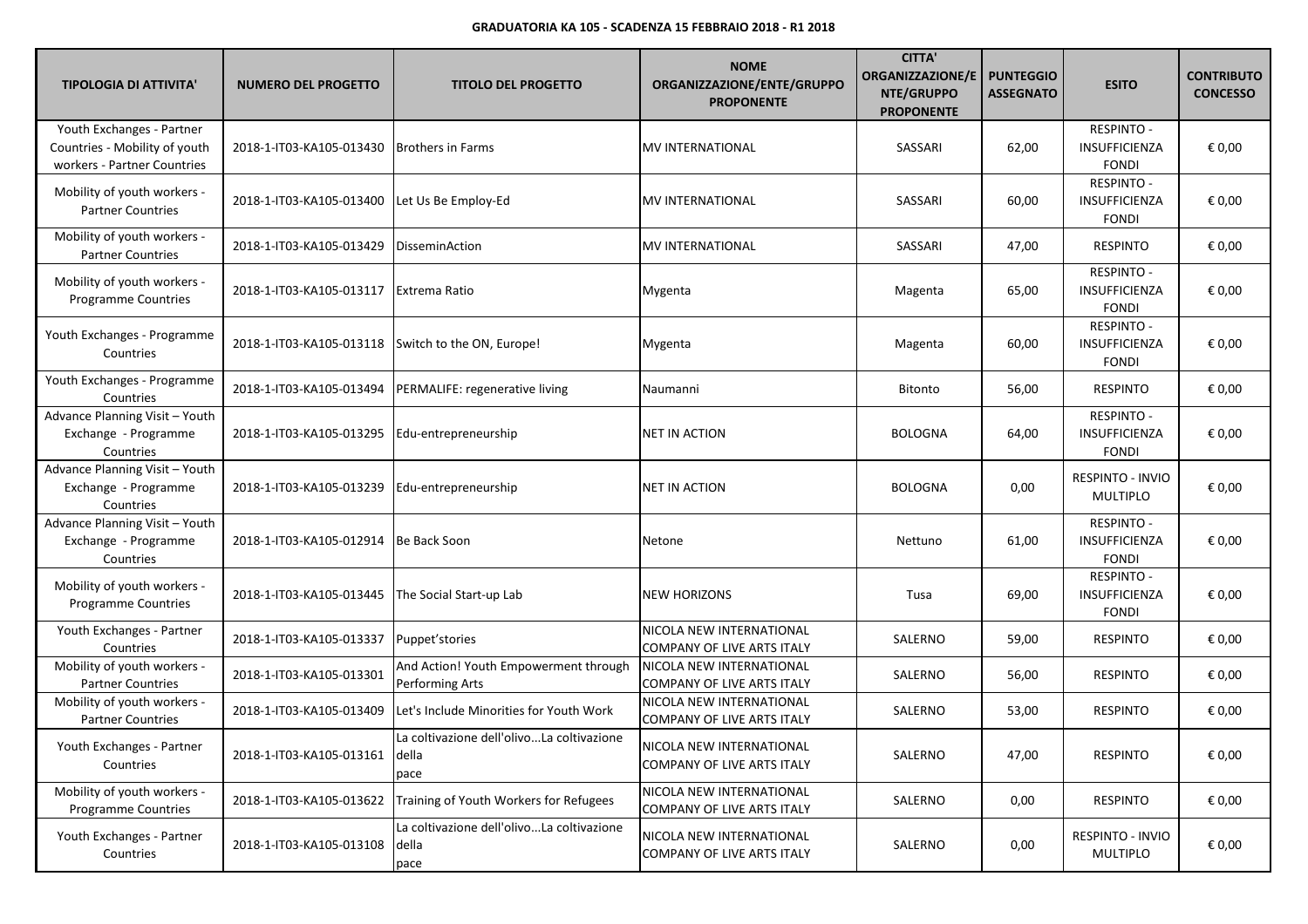**GRADUATORIA KA 105 - SCADENZA 15 FEBBRAIO 2018 - R1 2018**

| TIPOLOGIA DI ATTIVITA' | NUMERO DEL PROGETTO | TITOLO DEL PROGETTO | NOME ORGANIZZAZIONE/ENTE/GRUPPO PROPONENTE | CITTA' ORGANIZZAZIONE/ENTE/GRUPPO PROPONENTE | PUNTEGGIO ASSEGNATO | ESITO | CONTRIBUTO CONCESSO |
|---|---|---|---|---|---|---|---|
| Youth Exchanges - Partner Countries - Mobility of youth workers - Partner Countries | 2018-1-IT03-KA105-013430 | Brothers in Farms | MV INTERNATIONAL | SASSARI | 62,00 | RESPINTO - INSUFFICIENZA FONDI | € 0,00 |
| Mobility of youth workers - Partner Countries | 2018-1-IT03-KA105-013400 | Let Us Be Employ-Ed | MV INTERNATIONAL | SASSARI | 60,00 | RESPINTO - INSUFFICIENZA FONDI | € 0,00 |
| Mobility of youth workers - Partner Countries | 2018-1-IT03-KA105-013429 | DisseminAction | MV INTERNATIONAL | SASSARI | 47,00 | RESPINTO | € 0,00 |
| Mobility of youth workers - Programme Countries | 2018-1-IT03-KA105-013117 | Extrema Ratio | Mygenta | Magenta | 65,00 | RESPINTO - INSUFFICIENZA FONDI | € 0,00 |
| Youth Exchanges - Programme Countries | 2018-1-IT03-KA105-013118 | Switch to the ON, Europe! | Mygenta | Magenta | 60,00 | RESPINTO - INSUFFICIENZA FONDI | € 0,00 |
| Youth Exchanges - Programme Countries | 2018-1-IT03-KA105-013494 | PERMALIFE: regenerative living | Naumanni | Bitonto | 56,00 | RESPINTO | € 0,00 |
| Advance Planning Visit – Youth Exchange - Programme Countries | 2018-1-IT03-KA105-013295 | Edu-entrepreneurship | NET IN ACTION | BOLOGNA | 64,00 | RESPINTO - INSUFFICIENZA FONDI | € 0,00 |
| Advance Planning Visit – Youth Exchange - Programme Countries | 2018-1-IT03-KA105-013239 | Edu-entrepreneurship | NET IN ACTION | BOLOGNA | 0,00 | RESPINTO - INVIO MULTIPLO | € 0,00 |
| Advance Planning Visit – Youth Exchange - Programme Countries | 2018-1-IT03-KA105-012914 | Be Back Soon | Netone | Nettuno | 61,00 | RESPINTO - INSUFFICIENZA FONDI | € 0,00 |
| Mobility of youth workers - Programme Countries | 2018-1-IT03-KA105-013445 | The Social Start-up Lab | NEW HORIZONS | Tusa | 69,00 | RESPINTO - INSUFFICIENZA FONDI | € 0,00 |
| Youth Exchanges - Partner Countries | 2018-1-IT03-KA105-013337 | Puppet'stories | NICOLA NEW INTERNATIONAL COMPANY OF LIVE ARTS ITALY | SALERNO | 59,00 | RESPINTO | € 0,00 |
| Mobility of youth workers - Partner Countries | 2018-1-IT03-KA105-013301 | And Action! Youth Empowerment through Performing Arts | NICOLA NEW INTERNATIONAL COMPANY OF LIVE ARTS ITALY | SALERNO | 56,00 | RESPINTO | € 0,00 |
| Mobility of youth workers - Partner Countries | 2018-1-IT03-KA105-013409 | Let's Include Minorities for Youth Work | NICOLA NEW INTERNATIONAL COMPANY OF LIVE ARTS ITALY | SALERNO | 53,00 | RESPINTO | € 0,00 |
| Youth Exchanges - Partner Countries | 2018-1-IT03-KA105-013161 | La coltivazione dell'olivo...La coltivazione della pace | NICOLA NEW INTERNATIONAL COMPANY OF LIVE ARTS ITALY | SALERNO | 47,00 | RESPINTO | € 0,00 |
| Mobility of youth workers - Programme Countries | 2018-1-IT03-KA105-013622 | Training of Youth Workers for Refugees | NICOLA NEW INTERNATIONAL COMPANY OF LIVE ARTS ITALY | SALERNO | 0,00 | RESPINTO | € 0,00 |
| Youth Exchanges - Partner Countries | 2018-1-IT03-KA105-013108 | La coltivazione dell'olivo...La coltivazione della pace | NICOLA NEW INTERNATIONAL COMPANY OF LIVE ARTS ITALY | SALERNO | 0,00 | RESPINTO - INVIO MULTIPLO | € 0,00 |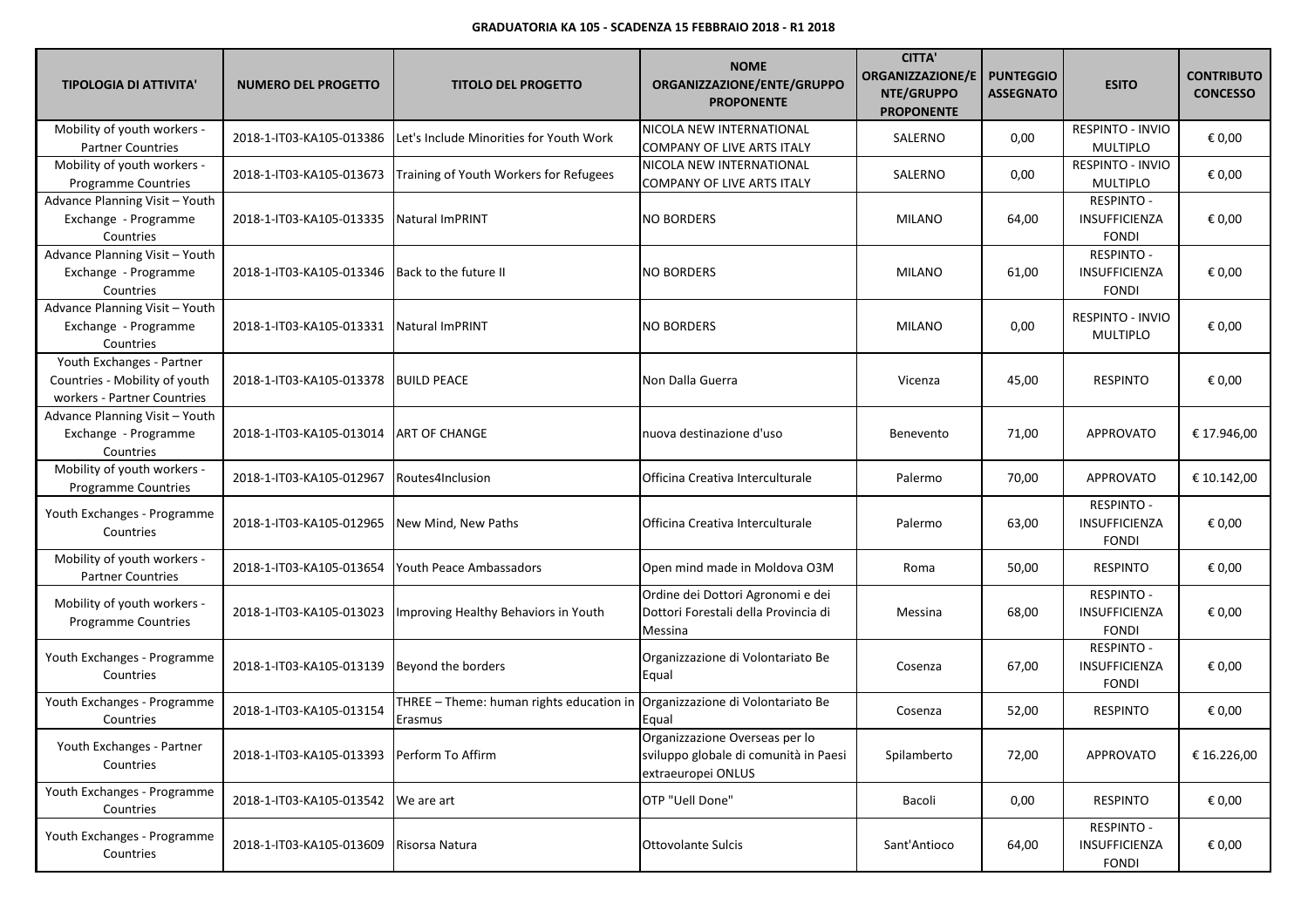**GRADUATORIA KA 105 - SCADENZA 15 FEBBRAIO 2018 - R1 2018**

| TIPOLOGIA DI ATTIVITA' | NUMERO DEL PROGETTO | TITOLO DEL PROGETTO | NOME ORGANIZZAZIONE/ENTE/GRUPPO PROPONENTE | CITTA' ORGANIZZAZIONE/ENTE/GRUPPO PROPONENTE | PUNTEGGIO ASSEGNATO | ESITO | CONTRIBUTO CONCESSO |
|---|---|---|---|---|---|---|---|
| Mobility of youth workers - Partner Countries | 2018-1-IT03-KA105-013386 | Let's Include Minorities for Youth Work | NICOLA NEW INTERNATIONAL COMPANY OF LIVE ARTS ITALY | SALERNO | 0,00 | RESPINTO - INVIO MULTIPLO | € 0,00 |
| Mobility of youth workers - Programme Countries | 2018-1-IT03-KA105-013673 | Training of Youth Workers for Refugees | NICOLA NEW INTERNATIONAL COMPANY OF LIVE ARTS ITALY | SALERNO | 0,00 | RESPINTO - INVIO MULTIPLO | € 0,00 |
| Advance Planning Visit – Youth Exchange - Programme Countries | 2018-1-IT03-KA105-013335 | Natural ImPRINT | NO BORDERS | MILANO | 64,00 | RESPINTO - INSUFFICIENZA FONDI | € 0,00 |
| Advance Planning Visit – Youth Exchange - Programme Countries | 2018-1-IT03-KA105-013346 | Back to the future II | NO BORDERS | MILANO | 61,00 | RESPINTO - INSUFFICIENZA FONDI | € 0,00 |
| Advance Planning Visit – Youth Exchange - Programme Countries | 2018-1-IT03-KA105-013331 | Natural ImPRINT | NO BORDERS | MILANO | 0,00 | RESPINTO - INVIO MULTIPLO | € 0,00 |
| Youth Exchanges - Partner Countries - Mobility of youth workers - Partner Countries | 2018-1-IT03-KA105-013378 | BUILD PEACE | Non Dalla Guerra | Vicenza | 45,00 | RESPINTO | € 0,00 |
| Advance Planning Visit – Youth Exchange - Programme Countries | 2018-1-IT03-KA105-013014 | ART OF CHANGE | nuova destinazione d'uso | Benevento | 71,00 | APPROVATO | € 17.946,00 |
| Mobility of youth workers - Programme Countries | 2018-1-IT03-KA105-012967 | Routes4Inclusion | Officina Creativa Interculturale | Palermo | 70,00 | APPROVATO | € 10.142,00 |
| Youth Exchanges - Programme Countries | 2018-1-IT03-KA105-012965 | New Mind, New Paths | Officina Creativa Interculturale | Palermo | 63,00 | RESPINTO - INSUFFICIENZA FONDI | € 0,00 |
| Mobility of youth workers - Partner Countries | 2018-1-IT03-KA105-013654 | Youth Peace Ambassadors | Open mind made in Moldova O3M | Roma | 50,00 | RESPINTO | € 0,00 |
| Mobility of youth workers - Programme Countries | 2018-1-IT03-KA105-013023 | Improving Healthy Behaviors in Youth | Ordine dei Dottori Agronomi e dei Dottori Forestali della Provincia di Messina | Messina | 68,00 | RESPINTO - INSUFFICIENZA FONDI | € 0,00 |
| Youth Exchanges - Programme Countries | 2018-1-IT03-KA105-013139 | Beyond the borders | Organizzazione di Volontariato Be Equal | Cosenza | 67,00 | RESPINTO - INSUFFICIENZA FONDI | € 0,00 |
| Youth Exchanges - Programme Countries | 2018-1-IT03-KA105-013154 | THREE – Theme: human rights education in Erasmus | Organizzazione di Volontariato Be Equal | Cosenza | 52,00 | RESPINTO | € 0,00 |
| Youth Exchanges - Partner Countries | 2018-1-IT03-KA105-013393 | Perform To Affirm | Organizzazione Overseas per lo sviluppo globale di comunità in Paesi extraeuropei ONLUS | Spilamberto | 72,00 | APPROVATO | € 16.226,00 |
| Youth Exchanges - Programme Countries | 2018-1-IT03-KA105-013542 | We are art | OTP "Uell Done" | Bacoli | 0,00 | RESPINTO | € 0,00 |
| Youth Exchanges - Programme Countries | 2018-1-IT03-KA105-013609 | Risorsa Natura | Ottovolante Sulcis | Sant'Antioco | 64,00 | RESPINTO - INSUFFICIENZA FONDI | € 0,00 |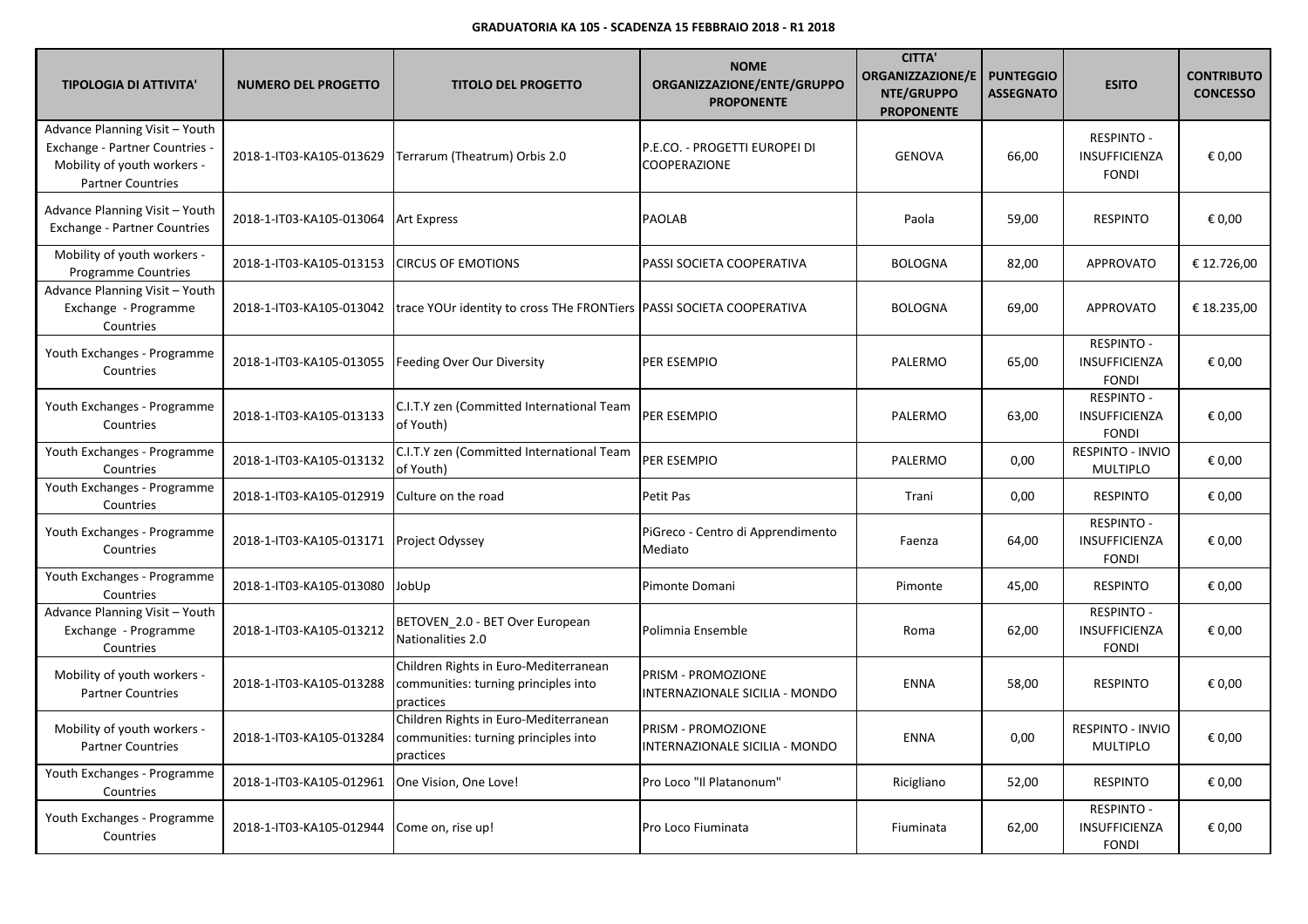**GRADUATORIA KA 105 - SCADENZA 15 FEBBRAIO 2018 - R1 2018**

| TIPOLOGIA DI ATTIVITA' | NUMERO DEL PROGETTO | TITOLO DEL PROGETTO | NOME ORGANIZZAZIONE/ENTE/GRUPPO PROPONENTE | CITTA' ORGANIZZAZIONE/ENTE/GRUPPO PROPONENTE | PUNTEGGIO ASSEGNATO | ESITO | CONTRIBUTO CONCESSO |
|---|---|---|---|---|---|---|---|
| Advance Planning Visit – Youth Exchange - Partner Countries - Mobility of youth workers - Partner Countries | 2018-1-IT03-KA105-013629 | Terrarum (Theatrum) Orbis 2.0 | P.E.CO. - PROGETTI EUROPEI DI COOPERAZIONE | GENOVA | 66,00 | RESPINTO - INSUFFICIENZA FONDI | € 0,00 |
| Advance Planning Visit – Youth Exchange - Partner Countries | 2018-1-IT03-KA105-013064 | Art Express | PAOLAB | Paola | 59,00 | RESPINTO | € 0,00 |
| Mobility of youth workers - Programme Countries | 2018-1-IT03-KA105-013153 | CIRCUS OF EMOTIONS | PASSI SOCIETA COOPERATIVA | BOLOGNA | 82,00 | APPROVATO | € 12.726,00 |
| Advance Planning Visit – Youth Exchange - Programme Countries | 2018-1-IT03-KA105-013042 | trace YOUr identity to cross THe FRONTiers | PASSI SOCIETA COOPERATIVA | BOLOGNA | 69,00 | APPROVATO | € 18.235,00 |
| Youth Exchanges - Programme Countries | 2018-1-IT03-KA105-013055 | Feeding Over Our Diversity | PER ESEMPIO | PALERMO | 65,00 | RESPINTO - INSUFFICIENZA FONDI | € 0,00 |
| Youth Exchanges - Programme Countries | 2018-1-IT03-KA105-013133 | C.I.T.Y zen (Committed International Team of Youth) | PER ESEMPIO | PALERMO | 63,00 | RESPINTO - INSUFFICIENZA FONDI | € 0,00 |
| Youth Exchanges - Programme Countries | 2018-1-IT03-KA105-013132 | C.I.T.Y zen (Committed International Team of Youth) | PER ESEMPIO | PALERMO | 0,00 | RESPINTO - INVIO MULTIPLO | € 0,00 |
| Youth Exchanges - Programme Countries | 2018-1-IT03-KA105-012919 | Culture on the road | Petit Pas | Trani | 0,00 | RESPINTO | € 0,00 |
| Youth Exchanges - Programme Countries | 2018-1-IT03-KA105-013171 | Project Odyssey | PiGreco - Centro di Apprendimento Mediato | Faenza | 64,00 | RESPINTO - INSUFFICIENZA FONDI | € 0,00 |
| Youth Exchanges - Programme Countries | 2018-1-IT03-KA105-013080 | JobUp | Pimonte Domani | Pimonte | 45,00 | RESPINTO | € 0,00 |
| Advance Planning Visit – Youth Exchange - Programme Countries | 2018-1-IT03-KA105-013212 | BETOVEN_2.0 - BET Over European Nationalities 2.0 | Polimnia Ensemble | Roma | 62,00 | RESPINTO - INSUFFICIENZA FONDI | € 0,00 |
| Mobility of youth workers - Partner Countries | 2018-1-IT03-KA105-013288 | Children Rights in Euro-Mediterranean communities: turning principles into practices | PRISM - PROMOZIONE INTERNAZIONALE SICILIA - MONDO | ENNA | 58,00 | RESPINTO | € 0,00 |
| Mobility of youth workers - Partner Countries | 2018-1-IT03-KA105-013284 | Children Rights in Euro-Mediterranean communities: turning principles into practices | PRISM - PROMOZIONE INTERNAZIONALE SICILIA - MONDO | ENNA | 0,00 | RESPINTO - INVIO MULTIPLO | € 0,00 |
| Youth Exchanges - Programme Countries | 2018-1-IT03-KA105-012961 | One Vision, One Love! | Pro Loco "Il Platanonum" | Ricigliano | 52,00 | RESPINTO | € 0,00 |
| Youth Exchanges - Programme Countries | 2018-1-IT03-KA105-012944 | Come on, rise up! | Pro Loco Fiuminata | Fiuminata | 62,00 | RESPINTO - INSUFFICIENZA FONDI | € 0,00 |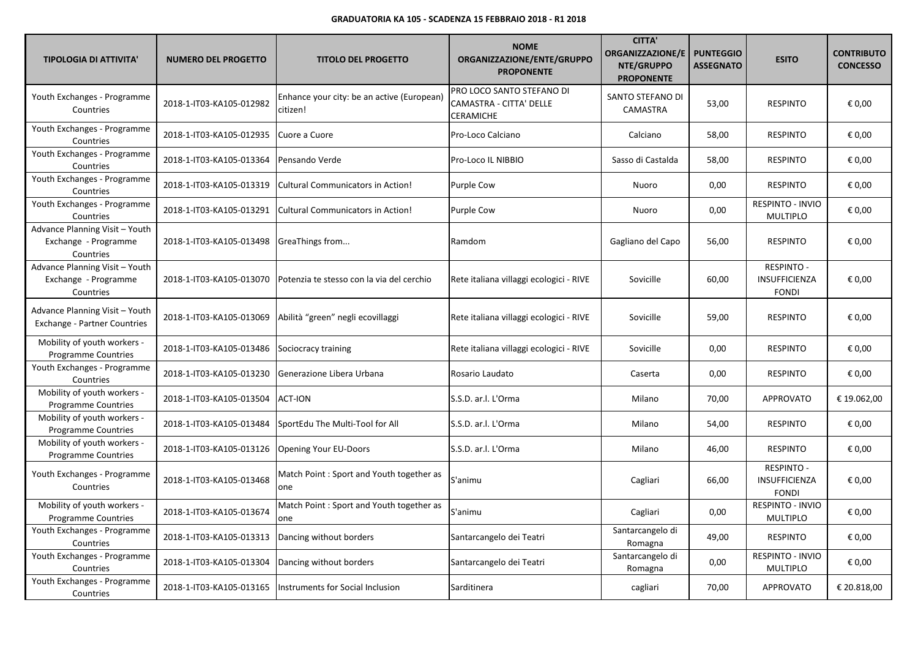**GRADUATORIA KA 105 - SCADENZA 15 FEBBRAIO 2018 - R1 2018**

| TIPOLOGIA DI ATTIVITA' | NUMERO DEL PROGETTO | TITOLO DEL PROGETTO | NOME ORGANIZZAZIONE/ENTE/GRUPPO PROPONENTE | CITTA' ORGANIZZAZIONE/ENTE/GRUPPO PROPONENTE | PUNTEGGIO ASSEGNATO | ESITO | CONTRIBUTO CONCESSO |
|---|---|---|---|---|---|---|---|
| Youth Exchanges - Programme Countries | 2018-1-IT03-KA105-012982 | Enhance your city: be an active (European) citizen! | PRO LOCO SANTO STEFANO DI CAMASTRA - CITTA' DELLE CERAMICHE | SANTO STEFANO DI CAMASTRA | 53,00 | RESPINTO | € 0,00 |
| Youth Exchanges - Programme Countries | 2018-1-IT03-KA105-012935 | Cuore a Cuore | Pro-Loco Calciano | Calciano | 58,00 | RESPINTO | € 0,00 |
| Youth Exchanges - Programme Countries | 2018-1-IT03-KA105-013364 | Pensando Verde | Pro-Loco IL NIBBIO | Sasso di Castalda | 58,00 | RESPINTO | € 0,00 |
| Youth Exchanges - Programme Countries | 2018-1-IT03-KA105-013319 | Cultural Communicators in Action! | Purple Cow | Nuoro | 0,00 | RESPINTO | € 0,00 |
| Youth Exchanges - Programme Countries | 2018-1-IT03-KA105-013291 | Cultural Communicators in Action! | Purple Cow | Nuoro | 0,00 | RESPINTO - INVIO MULTIPLO | € 0,00 |
| Advance Planning Visit – Youth Exchange - Programme Countries | 2018-1-IT03-KA105-013498 | GreaThings from... | Ramdom | Gagliano del Capo | 56,00 | RESPINTO | € 0,00 |
| Advance Planning Visit – Youth Exchange - Programme Countries | 2018-1-IT03-KA105-013070 | Potenzia te stesso con la via del cerchio | Rete italiana villaggi ecologici - RIVE | Sovicille | 60,00 | RESPINTO - INSUFFICIENZA FONDI | € 0,00 |
| Advance Planning Visit – Youth Exchange - Partner Countries | 2018-1-IT03-KA105-013069 | Abilità "green" negli ecovillaggi | Rete italiana villaggi ecologici - RIVE | Sovicille | 59,00 | RESPINTO | € 0,00 |
| Mobility of youth workers - Programme Countries | 2018-1-IT03-KA105-013486 | Sociocracy training | Rete italiana villaggi ecologici - RIVE | Sovicille | 0,00 | RESPINTO | € 0,00 |
| Youth Exchanges - Programme Countries | 2018-1-IT03-KA105-013230 | Generazione Libera Urbana | Rosario Laudato | Caserta | 0,00 | RESPINTO | € 0,00 |
| Mobility of youth workers - Programme Countries | 2018-1-IT03-KA105-013504 | ACT-ION | S.S.D. ar.l. L'Orma | Milano | 70,00 | APPROVATO | € 19.062,00 |
| Mobility of youth workers - Programme Countries | 2018-1-IT03-KA105-013484 | SportEdu The Multi-Tool for All | S.S.D. ar.l. L'Orma | Milano | 54,00 | RESPINTO | € 0,00 |
| Mobility of youth workers - Programme Countries | 2018-1-IT03-KA105-013126 | Opening Your EU-Doors | S.S.D. ar.l. L'Orma | Milano | 46,00 | RESPINTO | € 0,00 |
| Youth Exchanges - Programme Countries | 2018-1-IT03-KA105-013468 | Match Point : Sport and Youth together as one | S'animu | Cagliari | 66,00 | RESPINTO - INSUFFICIENZA FONDI | € 0,00 |
| Mobility of youth workers - Programme Countries | 2018-1-IT03-KA105-013674 | Match Point : Sport and Youth together as one | S'animu | Cagliari | 0,00 | RESPINTO - INVIO MULTIPLO | € 0,00 |
| Youth Exchanges - Programme Countries | 2018-1-IT03-KA105-013313 | Dancing without borders | Santarcangelo dei Teatri | Santarcangelo di Romagna | 49,00 | RESPINTO | € 0,00 |
| Youth Exchanges - Programme Countries | 2018-1-IT03-KA105-013304 | Dancing without borders | Santarcangelo dei Teatri | Santarcangelo di Romagna | 0,00 | RESPINTO - INVIO MULTIPLO | € 0,00 |
| Youth Exchanges - Programme Countries | 2018-1-IT03-KA105-013165 | Instruments for Social Inclusion | Sarditinera | cagliari | 70,00 | APPROVATO | € 20.818,00 |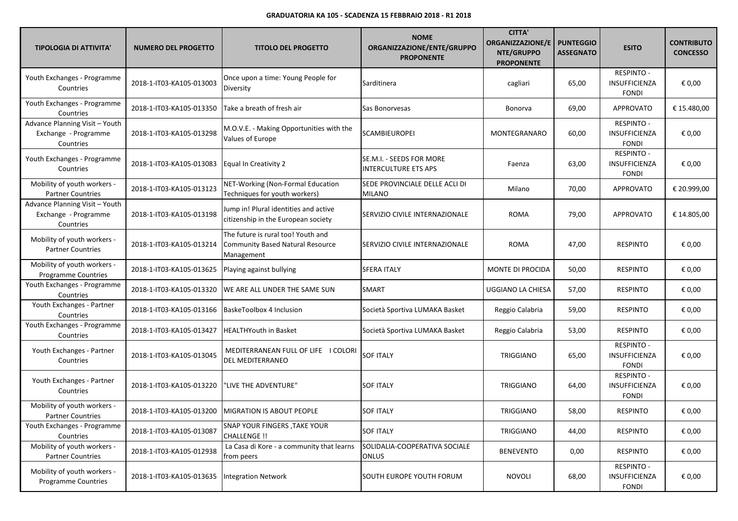**GRADUATORIA KA 105 - SCADENZA 15 FEBBRAIO 2018 - R1 2018**

| TIPOLOGIA DI ATTIVITA' | NUMERO DEL PROGETTO | TITOLO DEL PROGETTO | NOME ORGANIZZAZIONE/ENTE/GRUPPO PROPONENTE | CITTA' ORGANIZZAZIONE/ENTE/GRUPPO PROPONENTE | PUNTEGGIO ASSEGNATO | ESITO | CONTRIBUTO CONCESSO |
|---|---|---|---|---|---|---|---|
| Youth Exchanges - Programme Countries | 2018-1-IT03-KA105-013003 | Once upon a time: Young People for Diversity | Sarditinera | cagliari | 65,00 | RESPINTO - INSUFFICIENZA FONDI | € 0,00 |
| Youth Exchanges - Programme Countries | 2018-1-IT03-KA105-013350 | Take a breath of fresh air | Sas Bonorvesas | Bonorva | 69,00 | APPROVATO | € 15.480,00 |
| Advance Planning Visit – Youth Exchange - Programme Countries | 2018-1-IT03-KA105-013298 | M.O.V.E. - Making Opportunities with the Values of Europe | SCAMBIEUROPEI | MONTEGRANARO | 60,00 | RESPINTO - INSUFFICIENZA FONDI | € 0,00 |
| Youth Exchanges - Programme Countries | 2018-1-IT03-KA105-013083 | Equal In Creativity 2 | SE.M.I. - SEEDS FOR MORE INTERCULTURE ETS APS | Faenza | 63,00 | RESPINTO - INSUFFICIENZA FONDI | € 0,00 |
| Mobility of youth workers - Partner Countries | 2018-1-IT03-KA105-013123 | NET-Working (Non-Formal Education Techniques for youth workers) | SEDE PROVINCIALE DELLE ACLI DI MILANO | Milano | 70,00 | APPROVATO | € 20.999,00 |
| Advance Planning Visit – Youth Exchange - Programme Countries | 2018-1-IT03-KA105-013198 | Jump in! Plural identities and active citizenship in the European society | SERVIZIO CIVILE INTERNAZIONALE | ROMA | 79,00 | APPROVATO | € 14.805,00 |
| Mobility of youth workers - Partner Countries | 2018-1-IT03-KA105-013214 | The future is rural too! Youth and Community Based Natural Resource Management | SERVIZIO CIVILE INTERNAZIONALE | ROMA | 47,00 | RESPINTO | € 0,00 |
| Mobility of youth workers - Programme Countries | 2018-1-IT03-KA105-013625 | Playing against bullying | SFERA ITALY | MONTE DI PROCIDA | 50,00 | RESPINTO | € 0,00 |
| Youth Exchanges - Programme Countries | 2018-1-IT03-KA105-013320 | WE ARE ALL UNDER THE SAME SUN | SMART | UGGIANO LA CHIESA | 57,00 | RESPINTO | € 0,00 |
| Youth Exchanges - Partner Countries | 2018-1-IT03-KA105-013166 | BaskeToolbox 4 Inclusion | Società Sportiva LUMAKA Basket | Reggio Calabria | 59,00 | RESPINTO | € 0,00 |
| Youth Exchanges - Programme Countries | 2018-1-IT03-KA105-013427 | HEALTHYouth in Basket | Società Sportiva LUMAKA Basket | Reggio Calabria | 53,00 | RESPINTO | € 0,00 |
| Youth Exchanges - Partner Countries | 2018-1-IT03-KA105-013045 | MEDITERRANEAN FULL OF LIFE I COLORI DEL MEDITERRANEO | SOF ITALY | TRIGGIANO | 65,00 | RESPINTO - INSUFFICIENZA FONDI | € 0,00 |
| Youth Exchanges - Partner Countries | 2018-1-IT03-KA105-013220 | "LIVE THE ADVENTURE" | SOF ITALY | TRIGGIANO | 64,00 | RESPINTO - INSUFFICIENZA FONDI | € 0,00 |
| Mobility of youth workers - Partner Countries | 2018-1-IT03-KA105-013200 | MIGRATION IS ABOUT PEOPLE | SOF ITALY | TRIGGIANO | 58,00 | RESPINTO | € 0,00 |
| Youth Exchanges - Programme Countries | 2018-1-IT03-KA105-013087 | SNAP YOUR FINGERS ,TAKE YOUR CHALLENGE !! | SOF ITALY | TRIGGIANO | 44,00 | RESPINTO | € 0,00 |
| Mobility of youth workers - Partner Countries | 2018-1-IT03-KA105-012938 | La Casa di Kore - a community that learns from peers | SOLIDALIA-COOPERATIVA SOCIALE ONLUS | BENEVENTO | 0,00 | RESPINTO | € 0,00 |
| Mobility of youth workers - Programme Countries | 2018-1-IT03-KA105-013635 | Integration Network | SOUTH EUROPE YOUTH FORUM | NOVOLI | 68,00 | RESPINTO - INSUFFICIENZA FONDI | € 0,00 |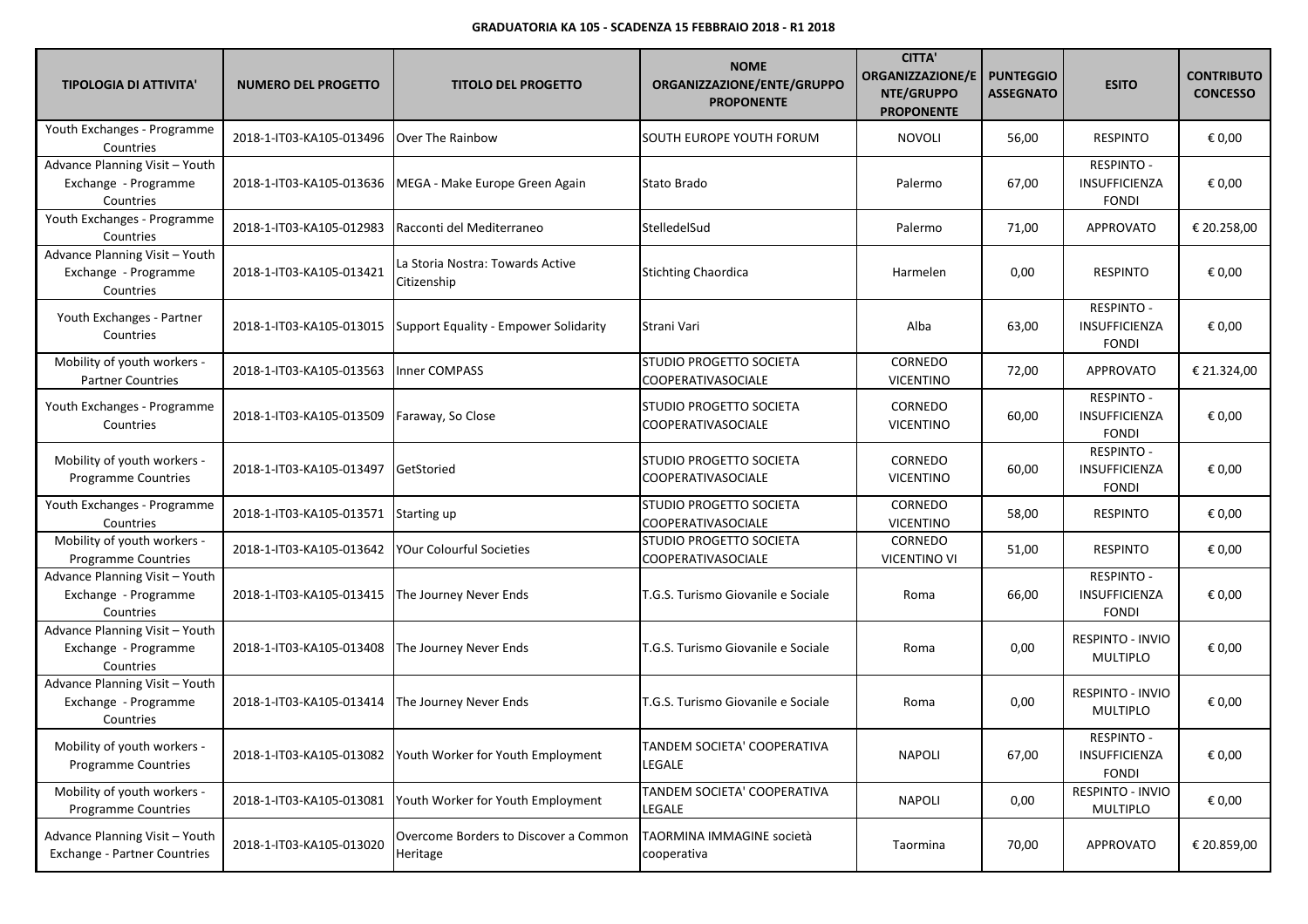**GRADUATORIA KA 105 - SCADENZA 15 FEBBRAIO 2018 - R1 2018**

| TIPOLOGIA DI ATTIVITA' | NUMERO DEL PROGETTO | TITOLO DEL PROGETTO | NOME ORGANIZZAZIONE/ENTE/GRUPPO PROPONENTE | CITTA' ORGANIZZAZIONE/ENTE/GRUPPO PROPONENTE | PUNTEGGIO ASSEGNATO | ESITO | CONTRIBUTO CONCESSO |
|---|---|---|---|---|---|---|---|
| Youth Exchanges - Programme Countries | 2018-1-IT03-KA105-013496 | Over The Rainbow | SOUTH EUROPE YOUTH FORUM | NOVOLI | 56,00 | RESPINTO | € 0,00 |
| Advance Planning Visit – Youth Exchange - Programme Countries | 2018-1-IT03-KA105-013636 | MEGA - Make Europe Green Again | Stato Brado | Palermo | 67,00 | RESPINTO - INSUFFICIENZA FONDI | € 0,00 |
| Youth Exchanges - Programme Countries | 2018-1-IT03-KA105-012983 | Racconti del Mediterraneo | StelledelSud | Palermo | 71,00 | APPROVATO | € 20.258,00 |
| Advance Planning Visit – Youth Exchange - Programme Countries | 2018-1-IT03-KA105-013421 | La Storia Nostra: Towards Active Citizenship | Stichting Chaordica | Harmelen | 0,00 | RESPINTO | € 0,00 |
| Youth Exchanges - Partner Countries | 2018-1-IT03-KA105-013015 | Support Equality - Empower Solidarity | Strani Vari | Alba | 63,00 | RESPINTO - INSUFFICIENZA FONDI | € 0,00 |
| Mobility of youth workers - Partner Countries | 2018-1-IT03-KA105-013563 | Inner COMPASS | STUDIO PROGETTO SOCIETA COOPERATIVASOCIALE | CORNEDO VICENTINO | 72,00 | APPROVATO | € 21.324,00 |
| Youth Exchanges - Programme Countries | 2018-1-IT03-KA105-013509 | Faraway, So Close | STUDIO PROGETTO SOCIETA COOPERATIVASOCIALE | CORNEDO VICENTINO | 60,00 | RESPINTO - INSUFFICIENZA FONDI | € 0,00 |
| Mobility of youth workers - Programme Countries | 2018-1-IT03-KA105-013497 | GetStoried | STUDIO PROGETTO SOCIETA COOPERATIVASOCIALE | CORNEDO VICENTINO | 60,00 | RESPINTO - INSUFFICIENZA FONDI | € 0,00 |
| Youth Exchanges - Programme Countries | 2018-1-IT03-KA105-013571 | Starting up | STUDIO PROGETTO SOCIETA COOPERATIVASOCIALE | CORNEDO VICENTINO | 58,00 | RESPINTO | € 0,00 |
| Mobility of youth workers - Programme Countries | 2018-1-IT03-KA105-013642 | YOur Colourful Societies | STUDIO PROGETTO SOCIETA COOPERATIVASOCIALE | CORNEDO VICENTINO VI | 51,00 | RESPINTO | € 0,00 |
| Advance Planning Visit – Youth Exchange - Programme Countries | 2018-1-IT03-KA105-013415 | The Journey Never Ends | T.G.S. Turismo Giovanile e Sociale | Roma | 66,00 | RESPINTO - INSUFFICIENZA FONDI | € 0,00 |
| Advance Planning Visit – Youth Exchange - Programme Countries | 2018-1-IT03-KA105-013408 | The Journey Never Ends | T.G.S. Turismo Giovanile e Sociale | Roma | 0,00 | RESPINTO - INVIO MULTIPLO | € 0,00 |
| Advance Planning Visit – Youth Exchange - Programme Countries | 2018-1-IT03-KA105-013414 | The Journey Never Ends | T.G.S. Turismo Giovanile e Sociale | Roma | 0,00 | RESPINTO - INVIO MULTIPLO | € 0,00 |
| Mobility of youth workers - Programme Countries | 2018-1-IT03-KA105-013082 | Youth Worker for Youth Employment | TANDEM SOCIETA' COOPERATIVA LEGALE | NAPOLI | 67,00 | RESPINTO - INSUFFICIENZA FONDI | € 0,00 |
| Mobility of youth workers - Programme Countries | 2018-1-IT03-KA105-013081 | Youth Worker for Youth Employment | TANDEM SOCIETA' COOPERATIVA LEGALE | NAPOLI | 0,00 | RESPINTO - INVIO MULTIPLO | € 0,00 |
| Advance Planning Visit – Youth Exchange - Partner Countries | 2018-1-IT03-KA105-013020 | Overcome Borders to Discover a Common Heritage | TAORMINA IMMAGINE società cooperativa | Taormina | 70,00 | APPROVATO | € 20.859,00 |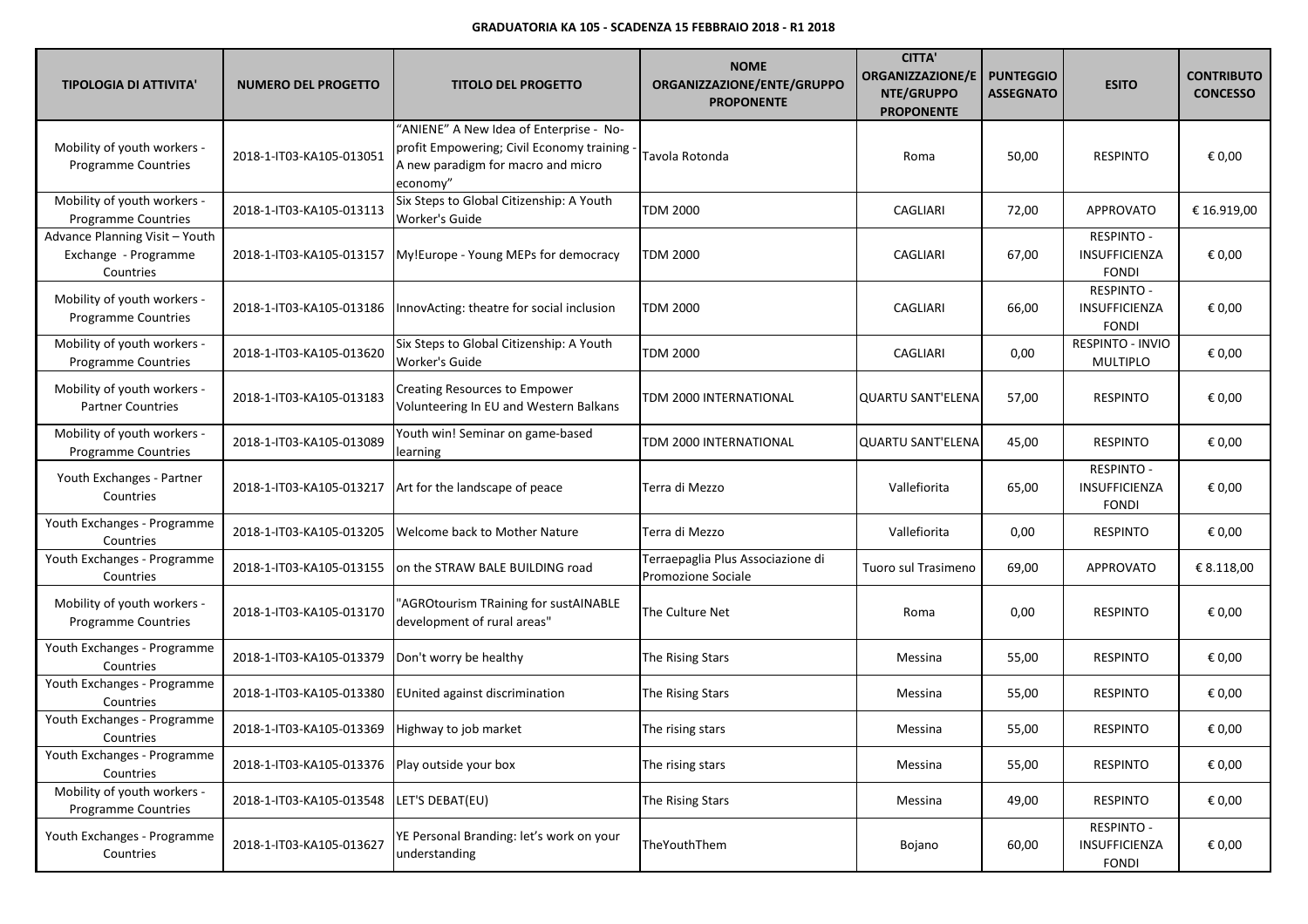**GRADUATORIA KA 105 - SCADENZA 15 FEBBRAIO 2018 - R1 2018**

| TIPOLOGIA DI ATTIVITA' | NUMERO DEL PROGETTO | TITOLO DEL PROGETTO | NOME ORGANIZZAZIONE/ENTE/GRUPPO PROPONENTE | CITTA' ORGANIZZAZIONE/ENTE/GRUPPO PROPONENTE | PUNTEGGIO ASSEGNATO | ESITO | CONTRIBUTO CONCESSO |
|---|---|---|---|---|---|---|---|
| Mobility of youth workers - Programme Countries | 2018-1-IT03-KA105-013051 | "ANIENE" A New Idea of Enterprise - No-profit Empowering; Civil Economy training - A new paradigm for macro and micro economy" | Tavola Rotonda | Roma | 50,00 | RESPINTO | € 0,00 |
| Mobility of youth workers - Programme Countries | 2018-1-IT03-KA105-013113 | Six Steps to Global Citizenship: A Youth Worker's Guide | TDM 2000 | CAGLIARI | 72,00 | APPROVATO | € 16.919,00 |
| Advance Planning Visit – Youth Exchange - Programme Countries | 2018-1-IT03-KA105-013157 | My!Europe - Young MEPs for democracy | TDM 2000 | CAGLIARI | 67,00 | RESPINTO - INSUFFICIENZA FONDI | € 0,00 |
| Mobility of youth workers - Programme Countries | 2018-1-IT03-KA105-013186 | InnovActing: theatre for social inclusion | TDM 2000 | CAGLIARI | 66,00 | RESPINTO - INSUFFICIENZA FONDI | € 0,00 |
| Mobility of youth workers - Programme Countries | 2018-1-IT03-KA105-013620 | Six Steps to Global Citizenship: A Youth Worker's Guide | TDM 2000 | CAGLIARI | 0,00 | RESPINTO - INVIO MULTIPLO | € 0,00 |
| Mobility of youth workers - Partner Countries | 2018-1-IT03-KA105-013183 | Creating Resources to Empower Volunteering In EU and Western Balkans | TDM 2000 INTERNATIONAL | QUARTU SANT'ELENA | 57,00 | RESPINTO | € 0,00 |
| Mobility of youth workers - Programme Countries | 2018-1-IT03-KA105-013089 | Youth win! Seminar on game-based learning | TDM 2000 INTERNATIONAL | QUARTU SANT'ELENA | 45,00 | RESPINTO | € 0,00 |
| Youth Exchanges - Partner Countries | 2018-1-IT03-KA105-013217 | Art for the landscape of peace | Terra di Mezzo | Vallefiorita | 65,00 | RESPINTO - INSUFFICIENZA FONDI | € 0,00 |
| Youth Exchanges - Programme Countries | 2018-1-IT03-KA105-013205 | Welcome back to Mother Nature | Terra di Mezzo | Vallefiorita | 0,00 | RESPINTO | € 0,00 |
| Youth Exchanges - Programme Countries | 2018-1-IT03-KA105-013155 | on the STRAW BALE BUILDING road | Terraepaglia Plus Associazione di Promozione Sociale | Tuoro sul Trasimeno | 69,00 | APPROVATO | € 8.118,00 |
| Mobility of youth workers - Programme Countries | 2018-1-IT03-KA105-013170 | "AGROtourism TRaining for sustAINABLE development of rural areas" | The Culture Net | Roma | 0,00 | RESPINTO | € 0,00 |
| Youth Exchanges - Programme Countries | 2018-1-IT03-KA105-013379 | Don't worry be healthy | The Rising Stars | Messina | 55,00 | RESPINTO | € 0,00 |
| Youth Exchanges - Programme Countries | 2018-1-IT03-KA105-013380 | EUnited against discrimination | The Rising Stars | Messina | 55,00 | RESPINTO | € 0,00 |
| Youth Exchanges - Programme Countries | 2018-1-IT03-KA105-013369 | Highway to job market | The rising stars | Messina | 55,00 | RESPINTO | € 0,00 |
| Youth Exchanges - Programme Countries | 2018-1-IT03-KA105-013376 | Play outside your box | The rising stars | Messina | 55,00 | RESPINTO | € 0,00 |
| Mobility of youth workers - Programme Countries | 2018-1-IT03-KA105-013548 | LET'S DEBAT(EU) | The Rising Stars | Messina | 49,00 | RESPINTO | € 0,00 |
| Youth Exchanges - Programme Countries | 2018-1-IT03-KA105-013627 | YE Personal Branding: let's work on your understanding | TheYouthThem | Bojano | 60,00 | RESPINTO - INSUFFICIENZA FONDI | € 0,00 |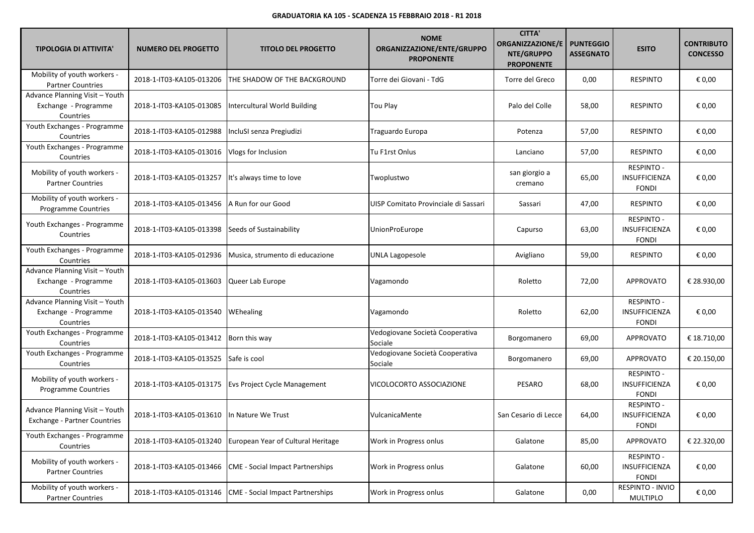**GRADUATORIA KA 105 - SCADENZA 15 FEBBRAIO 2018 - R1 2018**

| TIPOLOGIA DI ATTIVITA' | NUMERO DEL PROGETTO | TITOLO DEL PROGETTO | NOME ORGANIZZAZIONE/ENTE/GRUPPO PROPONENTE | CITTA' ORGANIZZAZIONE/ENTE/GRUPPO PROPONENTE | PUNTEGGIO ASSEGNATO | ESITO | CONTRIBUTO CONCESSO |
|---|---|---|---|---|---|---|---|
| Mobility of youth workers - Partner Countries | 2018-1-IT03-KA105-013206 | THE SHADOW OF THE BACKGROUND | Torre dei Giovani - TdG | Torre del Greco | 0,00 | RESPINTO | € 0,00 |
| Advance Planning Visit – Youth Exchange - Programme Countries | 2018-1-IT03-KA105-013085 | Intercultural World Building | Tou Play | Palo del Colle | 58,00 | RESPINTO | € 0,00 |
| Youth Exchanges - Programme Countries | 2018-1-IT03-KA105-012988 | IncluSI senza Pregiudizi | Traguardo Europa | Potenza | 57,00 | RESPINTO | € 0,00 |
| Youth Exchanges - Programme Countries | 2018-1-IT03-KA105-013016 | Vlogs for Inclusion | Tu F1rst Onlus | Lanciano | 57,00 | RESPINTO | € 0,00 |
| Mobility of youth workers - Partner Countries | 2018-1-IT03-KA105-013257 | It's always time to love | Twoplustwo | san giorgio a cremano | 65,00 | RESPINTO - INSUFFICIENZA FONDI | € 0,00 |
| Mobility of youth workers - Programme Countries | 2018-1-IT03-KA105-013456 | A Run for our Good | UISP Comitato Provinciale di Sassari | Sassari | 47,00 | RESPINTO | € 0,00 |
| Youth Exchanges - Programme Countries | 2018-1-IT03-KA105-013398 | Seeds of Sustainability | UnionProEurope | Capurso | 63,00 | RESPINTO - INSUFFICIENZA FONDI | € 0,00 |
| Youth Exchanges - Programme Countries | 2018-1-IT03-KA105-012936 | Musica, strumento di educazione | UNLA Lagopesole | Avigliano | 59,00 | RESPINTO | € 0,00 |
| Advance Planning Visit – Youth Exchange - Programme Countries | 2018-1-IT03-KA105-013603 | Queer Lab Europe | Vagamondo | Roletto | 72,00 | APPROVATO | € 28.930,00 |
| Advance Planning Visit – Youth Exchange - Programme Countries | 2018-1-IT03-KA105-013540 | WEhealing | Vagamondo | Roletto | 62,00 | RESPINTO - INSUFFICIENZA FONDI | € 0,00 |
| Youth Exchanges - Programme Countries | 2018-1-IT03-KA105-013412 | Born this way | Vedogiovane Società Cooperativa Sociale | Borgomanero | 69,00 | APPROVATO | € 18.710,00 |
| Youth Exchanges - Programme Countries | 2018-1-IT03-KA105-013525 | Safe is cool | Vedogiovane Società Cooperativa Sociale | Borgomanero | 69,00 | APPROVATO | € 20.150,00 |
| Mobility of youth workers - Programme Countries | 2018-1-IT03-KA105-013175 | Evs Project Cycle Management | VICOLOCORTO ASSOCIAZIONE | PESARO | 68,00 | RESPINTO - INSUFFICIENZA FONDI | € 0,00 |
| Advance Planning Visit – Youth Exchange - Partner Countries | 2018-1-IT03-KA105-013610 | In Nature We Trust | VulcanicaMente | San Cesario di Lecce | 64,00 | RESPINTO - INSUFFICIENZA FONDI | € 0,00 |
| Youth Exchanges - Programme Countries | 2018-1-IT03-KA105-013240 | European Year of Cultural Heritage | Work in Progress onlus | Galatone | 85,00 | APPROVATO | € 22.320,00 |
| Mobility of youth workers - Partner Countries | 2018-1-IT03-KA105-013466 | CME - Social Impact Partnerships | Work in Progress onlus | Galatone | 60,00 | RESPINTO - INSUFFICIENZA FONDI | € 0,00 |
| Mobility of youth workers - Partner Countries | 2018-1-IT03-KA105-013146 | CME - Social Impact Partnerships | Work in Progress onlus | Galatone | 0,00 | RESPINTO - INVIO MULTIPLO | € 0,00 |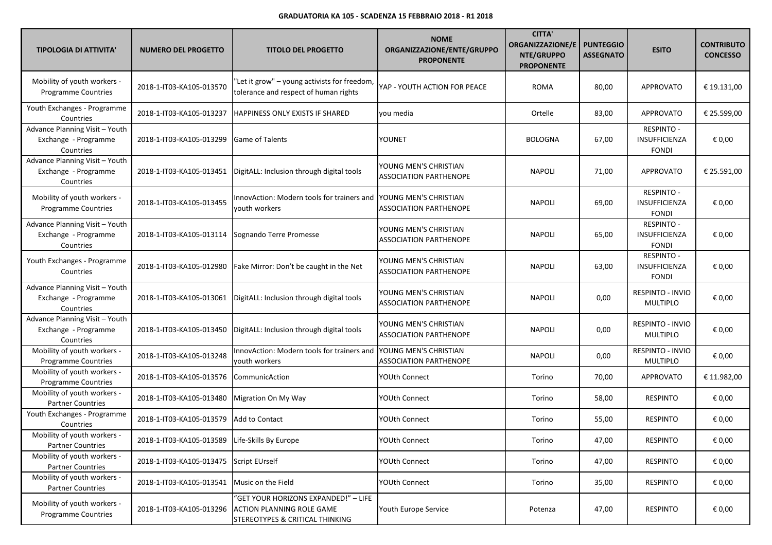**GRADUATORIA KA 105 - SCADENZA 15 FEBBRAIO 2018 - R1 2018**

| TIPOLOGIA DI ATTIVITA' | NUMERO DEL PROGETTO | TITOLO DEL PROGETTO | NOME ORGANIZZAZIONE/ENTE/GRUPPO PROPONENTE | CITTA' ORGANIZZAZIONE/ENTE/GRUPPO PROPONENTE | PUNTEGGIO ASSEGNATO | ESITO | CONTRIBUTO CONCESSO |
|---|---|---|---|---|---|---|---|
| Mobility of youth workers - Programme Countries | 2018-1-IT03-KA105-013570 | "Let it grow" – young activists for freedom, tolerance and respect of human rights | YAP - YOUTH ACTION FOR PEACE | ROMA | 80,00 | APPROVATO | € 19.131,00 |
| Youth Exchanges - Programme Countries | 2018-1-IT03-KA105-013237 | HAPPINESS ONLY EXISTS IF SHARED | you media | Ortelle | 83,00 | APPROVATO | € 25.599,00 |
| Advance Planning Visit – Youth Exchange - Programme Countries | 2018-1-IT03-KA105-013299 | Game of Talents | YOUNET | BOLOGNA | 67,00 | RESPINTO - INSUFFICIENZA FONDI | € 0,00 |
| Advance Planning Visit – Youth Exchange - Programme Countries | 2018-1-IT03-KA105-013451 | DigitALL: Inclusion through digital tools | YOUNG MEN'S CHRISTIAN ASSOCIATION PARTHENOPE | NAPOLI | 71,00 | APPROVATO | € 25.591,00 |
| Mobility of youth workers - Programme Countries | 2018-1-IT03-KA105-013455 | InnovAction: Modern tools for trainers and youth workers | YOUNG MEN'S CHRISTIAN ASSOCIATION PARTHENOPE | NAPOLI | 69,00 | RESPINTO - INSUFFICIENZA FONDI | € 0,00 |
| Advance Planning Visit – Youth Exchange - Programme Countries | 2018-1-IT03-KA105-013114 | Sognando Terre Promesse | YOUNG MEN'S CHRISTIAN ASSOCIATION PARTHENOPE | NAPOLI | 65,00 | RESPINTO - INSUFFICIENZA FONDI | € 0,00 |
| Youth Exchanges - Programme Countries | 2018-1-IT03-KA105-012980 | Fake Mirror: Don't be caught in the Net | YOUNG MEN'S CHRISTIAN ASSOCIATION PARTHENOPE | NAPOLI | 63,00 | RESPINTO - INSUFFICIENZA FONDI | € 0,00 |
| Advance Planning Visit – Youth Exchange - Programme Countries | 2018-1-IT03-KA105-013061 | DigitALL: Inclusion through digital tools | YOUNG MEN'S CHRISTIAN ASSOCIATION PARTHENOPE | NAPOLI | 0,00 | RESPINTO - INVIO MULTIPLO | € 0,00 |
| Advance Planning Visit – Youth Exchange - Programme Countries | 2018-1-IT03-KA105-013450 | DigitALL: Inclusion through digital tools | YOUNG MEN'S CHRISTIAN ASSOCIATION PARTHENOPE | NAPOLI | 0,00 | RESPINTO - INVIO MULTIPLO | € 0,00 |
| Mobility of youth workers - Programme Countries | 2018-1-IT03-KA105-013248 | InnovAction: Modern tools for trainers and youth workers | YOUNG MEN'S CHRISTIAN ASSOCIATION PARTHENOPE | NAPOLI | 0,00 | RESPINTO - INVIO MULTIPLO | € 0,00 |
| Mobility of youth workers - Programme Countries | 2018-1-IT03-KA105-013576 | CommunicAction | YOUth Connect | Torino | 70,00 | APPROVATO | € 11.982,00 |
| Mobility of youth workers - Partner Countries | 2018-1-IT03-KA105-013480 | Migration On My Way | YOUth Connect | Torino | 58,00 | RESPINTO | € 0,00 |
| Youth Exchanges - Programme Countries | 2018-1-IT03-KA105-013579 | Add to Contact | YOUth Connect | Torino | 55,00 | RESPINTO | € 0,00 |
| Mobility of youth workers - Partner Countries | 2018-1-IT03-KA105-013589 | Life-Skills By Europe | YOUth Connect | Torino | 47,00 | RESPINTO | € 0,00 |
| Mobility of youth workers - Partner Countries | 2018-1-IT03-KA105-013475 | Script EUrself | YOUth Connect | Torino | 47,00 | RESPINTO | € 0,00 |
| Mobility of youth workers - Partner Countries | 2018-1-IT03-KA105-013541 | Music on the Field | YOUth Connect | Torino | 35,00 | RESPINTO | € 0,00 |
| Mobility of youth workers - Programme Countries | 2018-1-IT03-KA105-013296 | "GET YOUR HORIZONS EXPANDED!" – LIFE ACTION PLANNING ROLE GAME STEREOTYPES & CRITICAL THINKING | Youth Europe Service | Potenza | 47,00 | RESPINTO | € 0,00 |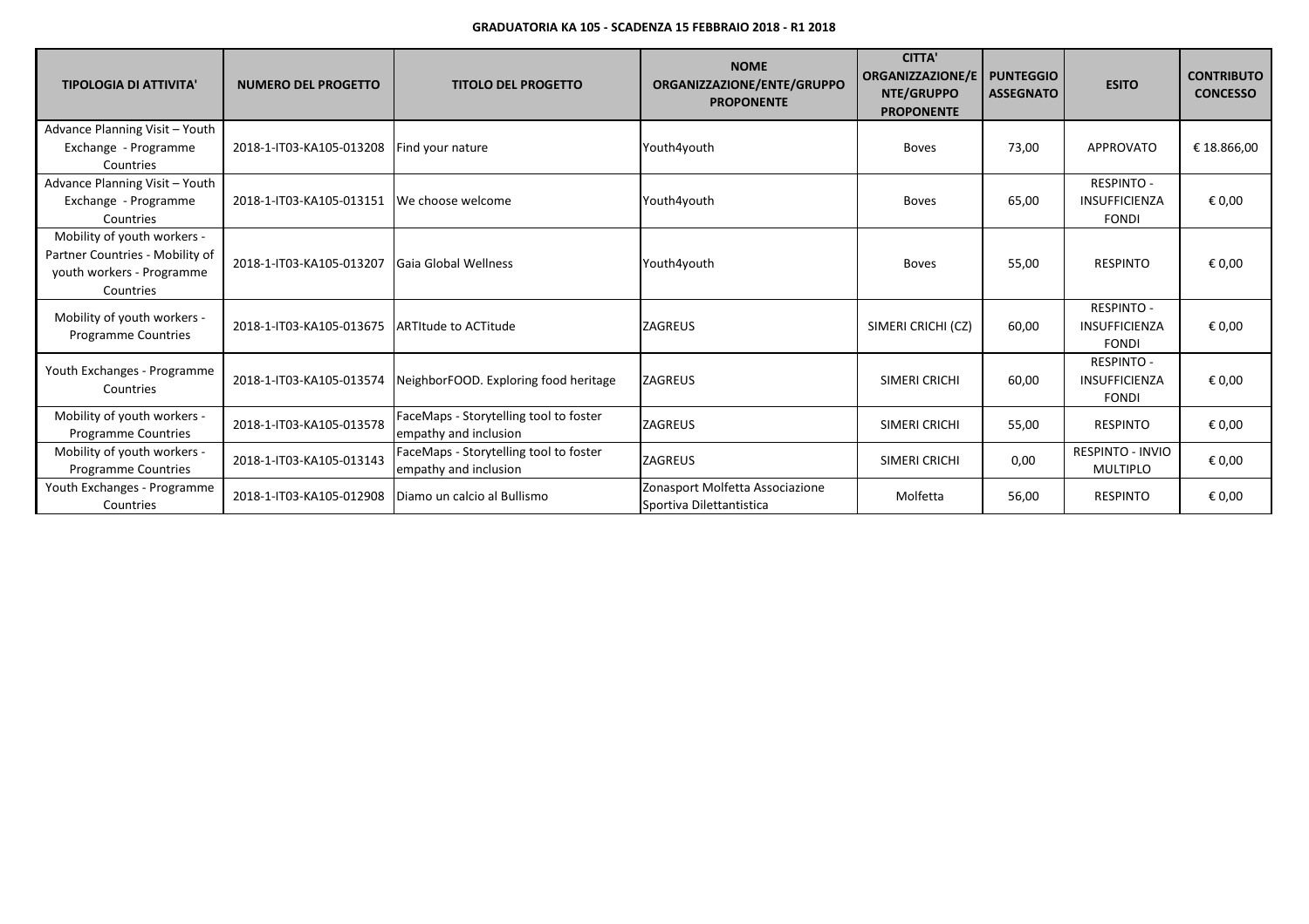**GRADUATORIA KA 105 - SCADENZA 15 FEBBRAIO 2018 - R1 2018**

| TIPOLOGIA DI ATTIVITA' | NUMERO DEL PROGETTO | TITOLO DEL PROGETTO | NOME ORGANIZZAZIONE/ENTE/GRUPPO PROPONENTE | CITTA' ORGANIZZAZIONE/ENTE/GRUPPO PROPONENTE | PUNTEGGIO ASSEGNATO | ESITO | CONTRIBUTO CONCESSO |
|---|---|---|---|---|---|---|---|
| Advance Planning Visit – Youth Exchange - Programme Countries | 2018-1-IT03-KA105-013208 | Find your nature | Youth4youth | Boves | 73,00 | APPROVATO | € 18.866,00 |
| Advance Planning Visit – Youth Exchange - Programme Countries | 2018-1-IT03-KA105-013151 | We choose welcome | Youth4youth | Boves | 65,00 | RESPINTO - INSUFFICIENZA FONDI | € 0,00 |
| Mobility of youth workers - Partner Countries - Mobility of youth workers - Programme Countries | 2018-1-IT03-KA105-013207 | Gaia Global Wellness | Youth4youth | Boves | 55,00 | RESPINTO | € 0,00 |
| Mobility of youth workers - Programme Countries | 2018-1-IT03-KA105-013675 | ARTItude to ACTitude | ZAGREUS | SIMERI CRICHI (CZ) | 60,00 | RESPINTO - INSUFFICIENZA FONDI | € 0,00 |
| Youth Exchanges - Programme Countries | 2018-1-IT03-KA105-013574 | NeighborFOOD. Exploring food heritage | ZAGREUS | SIMERI CRICHI | 60,00 | RESPINTO - INSUFFICIENZA FONDI | € 0,00 |
| Mobility of youth workers - Programme Countries | 2018-1-IT03-KA105-013578 | FaceMaps - Storytelling tool to foster empathy and inclusion | ZAGREUS | SIMERI CRICHI | 55,00 | RESPINTO | € 0,00 |
| Mobility of youth workers - Programme Countries | 2018-1-IT03-KA105-013143 | FaceMaps - Storytelling tool to foster empathy and inclusion | ZAGREUS | SIMERI CRICHI | 0,00 | RESPINTO - INVIO MULTIPLO | € 0,00 |
| Youth Exchanges - Programme Countries | 2018-1-IT03-KA105-012908 | Diamo un calcio al Bullismo | Zonasport Molfetta Associazione Sportiva Dilettantistica | Molfetta | 56,00 | RESPINTO | € 0,00 |